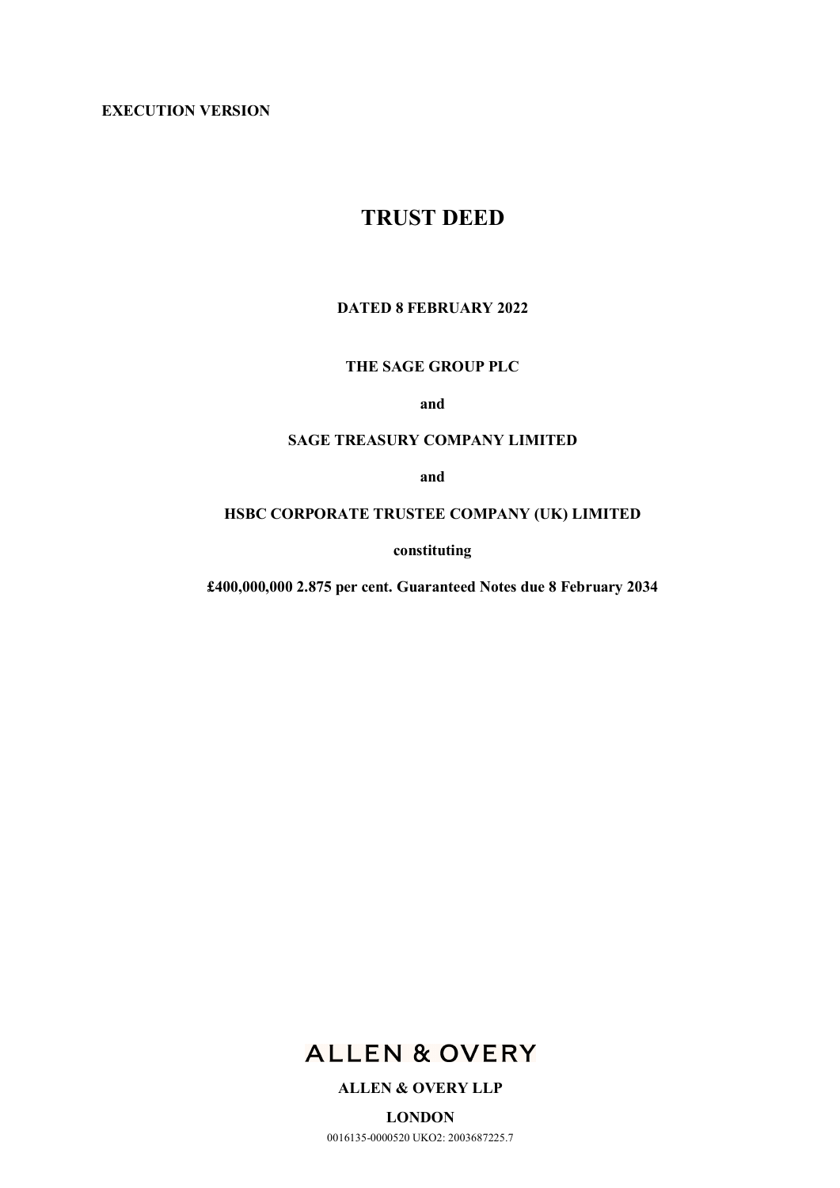**EXECUTION VERSION**

# TRUST DEED

**DATED 8 FEBRUARY 2022**

**THE SAGE GROUP PLC**

**and**

**SAGE TREASURY COMPANY LIMITED**

**and**

**HSBC CORPORATE TRUSTEE COMPANY (UK) LIMITED**

**constituting**

**£400,000,000 2.875 per cent. Guaranteed Notes due 8 February 2034**

ALLEN & OVERY

**ALLEN & OVERY LLP**

**LONDON**

0016135-0000520 UKO2: 2003687225.7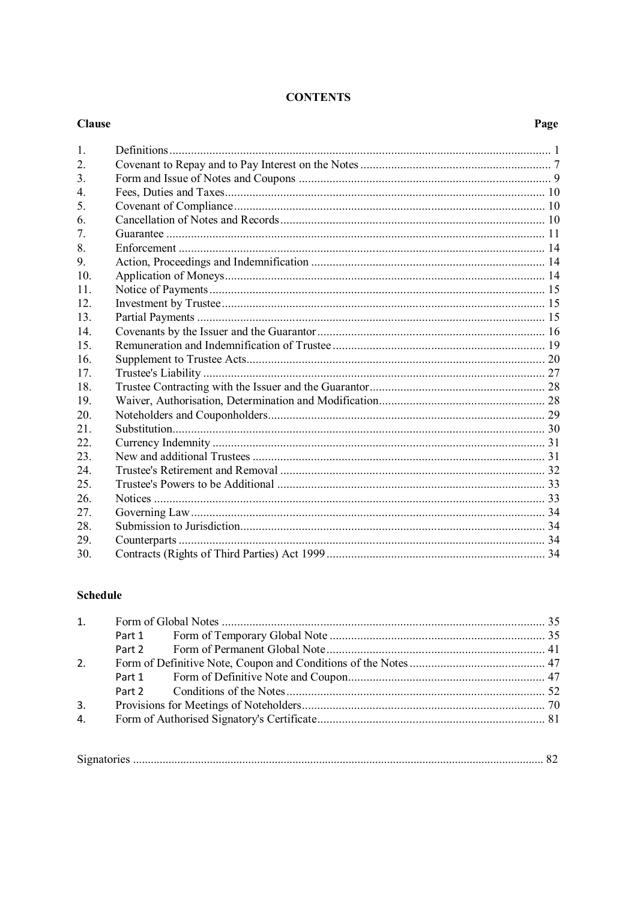# CONTENTS

| Clause | | Page |
|---|---|---|
| 1. | Definitions | 1 |
| 2. | Covenant to Repay and to Pay Interest on the Notes | 7 |
| 3. | Form and Issue of Notes and Coupons | 9 |
| 4. | Fees, Duties and Taxes | 10 |
| 5. | Covenant of Compliance | 10 |
| 6. | Cancellation of Notes and Records | 10 |
| 7. | Guarantee | 11 |
| 8. | Enforcement | 14 |
| 9. | Action, Proceedings and Indemnification | 14 |
| 10. | Application of Moneys | 14 |
| 11. | Notice of Payments | 15 |
| 12. | Investment by Trustee | 15 |
| 13. | Partial Payments | 15 |
| 14. | Covenants by the Issuer and the Guarantor | 16 |
| 15. | Remuneration and Indemnification of Trustee | 19 |
| 16. | Supplement to Trustee Acts | 20 |
| 17. | Trustee's Liability | 27 |
| 18. | Trustee Contracting with the Issuer and the Guarantor | 28 |
| 19. | Waiver, Authorisation, Determination and Modification | 28 |
| 20. | Noteholders and Couponholders | 29 |
| 21. | Substitution | 30 |
| 22. | Currency Indemnity | 31 |
| 23. | New and additional Trustees | 31 |
| 24. | Trustee's Retirement and Removal | 32 |
| 25. | Trustee's Powers to be Additional | 33 |
| 26. | Notices | 33 |
| 27. | Governing Law | 34 |
| 28. | Submission to Jurisdiction | 34 |
| 29. | Counterparts | 34 |
| 30. | Contracts (Rights of Third Parties) Act 1999 | 34 |

**Schedule**

| | | Page |
|---|---|---|
| 1. | Form of Global Notes | 35 |
| | Part 1 Form of Temporary Global Note | 35 |
| | Part 2 Form of Permanent Global Note | 41 |
| 2. | Form of Definitive Note, Coupon and Conditions of the Notes | 47 |
| | Part 1 Form of Definitive Note and Coupon | 47 |
| | Part 2 Conditions of the Notes | 52 |
| 3. | Provisions for Meetings of Noteholders | 70 |
| 4. | Form of Authorised Signatory's Certificate | 81 |

Signatories ..... 82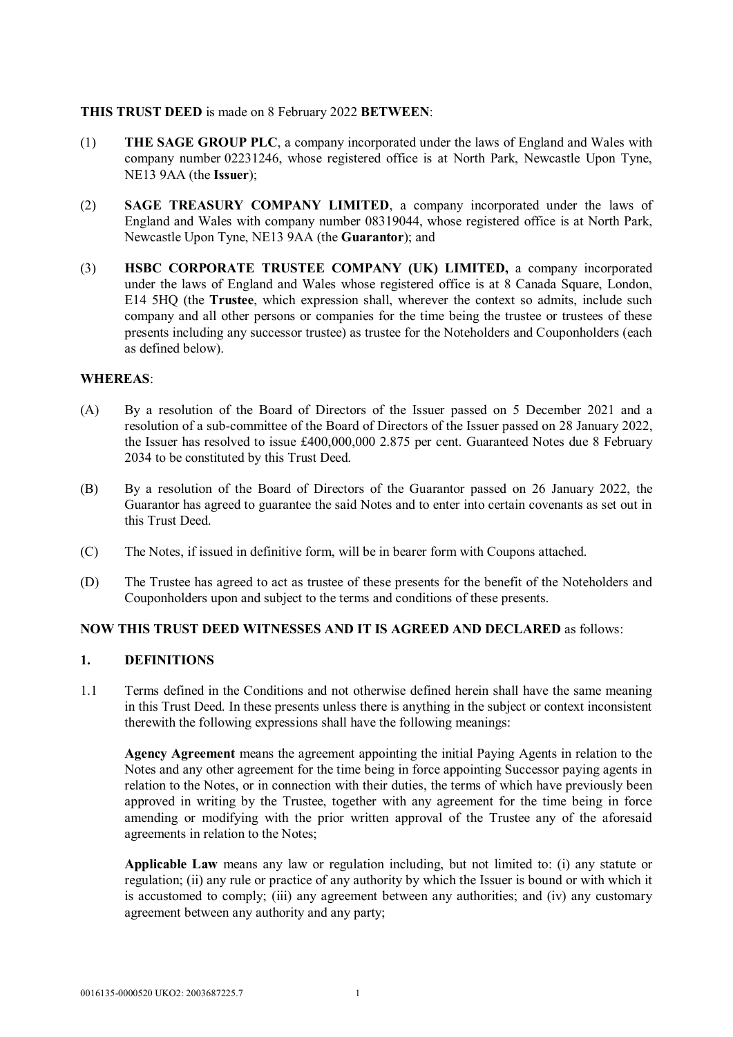**THIS TRUST DEED** is made on 8 February 2022 **BETWEEN**:

(1) **THE SAGE GROUP PLC**, a company incorporated under the laws of England and Wales with company number 02231246, whose registered office is at North Park, Newcastle Upon Tyne, NE13 9AA (the **Issuer**);

(2) **SAGE TREASURY COMPANY LIMITED**, a company incorporated under the laws of England and Wales with company number 08319044, whose registered office is at North Park, Newcastle Upon Tyne, NE13 9AA (the **Guarantor**); and

(3) **HSBC CORPORATE TRUSTEE COMPANY (UK) LIMITED,** a company incorporated under the laws of England and Wales whose registered office is at 8 Canada Square, London, E14 5HQ (the **Trustee**, which expression shall, wherever the context so admits, include such company and all other persons or companies for the time being the trustee or trustees of these presents including any successor trustee) as trustee for the Noteholders and Couponholders (each as defined below).

**WHEREAS**:

(A) By a resolution of the Board of Directors of the Issuer passed on 5 December 2021 and a resolution of a sub-committee of the Board of Directors of the Issuer passed on 28 January 2022, the Issuer has resolved to issue £400,000,000 2.875 per cent. Guaranteed Notes due 8 February 2034 to be constituted by this Trust Deed.

(B) By a resolution of the Board of Directors of the Guarantor passed on 26 January 2022, the Guarantor has agreed to guarantee the said Notes and to enter into certain covenants as set out in this Trust Deed.

(C) The Notes, if issued in definitive form, will be in bearer form with Coupons attached.

(D) The Trustee has agreed to act as trustee of these presents for the benefit of the Noteholders and Couponholders upon and subject to the terms and conditions of these presents.

**NOW THIS TRUST DEED WITNESSES AND IT IS AGREED AND DECLARED** as follows:

## 1. DEFINITIONS

1.1 Terms defined in the Conditions and not otherwise defined herein shall have the same meaning in this Trust Deed. In these presents unless there is anything in the subject or context inconsistent therewith the following expressions shall have the following meanings:

**Agency Agreement** means the agreement appointing the initial Paying Agents in relation to the Notes and any other agreement for the time being in force appointing Successor paying agents in relation to the Notes, or in connection with their duties, the terms of which have previously been approved in writing by the Trustee, together with any agreement for the time being in force amending or modifying with the prior written approval of the Trustee any of the aforesaid agreements in relation to the Notes;

**Applicable Law** means any law or regulation including, but not limited to: (i) any statute or regulation; (ii) any rule or practice of any authority by which the Issuer is bound or with which it is accustomed to comply; (iii) any agreement between any authorities; and (iv) any customary agreement between any authority and any party;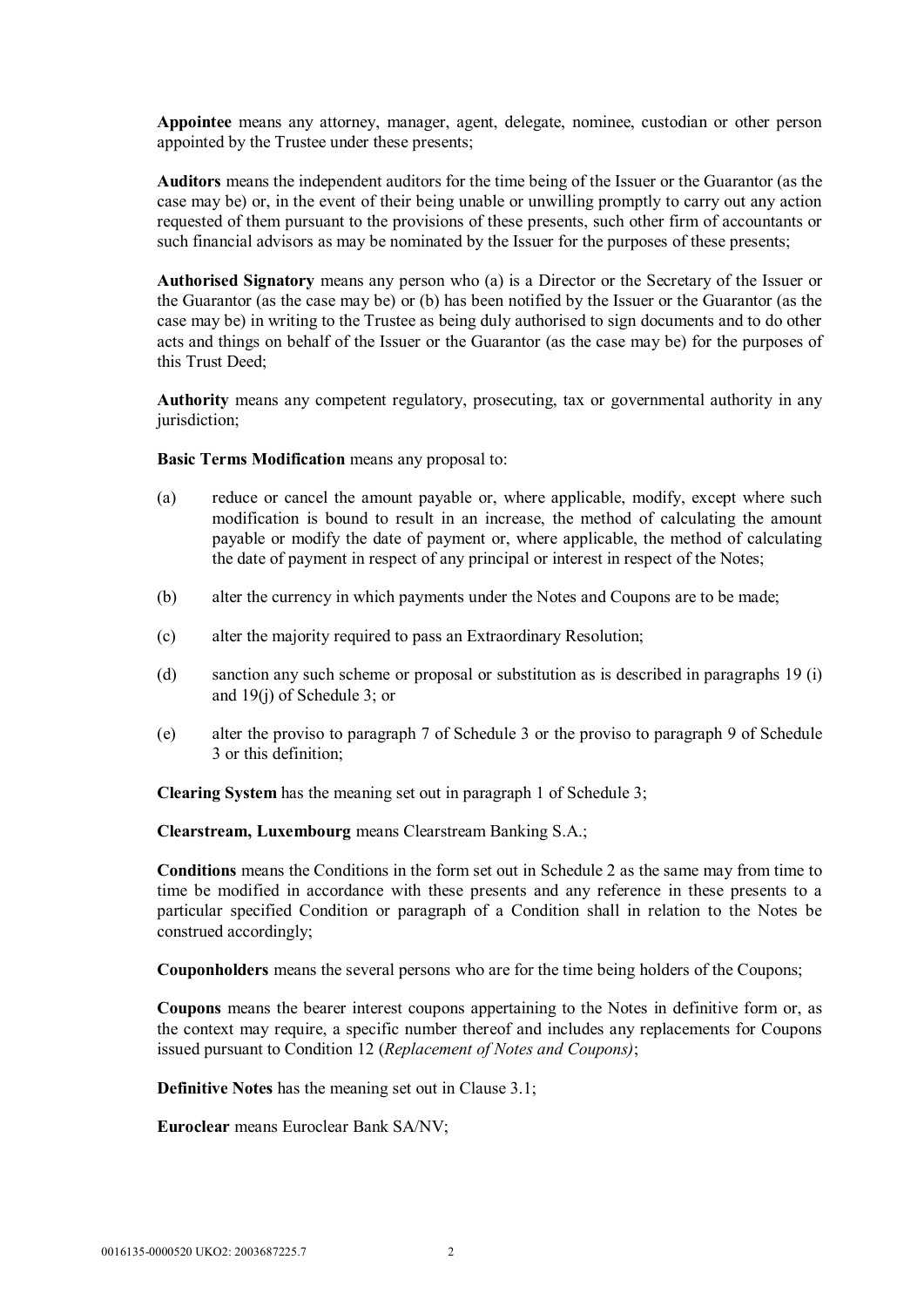**Appointee** means any attorney, manager, agent, delegate, nominee, custodian or other person appointed by the Trustee under these presents;

**Auditors** means the independent auditors for the time being of the Issuer or the Guarantor (as the case may be) or, in the event of their being unable or unwilling promptly to carry out any action requested of them pursuant to the provisions of these presents, such other firm of accountants or such financial advisors as may be nominated by the Issuer for the purposes of these presents;

**Authorised Signatory** means any person who (a) is a Director or the Secretary of the Issuer or the Guarantor (as the case may be) or (b) has been notified by the Issuer or the Guarantor (as the case may be) in writing to the Trustee as being duly authorised to sign documents and to do other acts and things on behalf of the Issuer or the Guarantor (as the case may be) for the purposes of this Trust Deed;

**Authority** means any competent regulatory, prosecuting, tax or governmental authority in any jurisdiction;

**Basic Terms Modification** means any proposal to:

(a) reduce or cancel the amount payable or, where applicable, modify, except where such modification is bound to result in an increase, the method of calculating the amount payable or modify the date of payment or, where applicable, the method of calculating the date of payment in respect of any principal or interest in respect of the Notes;

(b) alter the currency in which payments under the Notes and Coupons are to be made;

(c) alter the majority required to pass an Extraordinary Resolution;

(d) sanction any such scheme or proposal or substitution as is described in paragraphs 19 (i) and 19(j) of Schedule 3; or

(e) alter the proviso to paragraph 7 of Schedule 3 or the proviso to paragraph 9 of Schedule 3 or this definition;

**Clearing System** has the meaning set out in paragraph 1 of Schedule 3;

**Clearstream, Luxembourg** means Clearstream Banking S.A.;

**Conditions** means the Conditions in the form set out in Schedule 2 as the same may from time to time be modified in accordance with these presents and any reference in these presents to a particular specified Condition or paragraph of a Condition shall in relation to the Notes be construed accordingly;

**Couponholders** means the several persons who are for the time being holders of the Coupons;

**Coupons** means the bearer interest coupons appertaining to the Notes in definitive form or, as the context may require, a specific number thereof and includes any replacements for Coupons issued pursuant to Condition 12 (*Replacement of Notes and Coupons)*;

**Definitive Notes** has the meaning set out in Clause 3.1;

**Euroclear** means Euroclear Bank SA/NV;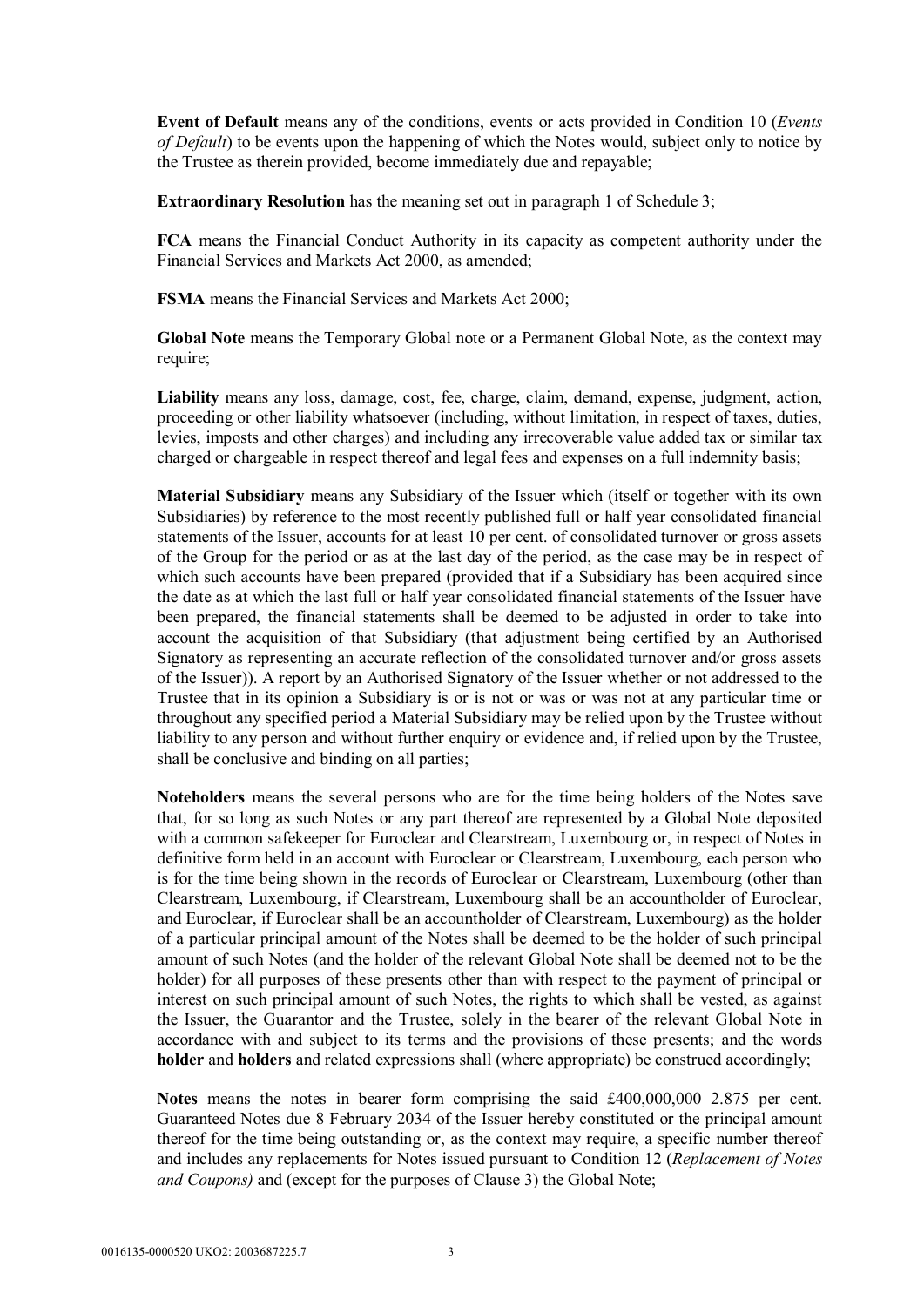**Event of Default** means any of the conditions, events or acts provided in Condition 10 (*Events of Default*) to be events upon the happening of which the Notes would, subject only to notice by the Trustee as therein provided, become immediately due and repayable;

**Extraordinary Resolution** has the meaning set out in paragraph 1 of Schedule 3;

**FCA** means the Financial Conduct Authority in its capacity as competent authority under the Financial Services and Markets Act 2000, as amended;

**FSMA** means the Financial Services and Markets Act 2000;

**Global Note** means the Temporary Global note or a Permanent Global Note, as the context may require;

**Liability** means any loss, damage, cost, fee, charge, claim, demand, expense, judgment, action, proceeding or other liability whatsoever (including, without limitation, in respect of taxes, duties, levies, imposts and other charges) and including any irrecoverable value added tax or similar tax charged or chargeable in respect thereof and legal fees and expenses on a full indemnity basis;

**Material Subsidiary** means any Subsidiary of the Issuer which (itself or together with its own Subsidiaries) by reference to the most recently published full or half year consolidated financial statements of the Issuer, accounts for at least 10 per cent. of consolidated turnover or gross assets of the Group for the period or as at the last day of the period, as the case may be in respect of which such accounts have been prepared (provided that if a Subsidiary has been acquired since the date as at which the last full or half year consolidated financial statements of the Issuer have been prepared, the financial statements shall be deemed to be adjusted in order to take into account the acquisition of that Subsidiary (that adjustment being certified by an Authorised Signatory as representing an accurate reflection of the consolidated turnover and/or gross assets of the Issuer)). A report by an Authorised Signatory of the Issuer whether or not addressed to the Trustee that in its opinion a Subsidiary is or is not or was or was not at any particular time or throughout any specified period a Material Subsidiary may be relied upon by the Trustee without liability to any person and without further enquiry or evidence and, if relied upon by the Trustee, shall be conclusive and binding on all parties;

**Noteholders** means the several persons who are for the time being holders of the Notes save that, for so long as such Notes or any part thereof are represented by a Global Note deposited with a common safekeeper for Euroclear and Clearstream, Luxembourg or, in respect of Notes in definitive form held in an account with Euroclear or Clearstream, Luxembourg, each person who is for the time being shown in the records of Euroclear or Clearstream, Luxembourg (other than Clearstream, Luxembourg, if Clearstream, Luxembourg shall be an accountholder of Euroclear, and Euroclear, if Euroclear shall be an accountholder of Clearstream, Luxembourg) as the holder of a particular principal amount of the Notes shall be deemed to be the holder of such principal amount of such Notes (and the holder of the relevant Global Note shall be deemed not to be the holder) for all purposes of these presents other than with respect to the payment of principal or interest on such principal amount of such Notes, the rights to which shall be vested, as against the Issuer, the Guarantor and the Trustee, solely in the bearer of the relevant Global Note in accordance with and subject to its terms and the provisions of these presents; and the words **holder** and **holders** and related expressions shall (where appropriate) be construed accordingly;

**Notes** means the notes in bearer form comprising the said £400,000,000 2.875 per cent. Guaranteed Notes due 8 February 2034 of the Issuer hereby constituted or the principal amount thereof for the time being outstanding or, as the context may require, a specific number thereof and includes any replacements for Notes issued pursuant to Condition 12 (*Replacement of Notes and Coupons)* and (except for the purposes of Clause 3) the Global Note;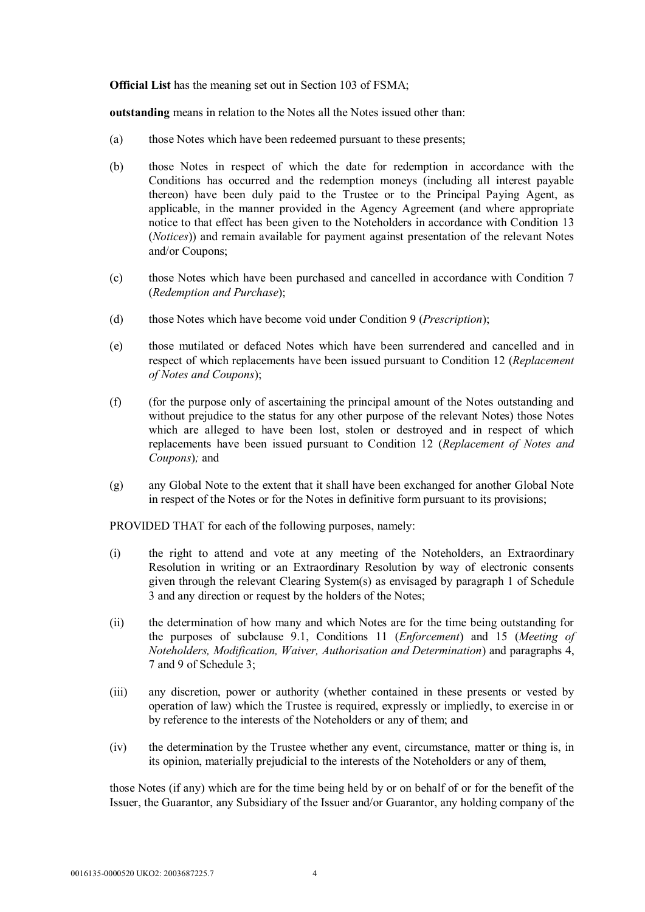**Official List** has the meaning set out in Section 103 of FSMA;

**outstanding** means in relation to the Notes all the Notes issued other than:

(a) those Notes which have been redeemed pursuant to these presents;

(b) those Notes in respect of which the date for redemption in accordance with the Conditions has occurred and the redemption moneys (including all interest payable thereon) have been duly paid to the Trustee or to the Principal Paying Agent, as applicable, in the manner provided in the Agency Agreement (and where appropriate notice to that effect has been given to the Noteholders in accordance with Condition 13 (*Notices*)) and remain available for payment against presentation of the relevant Notes and/or Coupons;

(c) those Notes which have been purchased and cancelled in accordance with Condition 7 (*Redemption and Purchase*);

(d) those Notes which have become void under Condition 9 (*Prescription*);

(e) those mutilated or defaced Notes which have been surrendered and cancelled and in respect of which replacements have been issued pursuant to Condition 12 (*Replacement of Notes and Coupons*);

(f) (for the purpose only of ascertaining the principal amount of the Notes outstanding and without prejudice to the status for any other purpose of the relevant Notes) those Notes which are alleged to have been lost, stolen or destroyed and in respect of which replacements have been issued pursuant to Condition 12 (*Replacement of Notes and Coupons*)*;* and

(g) any Global Note to the extent that it shall have been exchanged for another Global Note in respect of the Notes or for the Notes in definitive form pursuant to its provisions;

PROVIDED THAT for each of the following purposes, namely:

(i) the right to attend and vote at any meeting of the Noteholders, an Extraordinary Resolution in writing or an Extraordinary Resolution by way of electronic consents given through the relevant Clearing System(s) as envisaged by paragraph 1 of Schedule 3 and any direction or request by the holders of the Notes;

(ii) the determination of how many and which Notes are for the time being outstanding for the purposes of subclause 9.1, Conditions 11 (*Enforcement*) and 15 (*Meeting of Noteholders, Modification, Waiver, Authorisation and Determination*) and paragraphs 4, 7 and 9 of Schedule 3;

(iii) any discretion, power or authority (whether contained in these presents or vested by operation of law) which the Trustee is required, expressly or impliedly, to exercise in or by reference to the interests of the Noteholders or any of them; and

(iv) the determination by the Trustee whether any event, circumstance, matter or thing is, in its opinion, materially prejudicial to the interests of the Noteholders or any of them,

those Notes (if any) which are for the time being held by or on behalf of or for the benefit of the Issuer, the Guarantor, any Subsidiary of the Issuer and/or Guarantor, any holding company of the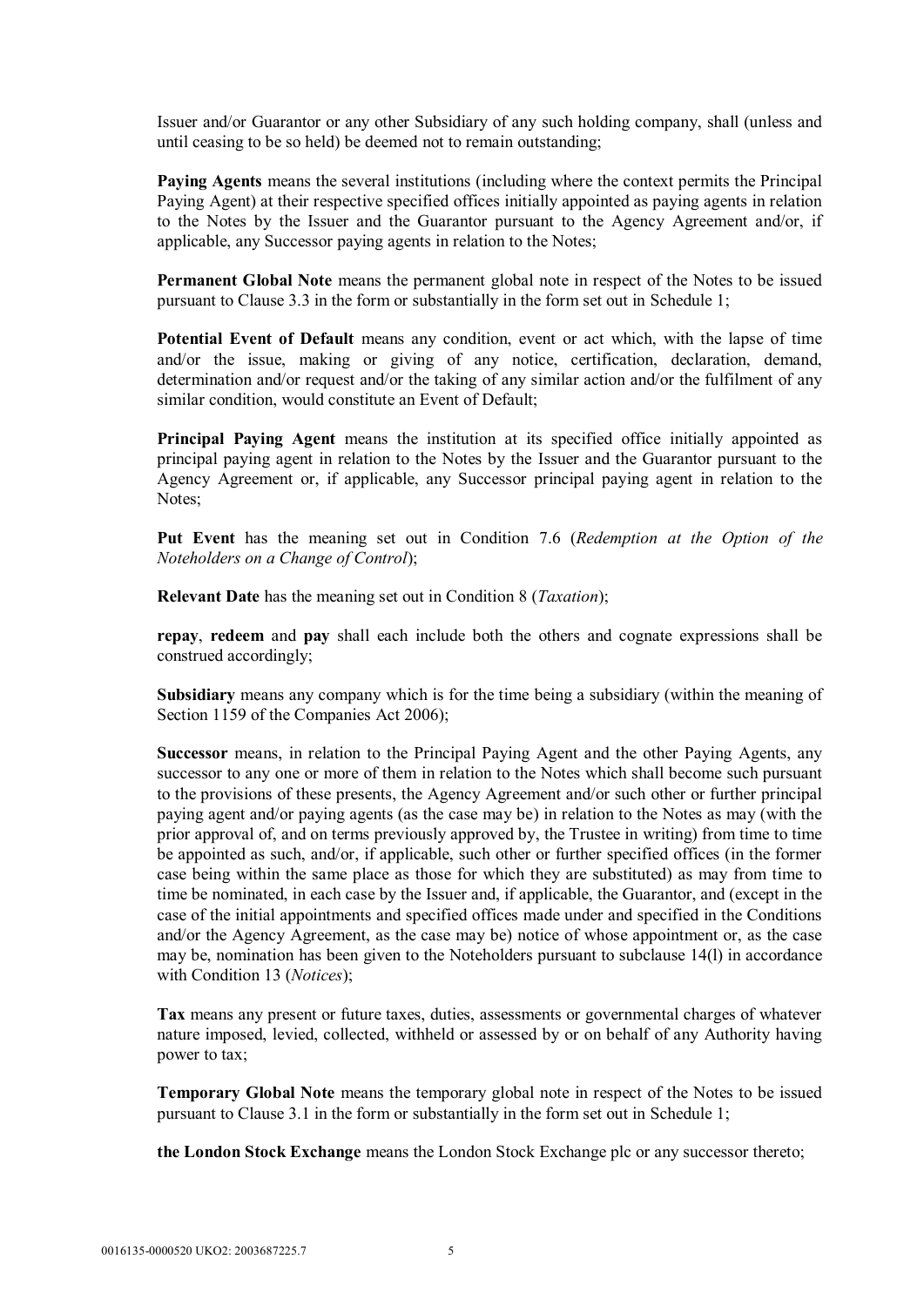Issuer and/or Guarantor or any other Subsidiary of any such holding company, shall (unless and until ceasing to be so held) be deemed not to remain outstanding;

**Paying Agents** means the several institutions (including where the context permits the Principal Paying Agent) at their respective specified offices initially appointed as paying agents in relation to the Notes by the Issuer and the Guarantor pursuant to the Agency Agreement and/or, if applicable, any Successor paying agents in relation to the Notes;

**Permanent Global Note** means the permanent global note in respect of the Notes to be issued pursuant to Clause 3.3 in the form or substantially in the form set out in Schedule 1;

**Potential Event of Default** means any condition, event or act which, with the lapse of time and/or the issue, making or giving of any notice, certification, declaration, demand, determination and/or request and/or the taking of any similar action and/or the fulfilment of any similar condition, would constitute an Event of Default;

**Principal Paying Agent** means the institution at its specified office initially appointed as principal paying agent in relation to the Notes by the Issuer and the Guarantor pursuant to the Agency Agreement or, if applicable, any Successor principal paying agent in relation to the Notes;

**Put Event** has the meaning set out in Condition 7.6 (*Redemption at the Option of the Noteholders on a Change of Control*);

**Relevant Date** has the meaning set out in Condition 8 (*Taxation*);

**repay**, **redeem** and **pay** shall each include both the others and cognate expressions shall be construed accordingly;

**Subsidiary** means any company which is for the time being a subsidiary (within the meaning of Section 1159 of the Companies Act 2006);

**Successor** means, in relation to the Principal Paying Agent and the other Paying Agents, any successor to any one or more of them in relation to the Notes which shall become such pursuant to the provisions of these presents, the Agency Agreement and/or such other or further principal paying agent and/or paying agents (as the case may be) in relation to the Notes as may (with the prior approval of, and on terms previously approved by, the Trustee in writing) from time to time be appointed as such, and/or, if applicable, such other or further specified offices (in the former case being within the same place as those for which they are substituted) as may from time to time be nominated, in each case by the Issuer and, if applicable, the Guarantor, and (except in the case of the initial appointments and specified offices made under and specified in the Conditions and/or the Agency Agreement, as the case may be) notice of whose appointment or, as the case may be, nomination has been given to the Noteholders pursuant to subclause 14(l) in accordance with Condition 13 (*Notices*);

**Tax** means any present or future taxes, duties, assessments or governmental charges of whatever nature imposed, levied, collected, withheld or assessed by or on behalf of any Authority having power to tax;

**Temporary Global Note** means the temporary global note in respect of the Notes to be issued pursuant to Clause 3.1 in the form or substantially in the form set out in Schedule 1;

**the London Stock Exchange** means the London Stock Exchange plc or any successor thereto;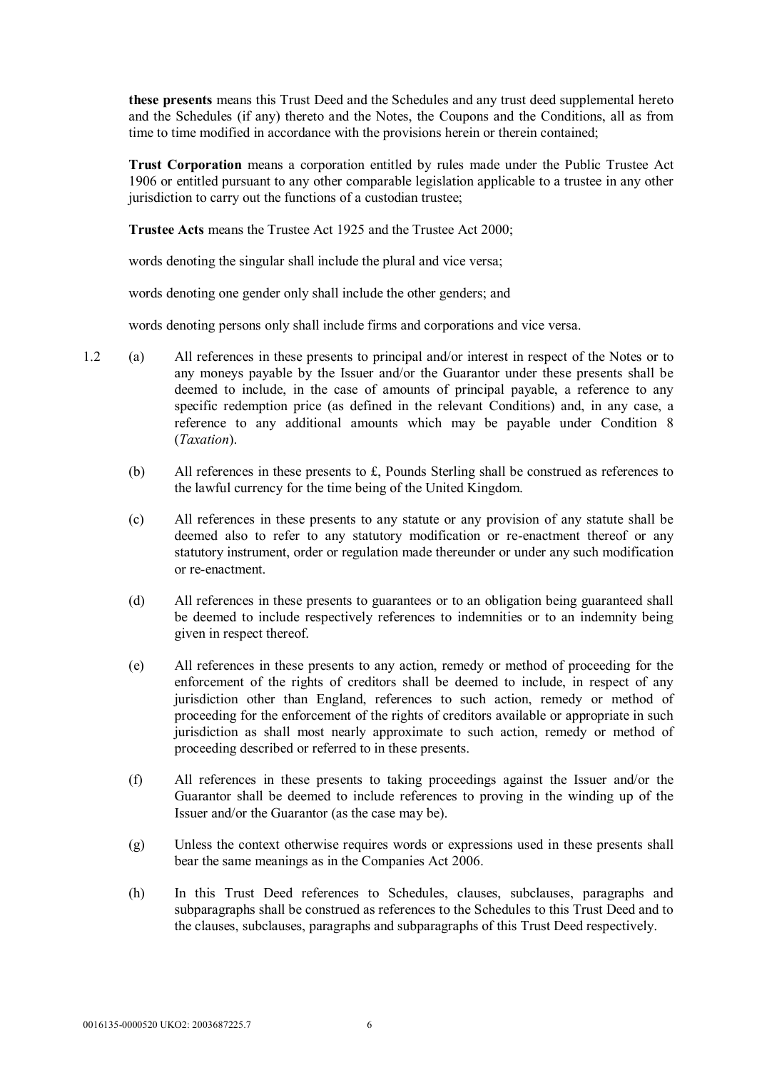**these presents** means this Trust Deed and the Schedules and any trust deed supplemental hereto and the Schedules (if any) thereto and the Notes, the Coupons and the Conditions, all as from time to time modified in accordance with the provisions herein or therein contained;

**Trust Corporation** means a corporation entitled by rules made under the Public Trustee Act 1906 or entitled pursuant to any other comparable legislation applicable to a trustee in any other jurisdiction to carry out the functions of a custodian trustee;

**Trustee Acts** means the Trustee Act 1925 and the Trustee Act 2000;

words denoting the singular shall include the plural and vice versa;

words denoting one gender only shall include the other genders; and

words denoting persons only shall include firms and corporations and vice versa.

1.2 (a) All references in these presents to principal and/or interest in respect of the Notes or to any moneys payable by the Issuer and/or the Guarantor under these presents shall be deemed to include, in the case of amounts of principal payable, a reference to any specific redemption price (as defined in the relevant Conditions) and, in any case, a reference to any additional amounts which may be payable under Condition 8 (*Taxation*).

(b) All references in these presents to £, Pounds Sterling shall be construed as references to the lawful currency for the time being of the United Kingdom.

(c) All references in these presents to any statute or any provision of any statute shall be deemed also to refer to any statutory modification or re-enactment thereof or any statutory instrument, order or regulation made thereunder or under any such modification or re-enactment.

(d) All references in these presents to guarantees or to an obligation being guaranteed shall be deemed to include respectively references to indemnities or to an indemnity being given in respect thereof.

(e) All references in these presents to any action, remedy or method of proceeding for the enforcement of the rights of creditors shall be deemed to include, in respect of any jurisdiction other than England, references to such action, remedy or method of proceeding for the enforcement of the rights of creditors available or appropriate in such jurisdiction as shall most nearly approximate to such action, remedy or method of proceeding described or referred to in these presents.

(f) All references in these presents to taking proceedings against the Issuer and/or the Guarantor shall be deemed to include references to proving in the winding up of the Issuer and/or the Guarantor (as the case may be).

(g) Unless the context otherwise requires words or expressions used in these presents shall bear the same meanings as in the Companies Act 2006.

(h) In this Trust Deed references to Schedules, clauses, subclauses, paragraphs and subparagraphs shall be construed as references to the Schedules to this Trust Deed and to the clauses, subclauses, paragraphs and subparagraphs of this Trust Deed respectively.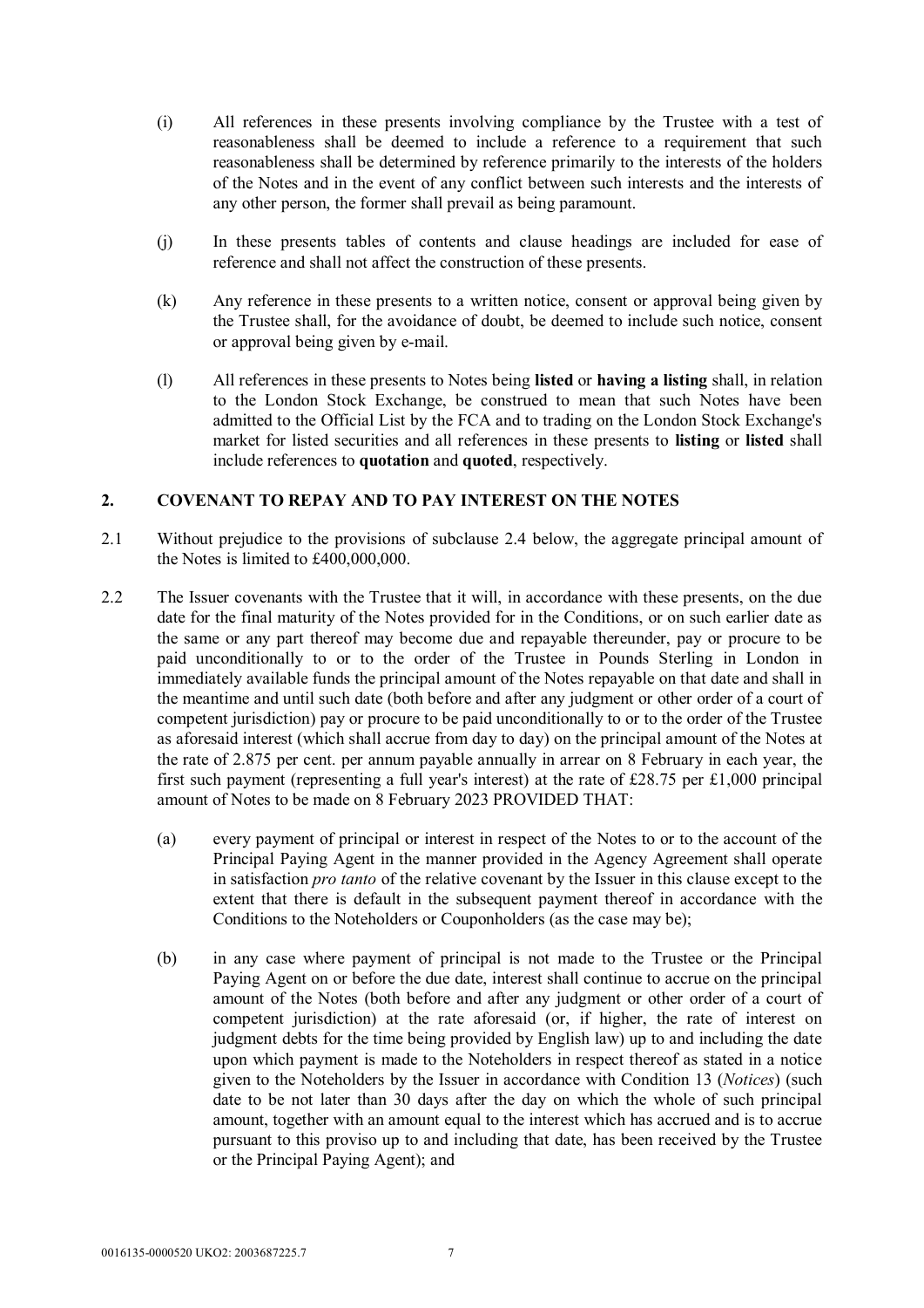(i) All references in these presents involving compliance by the Trustee with a test of reasonableness shall be deemed to include a reference to a requirement that such reasonableness shall be determined by reference primarily to the interests of the holders of the Notes and in the event of any conflict between such interests and the interests of any other person, the former shall prevail as being paramount.

(j) In these presents tables of contents and clause headings are included for ease of reference and shall not affect the construction of these presents.

(k) Any reference in these presents to a written notice, consent or approval being given by the Trustee shall, for the avoidance of doubt, be deemed to include such notice, consent or approval being given by e-mail.

(l) All references in these presents to Notes being **listed** or **having a listing** shall, in relation to the London Stock Exchange, be construed to mean that such Notes have been admitted to the Official List by the FCA and to trading on the London Stock Exchange's market for listed securities and all references in these presents to **listing** or **listed** shall include references to **quotation** and **quoted**, respectively.

## 2. COVENANT TO REPAY AND TO PAY INTEREST ON THE NOTES

2.1 Without prejudice to the provisions of subclause 2.4 below, the aggregate principal amount of the Notes is limited to £400,000,000.

2.2 The Issuer covenants with the Trustee that it will, in accordance with these presents, on the due date for the final maturity of the Notes provided for in the Conditions, or on such earlier date as the same or any part thereof may become due and repayable thereunder, pay or procure to be paid unconditionally to or to the order of the Trustee in Pounds Sterling in London in immediately available funds the principal amount of the Notes repayable on that date and shall in the meantime and until such date (both before and after any judgment or other order of a court of competent jurisdiction) pay or procure to be paid unconditionally to or to the order of the Trustee as aforesaid interest (which shall accrue from day to day) on the principal amount of the Notes at the rate of 2.875 per cent. per annum payable annually in arrear on 8 February in each year, the first such payment (representing a full year's interest) at the rate of £28.75 per £1,000 principal amount of Notes to be made on 8 February 2023 PROVIDED THAT:

(a) every payment of principal or interest in respect of the Notes to or to the account of the Principal Paying Agent in the manner provided in the Agency Agreement shall operate in satisfaction *pro tanto* of the relative covenant by the Issuer in this clause except to the extent that there is default in the subsequent payment thereof in accordance with the Conditions to the Noteholders or Couponholders (as the case may be);

(b) in any case where payment of principal is not made to the Trustee or the Principal Paying Agent on or before the due date, interest shall continue to accrue on the principal amount of the Notes (both before and after any judgment or other order of a court of competent jurisdiction) at the rate aforesaid (or, if higher, the rate of interest on judgment debts for the time being provided by English law) up to and including the date upon which payment is made to the Noteholders in respect thereof as stated in a notice given to the Noteholders by the Issuer in accordance with Condition 13 (*Notices*) (such date to be not later than 30 days after the day on which the whole of such principal amount, together with an amount equal to the interest which has accrued and is to accrue pursuant to this proviso up to and including that date, has been received by the Trustee or the Principal Paying Agent); and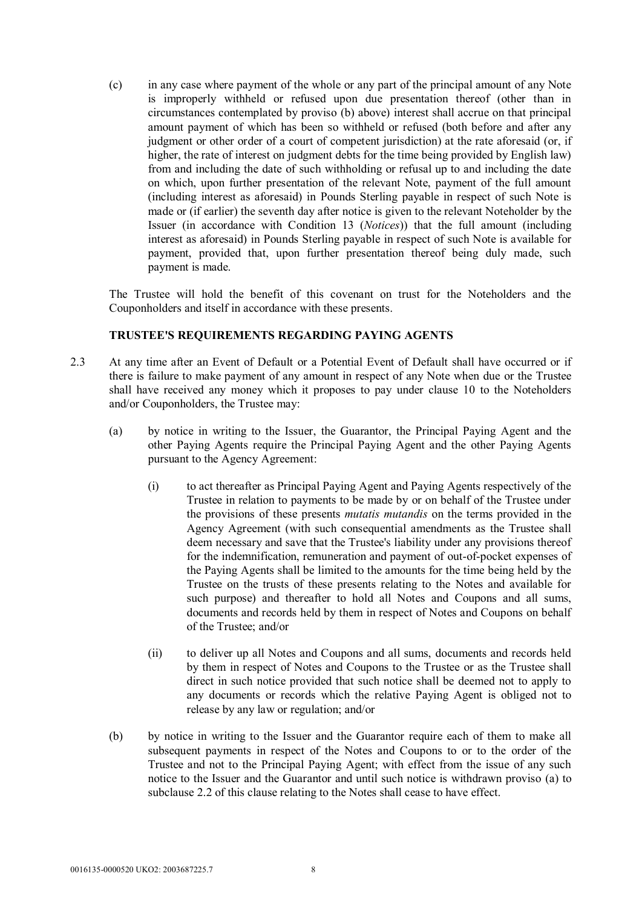(c) in any case where payment of the whole or any part of the principal amount of any Note is improperly withheld or refused upon due presentation thereof (other than in circumstances contemplated by proviso (b) above) interest shall accrue on that principal amount payment of which has been so withheld or refused (both before and after any judgment or other order of a court of competent jurisdiction) at the rate aforesaid (or, if higher, the rate of interest on judgment debts for the time being provided by English law) from and including the date of such withholding or refusal up to and including the date on which, upon further presentation of the relevant Note, payment of the full amount (including interest as aforesaid) in Pounds Sterling payable in respect of such Note is made or (if earlier) the seventh day after notice is given to the relevant Noteholder by the Issuer (in accordance with Condition 13 (*Notices*)) that the full amount (including interest as aforesaid) in Pounds Sterling payable in respect of such Note is available for payment, provided that, upon further presentation thereof being duly made, such payment is made.

The Trustee will hold the benefit of this covenant on trust for the Noteholders and the Couponholders and itself in accordance with these presents.

**TRUSTEE'S REQUIREMENTS REGARDING PAYING AGENTS**

2.3 At any time after an Event of Default or a Potential Event of Default shall have occurred or if there is failure to make payment of any amount in respect of any Note when due or the Trustee shall have received any money which it proposes to pay under clause 10 to the Noteholders and/or Couponholders, the Trustee may:

(a) by notice in writing to the Issuer, the Guarantor, the Principal Paying Agent and the other Paying Agents require the Principal Paying Agent and the other Paying Agents pursuant to the Agency Agreement:

(i) to act thereafter as Principal Paying Agent and Paying Agents respectively of the Trustee in relation to payments to be made by or on behalf of the Trustee under the provisions of these presents *mutatis mutandis* on the terms provided in the Agency Agreement (with such consequential amendments as the Trustee shall deem necessary and save that the Trustee's liability under any provisions thereof for the indemnification, remuneration and payment of out-of-pocket expenses of the Paying Agents shall be limited to the amounts for the time being held by the Trustee on the trusts of these presents relating to the Notes and available for such purpose) and thereafter to hold all Notes and Coupons and all sums, documents and records held by them in respect of Notes and Coupons on behalf of the Trustee; and/or

(ii) to deliver up all Notes and Coupons and all sums, documents and records held by them in respect of Notes and Coupons to the Trustee or as the Trustee shall direct in such notice provided that such notice shall be deemed not to apply to any documents or records which the relative Paying Agent is obliged not to release by any law or regulation; and/or

(b) by notice in writing to the Issuer and the Guarantor require each of them to make all subsequent payments in respect of the Notes and Coupons to or to the order of the Trustee and not to the Principal Paying Agent; with effect from the issue of any such notice to the Issuer and the Guarantor and until such notice is withdrawn proviso (a) to subclause 2.2 of this clause relating to the Notes shall cease to have effect.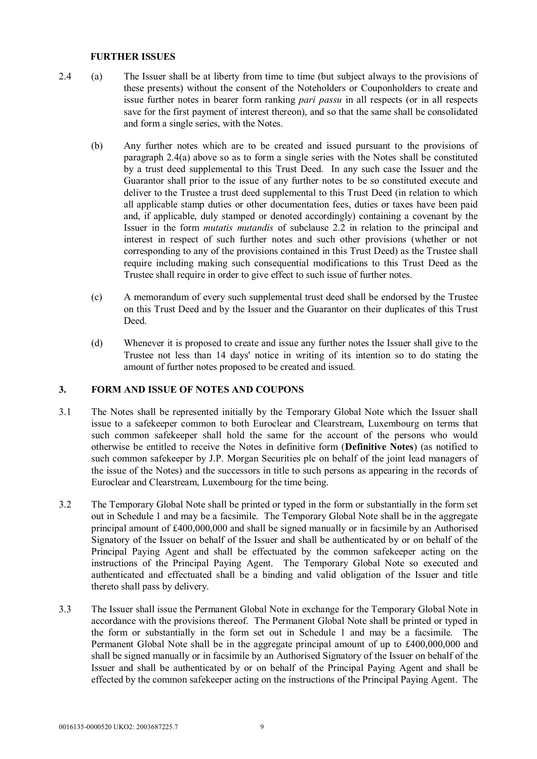**FURTHER ISSUES**

2.4 (a) The Issuer shall be at liberty from time to time (but subject always to the provisions of these presents) without the consent of the Noteholders or Couponholders to create and issue further notes in bearer form ranking *pari passu* in all respects (or in all respects save for the first payment of interest thereon), and so that the same shall be consolidated and form a single series, with the Notes.

(b) Any further notes which are to be created and issued pursuant to the provisions of paragraph 2.4(a) above so as to form a single series with the Notes shall be constituted by a trust deed supplemental to this Trust Deed. In any such case the Issuer and the Guarantor shall prior to the issue of any further notes to be so constituted execute and deliver to the Trustee a trust deed supplemental to this Trust Deed (in relation to which all applicable stamp duties or other documentation fees, duties or taxes have been paid and, if applicable, duly stamped or denoted accordingly) containing a covenant by the Issuer in the form *mutatis mutandis* of subclause 2.2 in relation to the principal and interest in respect of such further notes and such other provisions (whether or not corresponding to any of the provisions contained in this Trust Deed) as the Trustee shall require including making such consequential modifications to this Trust Deed as the Trustee shall require in order to give effect to such issue of further notes.

(c) A memorandum of every such supplemental trust deed shall be endorsed by the Trustee on this Trust Deed and by the Issuer and the Guarantor on their duplicates of this Trust Deed.

(d) Whenever it is proposed to create and issue any further notes the Issuer shall give to the Trustee not less than 14 days' notice in writing of its intention so to do stating the amount of further notes proposed to be created and issued.

## 3. FORM AND ISSUE OF NOTES AND COUPONS

3.1 The Notes shall be represented initially by the Temporary Global Note which the Issuer shall issue to a safekeeper common to both Euroclear and Clearstream, Luxembourg on terms that such common safekeeper shall hold the same for the account of the persons who would otherwise be entitled to receive the Notes in definitive form (**Definitive Notes**) (as notified to such common safekeeper by J.P. Morgan Securities plc on behalf of the joint lead managers of the issue of the Notes) and the successors in title to such persons as appearing in the records of Euroclear and Clearstream, Luxembourg for the time being.

3.2 The Temporary Global Note shall be printed or typed in the form or substantially in the form set out in Schedule 1 and may be a facsimile. The Temporary Global Note shall be in the aggregate principal amount of £400,000,000 and shall be signed manually or in facsimile by an Authorised Signatory of the Issuer on behalf of the Issuer and shall be authenticated by or on behalf of the Principal Paying Agent and shall be effectuated by the common safekeeper acting on the instructions of the Principal Paying Agent. The Temporary Global Note so executed and authenticated and effectuated shall be a binding and valid obligation of the Issuer and title thereto shall pass by delivery.

3.3 The Issuer shall issue the Permanent Global Note in exchange for the Temporary Global Note in accordance with the provisions thereof. The Permanent Global Note shall be printed or typed in the form or substantially in the form set out in Schedule 1 and may be a facsimile. The Permanent Global Note shall be in the aggregate principal amount of up to £400,000,000 and shall be signed manually or in facsimile by an Authorised Signatory of the Issuer on behalf of the Issuer and shall be authenticated by or on behalf of the Principal Paying Agent and shall be effected by the common safekeeper acting on the instructions of the Principal Paying Agent. The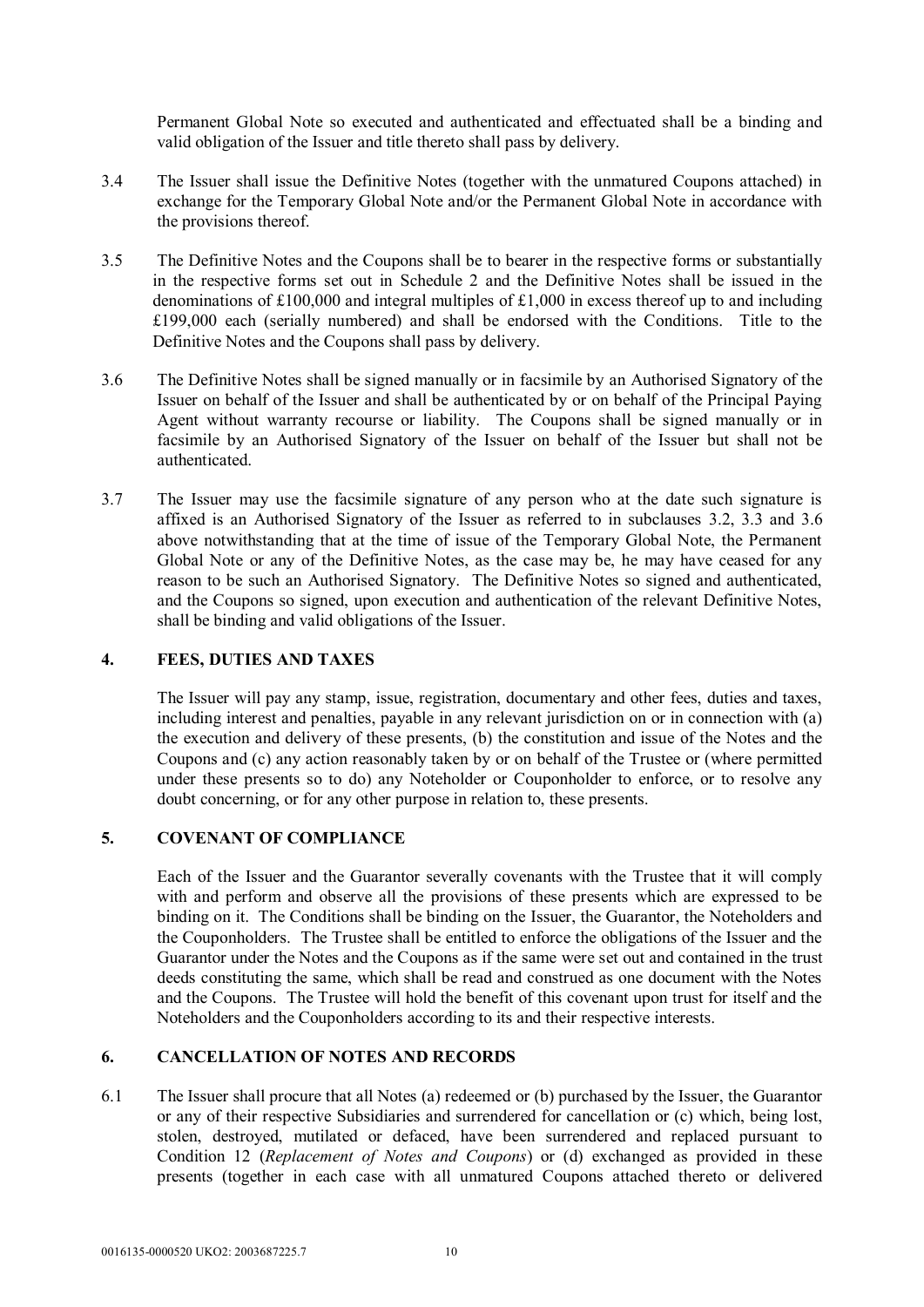Permanent Global Note so executed and authenticated and effectuated shall be a binding and valid obligation of the Issuer and title thereto shall pass by delivery.

3.4 The Issuer shall issue the Definitive Notes (together with the unmatured Coupons attached) in exchange for the Temporary Global Note and/or the Permanent Global Note in accordance with the provisions thereof.

3.5 The Definitive Notes and the Coupons shall be to bearer in the respective forms or substantially in the respective forms set out in Schedule 2 and the Definitive Notes shall be issued in the denominations of £100,000 and integral multiples of £1,000 in excess thereof up to and including £199,000 each (serially numbered) and shall be endorsed with the Conditions. Title to the Definitive Notes and the Coupons shall pass by delivery.

3.6 The Definitive Notes shall be signed manually or in facsimile by an Authorised Signatory of the Issuer on behalf of the Issuer and shall be authenticated by or on behalf of the Principal Paying Agent without warranty recourse or liability. The Coupons shall be signed manually or in facsimile by an Authorised Signatory of the Issuer on behalf of the Issuer but shall not be authenticated.

3.7 The Issuer may use the facsimile signature of any person who at the date such signature is affixed is an Authorised Signatory of the Issuer as referred to in subclauses 3.2, 3.3 and 3.6 above notwithstanding that at the time of issue of the Temporary Global Note, the Permanent Global Note or any of the Definitive Notes, as the case may be, he may have ceased for any reason to be such an Authorised Signatory. The Definitive Notes so signed and authenticated, and the Coupons so signed, upon execution and authentication of the relevant Definitive Notes, shall be binding and valid obligations of the Issuer.

## 4. FEES, DUTIES AND TAXES

The Issuer will pay any stamp, issue, registration, documentary and other fees, duties and taxes, including interest and penalties, payable in any relevant jurisdiction on or in connection with (a) the execution and delivery of these presents, (b) the constitution and issue of the Notes and the Coupons and (c) any action reasonably taken by or on behalf of the Trustee or (where permitted under these presents so to do) any Noteholder or Couponholder to enforce, or to resolve any doubt concerning, or for any other purpose in relation to, these presents.

## 5. COVENANT OF COMPLIANCE

Each of the Issuer and the Guarantor severally covenants with the Trustee that it will comply with and perform and observe all the provisions of these presents which are expressed to be binding on it. The Conditions shall be binding on the Issuer, the Guarantor, the Noteholders and the Couponholders. The Trustee shall be entitled to enforce the obligations of the Issuer and the Guarantor under the Notes and the Coupons as if the same were set out and contained in the trust deeds constituting the same, which shall be read and construed as one document with the Notes and the Coupons. The Trustee will hold the benefit of this covenant upon trust for itself and the Noteholders and the Couponholders according to its and their respective interests.

## 6. CANCELLATION OF NOTES AND RECORDS

6.1 The Issuer shall procure that all Notes (a) redeemed or (b) purchased by the Issuer, the Guarantor or any of their respective Subsidiaries and surrendered for cancellation or (c) which, being lost, stolen, destroyed, mutilated or defaced, have been surrendered and replaced pursuant to Condition 12 (*Replacement of Notes and Coupons*) or (d) exchanged as provided in these presents (together in each case with all unmatured Coupons attached thereto or delivered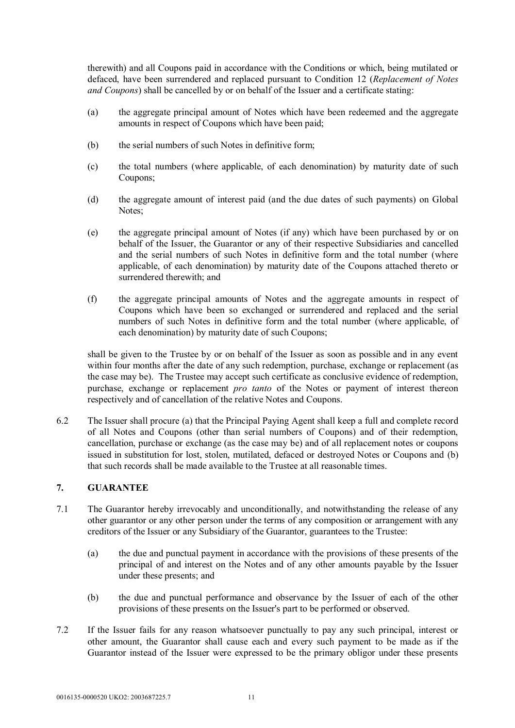therewith) and all Coupons paid in accordance with the Conditions or which, being mutilated or defaced, have been surrendered and replaced pursuant to Condition 12 (*Replacement of Notes and Coupons*) shall be cancelled by or on behalf of the Issuer and a certificate stating:

(a) the aggregate principal amount of Notes which have been redeemed and the aggregate amounts in respect of Coupons which have been paid;

(b) the serial numbers of such Notes in definitive form;

(c) the total numbers (where applicable, of each denomination) by maturity date of such Coupons;

(d) the aggregate amount of interest paid (and the due dates of such payments) on Global Notes;

(e) the aggregate principal amount of Notes (if any) which have been purchased by or on behalf of the Issuer, the Guarantor or any of their respective Subsidiaries and cancelled and the serial numbers of such Notes in definitive form and the total number (where applicable, of each denomination) by maturity date of the Coupons attached thereto or surrendered therewith; and

(f) the aggregate principal amounts of Notes and the aggregate amounts in respect of Coupons which have been so exchanged or surrendered and replaced and the serial numbers of such Notes in definitive form and the total number (where applicable, of each denomination) by maturity date of such Coupons;

shall be given to the Trustee by or on behalf of the Issuer as soon as possible and in any event within four months after the date of any such redemption, purchase, exchange or replacement (as the case may be). The Trustee may accept such certificate as conclusive evidence of redemption, purchase, exchange or replacement *pro tanto* of the Notes or payment of interest thereon respectively and of cancellation of the relative Notes and Coupons.

6.2 The Issuer shall procure (a) that the Principal Paying Agent shall keep a full and complete record of all Notes and Coupons (other than serial numbers of Coupons) and of their redemption, cancellation, purchase or exchange (as the case may be) and of all replacement notes or coupons issued in substitution for lost, stolen, mutilated, defaced or destroyed Notes or Coupons and (b) that such records shall be made available to the Trustee at all reasonable times.

## 7. GUARANTEE

7.1 The Guarantor hereby irrevocably and unconditionally, and notwithstanding the release of any other guarantor or any other person under the terms of any composition or arrangement with any creditors of the Issuer or any Subsidiary of the Guarantor, guarantees to the Trustee:

(a) the due and punctual payment in accordance with the provisions of these presents of the principal of and interest on the Notes and of any other amounts payable by the Issuer under these presents; and

(b) the due and punctual performance and observance by the Issuer of each of the other provisions of these presents on the Issuer's part to be performed or observed.

7.2 If the Issuer fails for any reason whatsoever punctually to pay any such principal, interest or other amount, the Guarantor shall cause each and every such payment to be made as if the Guarantor instead of the Issuer were expressed to be the primary obligor under these presents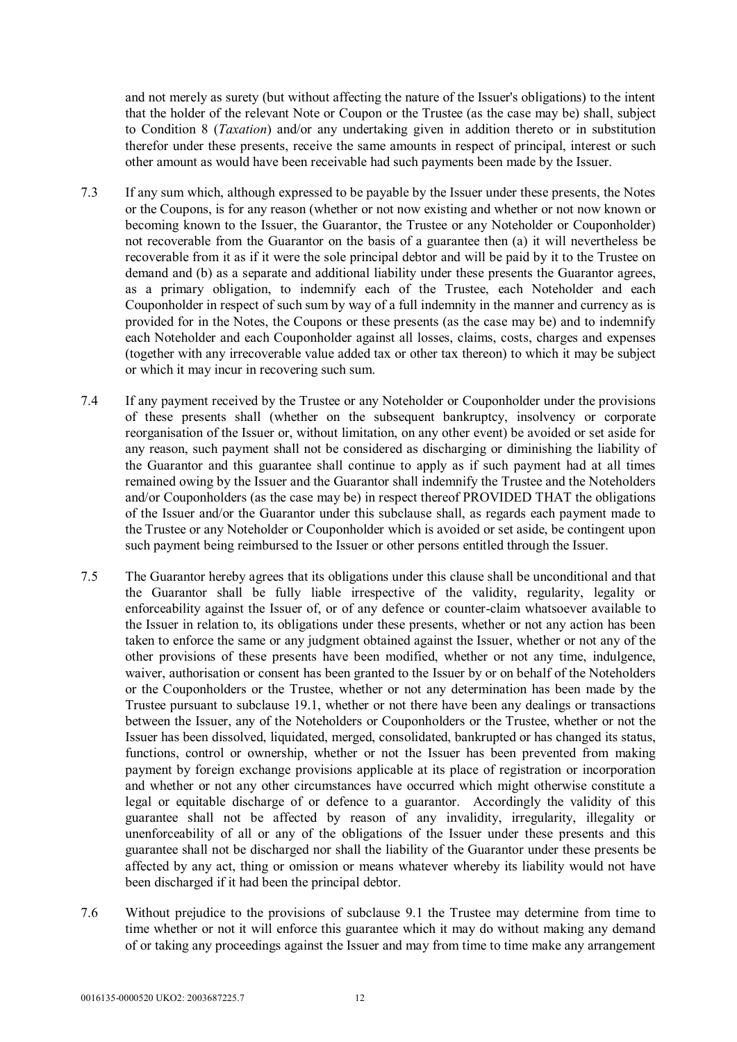and not merely as surety (but without affecting the nature of the Issuer's obligations) to the intent that the holder of the relevant Note or Coupon or the Trustee (as the case may be) shall, subject to Condition 8 (*Taxation*) and/or any undertaking given in addition thereto or in substitution therefor under these presents, receive the same amounts in respect of principal, interest or such other amount as would have been receivable had such payments been made by the Issuer.

7.3 If any sum which, although expressed to be payable by the Issuer under these presents, the Notes or the Coupons, is for any reason (whether or not now existing and whether or not now known or becoming known to the Issuer, the Guarantor, the Trustee or any Noteholder or Couponholder) not recoverable from the Guarantor on the basis of a guarantee then (a) it will nevertheless be recoverable from it as if it were the sole principal debtor and will be paid by it to the Trustee on demand and (b) as a separate and additional liability under these presents the Guarantor agrees, as a primary obligation, to indemnify each of the Trustee, each Noteholder and each Couponholder in respect of such sum by way of a full indemnity in the manner and currency as is provided for in the Notes, the Coupons or these presents (as the case may be) and to indemnify each Noteholder and each Couponholder against all losses, claims, costs, charges and expenses (together with any irrecoverable value added tax or other tax thereon) to which it may be subject or which it may incur in recovering such sum.

7.4 If any payment received by the Trustee or any Noteholder or Couponholder under the provisions of these presents shall (whether on the subsequent bankruptcy, insolvency or corporate reorganisation of the Issuer or, without limitation, on any other event) be avoided or set aside for any reason, such payment shall not be considered as discharging or diminishing the liability of the Guarantor and this guarantee shall continue to apply as if such payment had at all times remained owing by the Issuer and the Guarantor shall indemnify the Trustee and the Noteholders and/or Couponholders (as the case may be) in respect thereof PROVIDED THAT the obligations of the Issuer and/or the Guarantor under this subclause shall, as regards each payment made to the Trustee or any Noteholder or Couponholder which is avoided or set aside, be contingent upon such payment being reimbursed to the Issuer or other persons entitled through the Issuer.

7.5 The Guarantor hereby agrees that its obligations under this clause shall be unconditional and that the Guarantor shall be fully liable irrespective of the validity, regularity, legality or enforceability against the Issuer of, or of any defence or counter-claim whatsoever available to the Issuer in relation to, its obligations under these presents, whether or not any action has been taken to enforce the same or any judgment obtained against the Issuer, whether or not any of the other provisions of these presents have been modified, whether or not any time, indulgence, waiver, authorisation or consent has been granted to the Issuer by or on behalf of the Noteholders or the Couponholders or the Trustee, whether or not any determination has been made by the Trustee pursuant to subclause 19.1, whether or not there have been any dealings or transactions between the Issuer, any of the Noteholders or Couponholders or the Trustee, whether or not the Issuer has been dissolved, liquidated, merged, consolidated, bankrupted or has changed its status, functions, control or ownership, whether or not the Issuer has been prevented from making payment by foreign exchange provisions applicable at its place of registration or incorporation and whether or not any other circumstances have occurred which might otherwise constitute a legal or equitable discharge of or defence to a guarantor. Accordingly the validity of this guarantee shall not be affected by reason of any invalidity, irregularity, illegality or unenforceability of all or any of the obligations of the Issuer under these presents and this guarantee shall not be discharged nor shall the liability of the Guarantor under these presents be affected by any act, thing or omission or means whatever whereby its liability would not have been discharged if it had been the principal debtor.

7.6 Without prejudice to the provisions of subclause 9.1 the Trustee may determine from time to time whether or not it will enforce this guarantee which it may do without making any demand of or taking any proceedings against the Issuer and may from time to time make any arrangement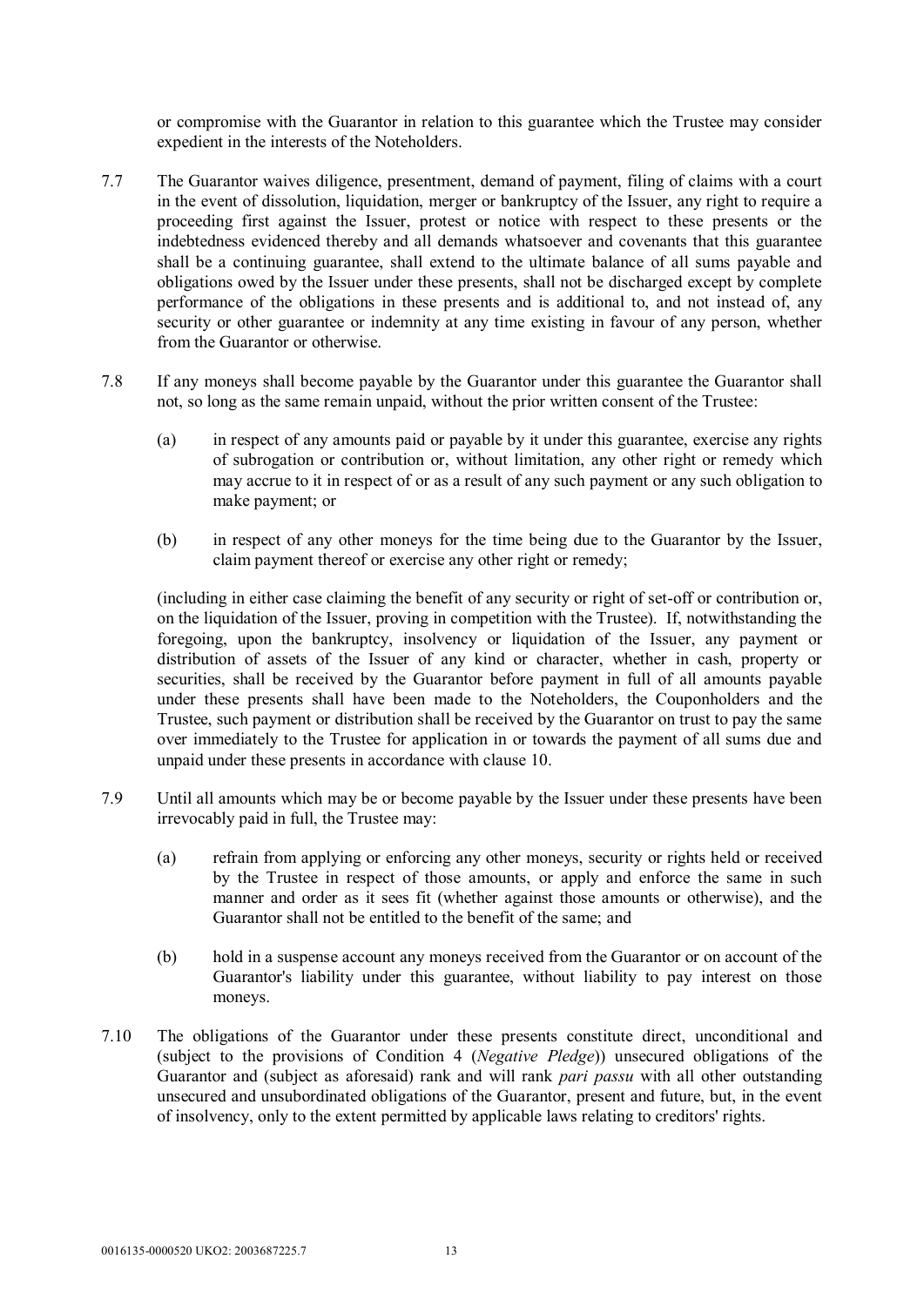or compromise with the Guarantor in relation to this guarantee which the Trustee may consider expedient in the interests of the Noteholders.

7.7 The Guarantor waives diligence, presentment, demand of payment, filing of claims with a court in the event of dissolution, liquidation, merger or bankruptcy of the Issuer, any right to require a proceeding first against the Issuer, protest or notice with respect to these presents or the indebtedness evidenced thereby and all demands whatsoever and covenants that this guarantee shall be a continuing guarantee, shall extend to the ultimate balance of all sums payable and obligations owed by the Issuer under these presents, shall not be discharged except by complete performance of the obligations in these presents and is additional to, and not instead of, any security or other guarantee or indemnity at any time existing in favour of any person, whether from the Guarantor or otherwise.

7.8 If any moneys shall become payable by the Guarantor under this guarantee the Guarantor shall not, so long as the same remain unpaid, without the prior written consent of the Trustee:

(a) in respect of any amounts paid or payable by it under this guarantee, exercise any rights of subrogation or contribution or, without limitation, any other right or remedy which may accrue to it in respect of or as a result of any such payment or any such obligation to make payment; or

(b) in respect of any other moneys for the time being due to the Guarantor by the Issuer, claim payment thereof or exercise any other right or remedy;

(including in either case claiming the benefit of any security or right of set-off or contribution or, on the liquidation of the Issuer, proving in competition with the Trustee). If, notwithstanding the foregoing, upon the bankruptcy, insolvency or liquidation of the Issuer, any payment or distribution of assets of the Issuer of any kind or character, whether in cash, property or securities, shall be received by the Guarantor before payment in full of all amounts payable under these presents shall have been made to the Noteholders, the Couponholders and the Trustee, such payment or distribution shall be received by the Guarantor on trust to pay the same over immediately to the Trustee for application in or towards the payment of all sums due and unpaid under these presents in accordance with clause 10.

7.9 Until all amounts which may be or become payable by the Issuer under these presents have been irrevocably paid in full, the Trustee may:

(a) refrain from applying or enforcing any other moneys, security or rights held or received by the Trustee in respect of those amounts, or apply and enforce the same in such manner and order as it sees fit (whether against those amounts or otherwise), and the Guarantor shall not be entitled to the benefit of the same; and

(b) hold in a suspense account any moneys received from the Guarantor or on account of the Guarantor's liability under this guarantee, without liability to pay interest on those moneys.

7.10 The obligations of the Guarantor under these presents constitute direct, unconditional and (subject to the provisions of Condition 4 (*Negative Pledge*)) unsecured obligations of the Guarantor and (subject as aforesaid) rank and will rank *pari passu* with all other outstanding unsecured and unsubordinated obligations of the Guarantor, present and future, but, in the event of insolvency, only to the extent permitted by applicable laws relating to creditors' rights.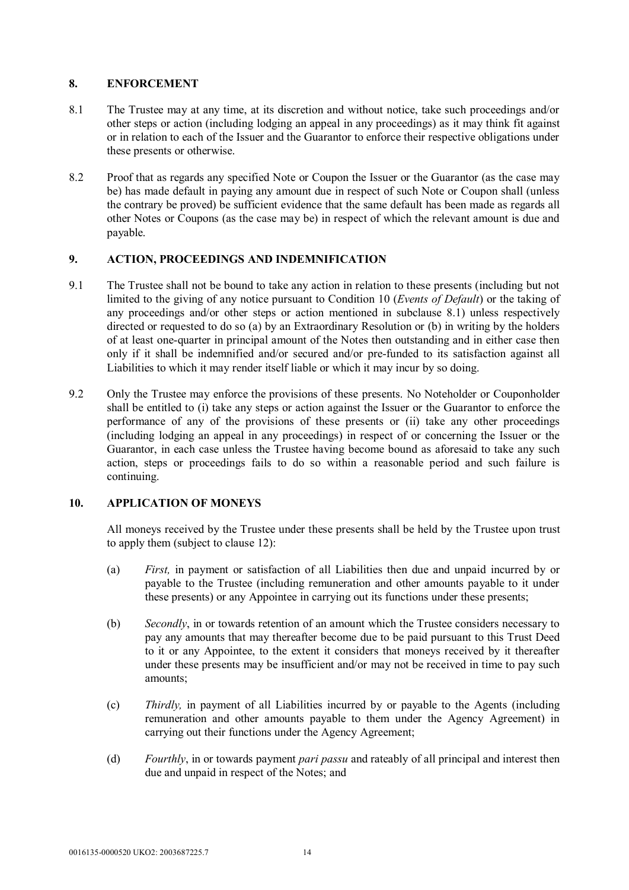## 8. ENFORCEMENT

8.1 The Trustee may at any time, at its discretion and without notice, take such proceedings and/or other steps or action (including lodging an appeal in any proceedings) as it may think fit against or in relation to each of the Issuer and the Guarantor to enforce their respective obligations under these presents or otherwise.

8.2 Proof that as regards any specified Note or Coupon the Issuer or the Guarantor (as the case may be) has made default in paying any amount due in respect of such Note or Coupon shall (unless the contrary be proved) be sufficient evidence that the same default has been made as regards all other Notes or Coupons (as the case may be) in respect of which the relevant amount is due and payable.

## 9. ACTION, PROCEEDINGS AND INDEMNIFICATION

9.1 The Trustee shall not be bound to take any action in relation to these presents (including but not limited to the giving of any notice pursuant to Condition 10 (*Events of Default*) or the taking of any proceedings and/or other steps or action mentioned in subclause 8.1) unless respectively directed or requested to do so (a) by an Extraordinary Resolution or (b) in writing by the holders of at least one-quarter in principal amount of the Notes then outstanding and in either case then only if it shall be indemnified and/or secured and/or pre-funded to its satisfaction against all Liabilities to which it may render itself liable or which it may incur by so doing.

9.2 Only the Trustee may enforce the provisions of these presents. No Noteholder or Couponholder shall be entitled to (i) take any steps or action against the Issuer or the Guarantor to enforce the performance of any of the provisions of these presents or (ii) take any other proceedings (including lodging an appeal in any proceedings) in respect of or concerning the Issuer or the Guarantor, in each case unless the Trustee having become bound as aforesaid to take any such action, steps or proceedings fails to do so within a reasonable period and such failure is continuing.

## 10. APPLICATION OF MONEYS

All moneys received by the Trustee under these presents shall be held by the Trustee upon trust to apply them (subject to clause 12):

(a) *First,* in payment or satisfaction of all Liabilities then due and unpaid incurred by or payable to the Trustee (including remuneration and other amounts payable to it under these presents) or any Appointee in carrying out its functions under these presents;

(b) *Secondly*, in or towards retention of an amount which the Trustee considers necessary to pay any amounts that may thereafter become due to be paid pursuant to this Trust Deed to it or any Appointee, to the extent it considers that moneys received by it thereafter under these presents may be insufficient and/or may not be received in time to pay such amounts;

(c) *Thirdly,* in payment of all Liabilities incurred by or payable to the Agents (including remuneration and other amounts payable to them under the Agency Agreement) in carrying out their functions under the Agency Agreement;

(d) *Fourthly*, in or towards payment *pari passu* and rateably of all principal and interest then due and unpaid in respect of the Notes; and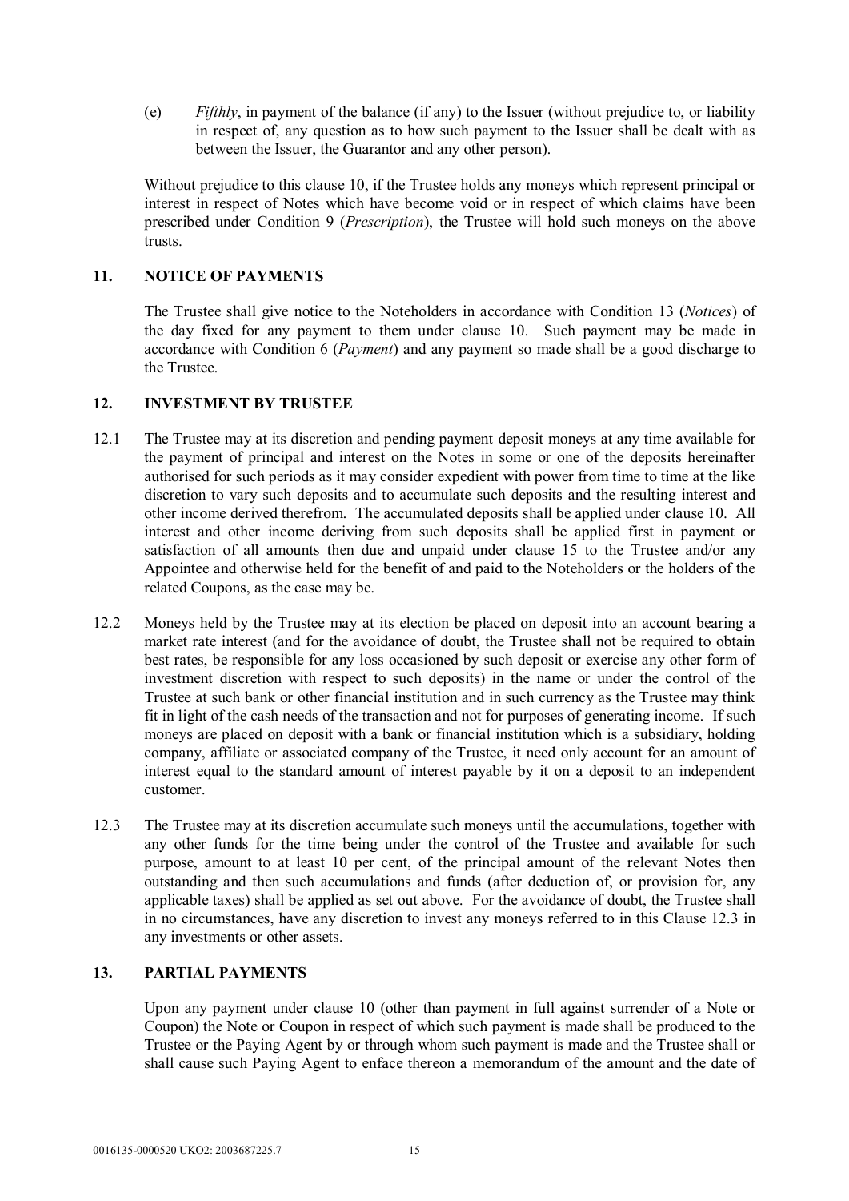(e) *Fifthly*, in payment of the balance (if any) to the Issuer (without prejudice to, or liability in respect of, any question as to how such payment to the Issuer shall be dealt with as between the Issuer, the Guarantor and any other person).

Without prejudice to this clause 10, if the Trustee holds any moneys which represent principal or interest in respect of Notes which have become void or in respect of which claims have been prescribed under Condition 9 (*Prescription*), the Trustee will hold such moneys on the above trusts.

## 11. NOTICE OF PAYMENTS

The Trustee shall give notice to the Noteholders in accordance with Condition 13 (*Notices*) of the day fixed for any payment to them under clause 10. Such payment may be made in accordance with Condition 6 (*Payment*) and any payment so made shall be a good discharge to the Trustee.

## 12. INVESTMENT BY TRUSTEE

12.1 The Trustee may at its discretion and pending payment deposit moneys at any time available for the payment of principal and interest on the Notes in some or one of the deposits hereinafter authorised for such periods as it may consider expedient with power from time to time at the like discretion to vary such deposits and to accumulate such deposits and the resulting interest and other income derived therefrom. The accumulated deposits shall be applied under clause 10. All interest and other income deriving from such deposits shall be applied first in payment or satisfaction of all amounts then due and unpaid under clause 15 to the Trustee and/or any Appointee and otherwise held for the benefit of and paid to the Noteholders or the holders of the related Coupons, as the case may be.

12.2 Moneys held by the Trustee may at its election be placed on deposit into an account bearing a market rate interest (and for the avoidance of doubt, the Trustee shall not be required to obtain best rates, be responsible for any loss occasioned by such deposit or exercise any other form of investment discretion with respect to such deposits) in the name or under the control of the Trustee at such bank or other financial institution and in such currency as the Trustee may think fit in light of the cash needs of the transaction and not for purposes of generating income. If such moneys are placed on deposit with a bank or financial institution which is a subsidiary, holding company, affiliate or associated company of the Trustee, it need only account for an amount of interest equal to the standard amount of interest payable by it on a deposit to an independent customer.

12.3 The Trustee may at its discretion accumulate such moneys until the accumulations, together with any other funds for the time being under the control of the Trustee and available for such purpose, amount to at least 10 per cent, of the principal amount of the relevant Notes then outstanding and then such accumulations and funds (after deduction of, or provision for, any applicable taxes) shall be applied as set out above. For the avoidance of doubt, the Trustee shall in no circumstances, have any discretion to invest any moneys referred to in this Clause 12.3 in any investments or other assets.

## 13. PARTIAL PAYMENTS

Upon any payment under clause 10 (other than payment in full against surrender of a Note or Coupon) the Note or Coupon in respect of which such payment is made shall be produced to the Trustee or the Paying Agent by or through whom such payment is made and the Trustee shall or shall cause such Paying Agent to enface thereon a memorandum of the amount and the date of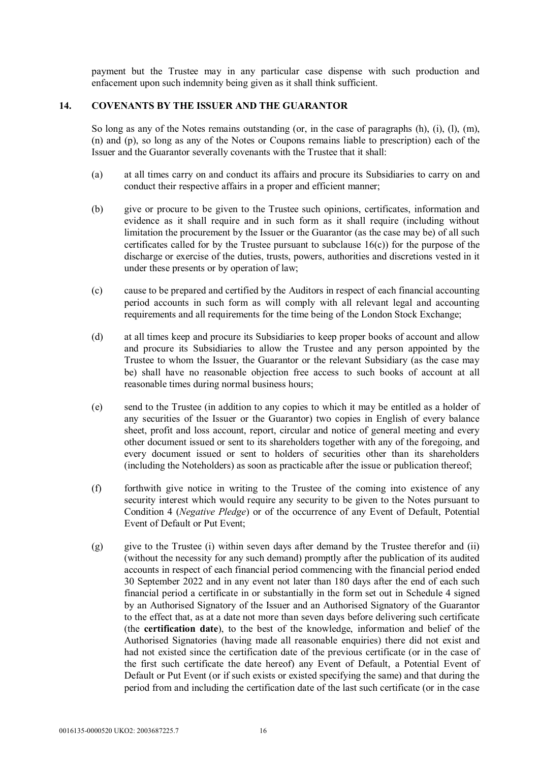payment but the Trustee may in any particular case dispense with such production and enfacement upon such indemnity being given as it shall think sufficient.

## 14. COVENANTS BY THE ISSUER AND THE GUARANTOR

So long as any of the Notes remains outstanding (or, in the case of paragraphs (h), (i), (l), (m), (n) and (p), so long as any of the Notes or Coupons remains liable to prescription) each of the Issuer and the Guarantor severally covenants with the Trustee that it shall:

(a) at all times carry on and conduct its affairs and procure its Subsidiaries to carry on and conduct their respective affairs in a proper and efficient manner;

(b) give or procure to be given to the Trustee such opinions, certificates, information and evidence as it shall require and in such form as it shall require (including without limitation the procurement by the Issuer or the Guarantor (as the case may be) of all such certificates called for by the Trustee pursuant to subclause 16(c)) for the purpose of the discharge or exercise of the duties, trusts, powers, authorities and discretions vested in it under these presents or by operation of law;

(c) cause to be prepared and certified by the Auditors in respect of each financial accounting period accounts in such form as will comply with all relevant legal and accounting requirements and all requirements for the time being of the London Stock Exchange;

(d) at all times keep and procure its Subsidiaries to keep proper books of account and allow and procure its Subsidiaries to allow the Trustee and any person appointed by the Trustee to whom the Issuer, the Guarantor or the relevant Subsidiary (as the case may be) shall have no reasonable objection free access to such books of account at all reasonable times during normal business hours;

(e) send to the Trustee (in addition to any copies to which it may be entitled as a holder of any securities of the Issuer or the Guarantor) two copies in English of every balance sheet, profit and loss account, report, circular and notice of general meeting and every other document issued or sent to its shareholders together with any of the foregoing, and every document issued or sent to holders of securities other than its shareholders (including the Noteholders) as soon as practicable after the issue or publication thereof;

(f) forthwith give notice in writing to the Trustee of the coming into existence of any security interest which would require any security to be given to the Notes pursuant to Condition 4 (*Negative Pledge*) or of the occurrence of any Event of Default, Potential Event of Default or Put Event;

(g) give to the Trustee (i) within seven days after demand by the Trustee therefor and (ii) (without the necessity for any such demand) promptly after the publication of its audited accounts in respect of each financial period commencing with the financial period ended 30 September 2022 and in any event not later than 180 days after the end of each such financial period a certificate in or substantially in the form set out in Schedule 4 signed by an Authorised Signatory of the Issuer and an Authorised Signatory of the Guarantor to the effect that, as at a date not more than seven days before delivering such certificate (the **certification date**), to the best of the knowledge, information and belief of the Authorised Signatories (having made all reasonable enquiries) there did not exist and had not existed since the certification date of the previous certificate (or in the case of the first such certificate the date hereof) any Event of Default, a Potential Event of Default or Put Event (or if such exists or existed specifying the same) and that during the period from and including the certification date of the last such certificate (or in the case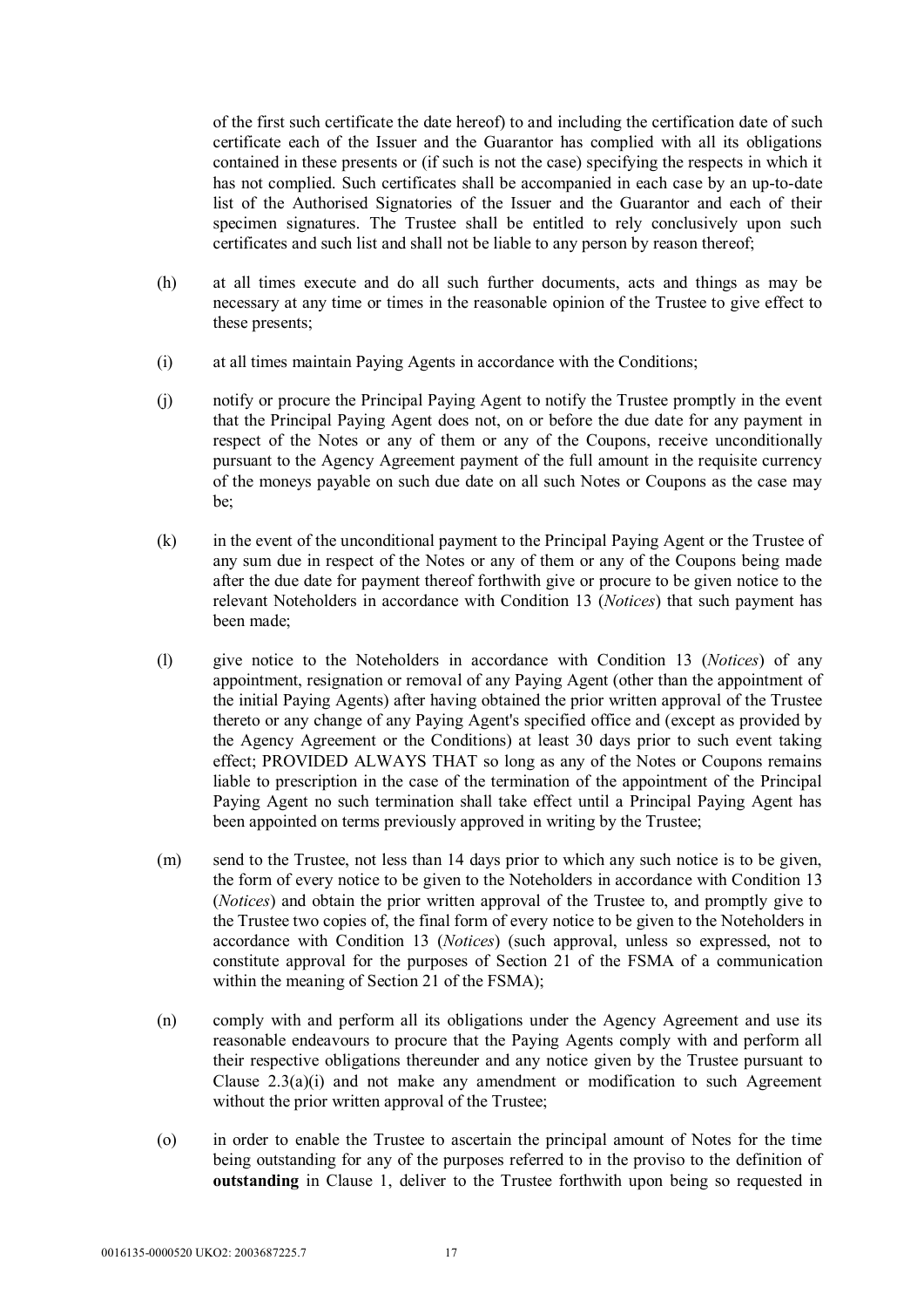of the first such certificate the date hereof) to and including the certification date of such certificate each of the Issuer and the Guarantor has complied with all its obligations contained in these presents or (if such is not the case) specifying the respects in which it has not complied. Such certificates shall be accompanied in each case by an up-to-date list of the Authorised Signatories of the Issuer and the Guarantor and each of their specimen signatures. The Trustee shall be entitled to rely conclusively upon such certificates and such list and shall not be liable to any person by reason thereof;

(h) at all times execute and do all such further documents, acts and things as may be necessary at any time or times in the reasonable opinion of the Trustee to give effect to these presents;

(i) at all times maintain Paying Agents in accordance with the Conditions;

(j) notify or procure the Principal Paying Agent to notify the Trustee promptly in the event that the Principal Paying Agent does not, on or before the due date for any payment in respect of the Notes or any of them or any of the Coupons, receive unconditionally pursuant to the Agency Agreement payment of the full amount in the requisite currency of the moneys payable on such due date on all such Notes or Coupons as the case may be;

(k) in the event of the unconditional payment to the Principal Paying Agent or the Trustee of any sum due in respect of the Notes or any of them or any of the Coupons being made after the due date for payment thereof forthwith give or procure to be given notice to the relevant Noteholders in accordance with Condition 13 (*Notices*) that such payment has been made;

(l) give notice to the Noteholders in accordance with Condition 13 (*Notices*) of any appointment, resignation or removal of any Paying Agent (other than the appointment of the initial Paying Agents) after having obtained the prior written approval of the Trustee thereto or any change of any Paying Agent's specified office and (except as provided by the Agency Agreement or the Conditions) at least 30 days prior to such event taking effect; PROVIDED ALWAYS THAT so long as any of the Notes or Coupons remains liable to prescription in the case of the termination of the appointment of the Principal Paying Agent no such termination shall take effect until a Principal Paying Agent has been appointed on terms previously approved in writing by the Trustee;

(m) send to the Trustee, not less than 14 days prior to which any such notice is to be given, the form of every notice to be given to the Noteholders in accordance with Condition 13 (*Notices*) and obtain the prior written approval of the Trustee to, and promptly give to the Trustee two copies of, the final form of every notice to be given to the Noteholders in accordance with Condition 13 (*Notices*) (such approval, unless so expressed, not to constitute approval for the purposes of Section 21 of the FSMA of a communication within the meaning of Section 21 of the FSMA);

(n) comply with and perform all its obligations under the Agency Agreement and use its reasonable endeavours to procure that the Paying Agents comply with and perform all their respective obligations thereunder and any notice given by the Trustee pursuant to Clause 2.3(a)(i) and not make any amendment or modification to such Agreement without the prior written approval of the Trustee;

(o) in order to enable the Trustee to ascertain the principal amount of Notes for the time being outstanding for any of the purposes referred to in the proviso to the definition of **outstanding** in Clause 1, deliver to the Trustee forthwith upon being so requested in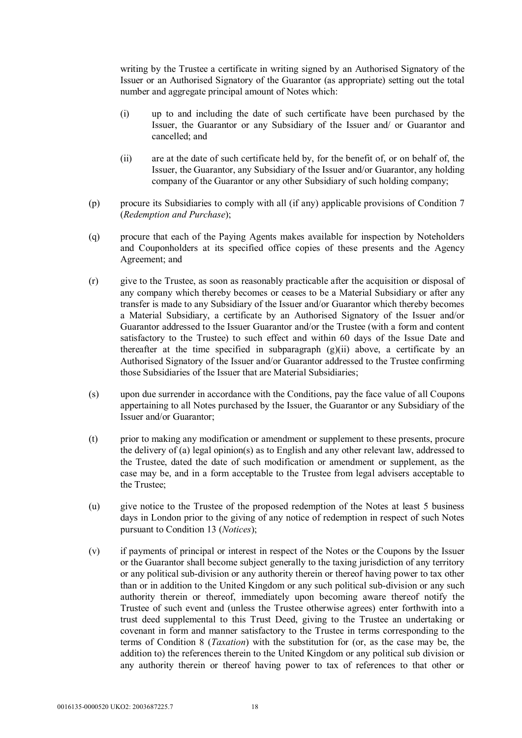writing by the Trustee a certificate in writing signed by an Authorised Signatory of the Issuer or an Authorised Signatory of the Guarantor (as appropriate) setting out the total number and aggregate principal amount of Notes which:

(i) up to and including the date of such certificate have been purchased by the Issuer, the Guarantor or any Subsidiary of the Issuer and/ or Guarantor and cancelled; and

(ii) are at the date of such certificate held by, for the benefit of, or on behalf of, the Issuer, the Guarantor, any Subsidiary of the Issuer and/or Guarantor, any holding company of the Guarantor or any other Subsidiary of such holding company;

(p) procure its Subsidiaries to comply with all (if any) applicable provisions of Condition 7 (*Redemption and Purchase*);

(q) procure that each of the Paying Agents makes available for inspection by Noteholders and Couponholders at its specified office copies of these presents and the Agency Agreement; and

(r) give to the Trustee, as soon as reasonably practicable after the acquisition or disposal of any company which thereby becomes or ceases to be a Material Subsidiary or after any transfer is made to any Subsidiary of the Issuer and/or Guarantor which thereby becomes a Material Subsidiary, a certificate by an Authorised Signatory of the Issuer and/or Guarantor addressed to the Issuer Guarantor and/or the Trustee (with a form and content satisfactory to the Trustee) to such effect and within 60 days of the Issue Date and thereafter at the time specified in subparagraph (g)(ii) above, a certificate by an Authorised Signatory of the Issuer and/or Guarantor addressed to the Trustee confirming those Subsidiaries of the Issuer that are Material Subsidiaries;

(s) upon due surrender in accordance with the Conditions, pay the face value of all Coupons appertaining to all Notes purchased by the Issuer, the Guarantor or any Subsidiary of the Issuer and/or Guarantor;

(t) prior to making any modification or amendment or supplement to these presents, procure the delivery of (a) legal opinion(s) as to English and any other relevant law, addressed to the Trustee, dated the date of such modification or amendment or supplement, as the case may be, and in a form acceptable to the Trustee from legal advisers acceptable to the Trustee;

(u) give notice to the Trustee of the proposed redemption of the Notes at least 5 business days in London prior to the giving of any notice of redemption in respect of such Notes pursuant to Condition 13 (*Notices*);

(v) if payments of principal or interest in respect of the Notes or the Coupons by the Issuer or the Guarantor shall become subject generally to the taxing jurisdiction of any territory or any political sub-division or any authority therein or thereof having power to tax other than or in addition to the United Kingdom or any such political sub-division or any such authority therein or thereof, immediately upon becoming aware thereof notify the Trustee of such event and (unless the Trustee otherwise agrees) enter forthwith into a trust deed supplemental to this Trust Deed, giving to the Trustee an undertaking or covenant in form and manner satisfactory to the Trustee in terms corresponding to the terms of Condition 8 (*Taxation*) with the substitution for (or, as the case may be, the addition to) the references therein to the United Kingdom or any political sub division or any authority therein or thereof having power to tax of references to that other or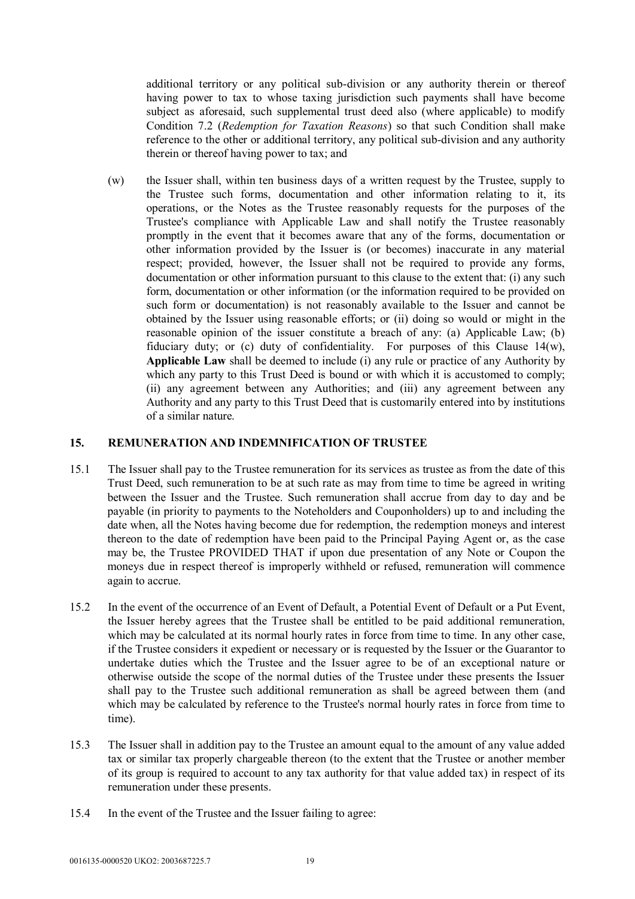additional territory or any political sub-division or any authority therein or thereof having power to tax to whose taxing jurisdiction such payments shall have become subject as aforesaid, such supplemental trust deed also (where applicable) to modify Condition 7.2 (*Redemption for Taxation Reasons*) so that such Condition shall make reference to the other or additional territory, any political sub-division and any authority therein or thereof having power to tax; and

(w) the Issuer shall, within ten business days of a written request by the Trustee, supply to the Trustee such forms, documentation and other information relating to it, its operations, or the Notes as the Trustee reasonably requests for the purposes of the Trustee's compliance with Applicable Law and shall notify the Trustee reasonably promptly in the event that it becomes aware that any of the forms, documentation or other information provided by the Issuer is (or becomes) inaccurate in any material respect; provided, however, the Issuer shall not be required to provide any forms, documentation or other information pursuant to this clause to the extent that: (i) any such form, documentation or other information (or the information required to be provided on such form or documentation) is not reasonably available to the Issuer and cannot be obtained by the Issuer using reasonable efforts; or (ii) doing so would or might in the reasonable opinion of the issuer constitute a breach of any: (a) Applicable Law; (b) fiduciary duty; or (c) duty of confidentiality. For purposes of this Clause 14(w), **Applicable Law** shall be deemed to include (i) any rule or practice of any Authority by which any party to this Trust Deed is bound or with which it is accustomed to comply; (ii) any agreement between any Authorities; and (iii) any agreement between any Authority and any party to this Trust Deed that is customarily entered into by institutions of a similar nature.

## 15. REMUNERATION AND INDEMNIFICATION OF TRUSTEE

15.1 The Issuer shall pay to the Trustee remuneration for its services as trustee as from the date of this Trust Deed, such remuneration to be at such rate as may from time to time be agreed in writing between the Issuer and the Trustee. Such remuneration shall accrue from day to day and be payable (in priority to payments to the Noteholders and Couponholders) up to and including the date when, all the Notes having become due for redemption, the redemption moneys and interest thereon to the date of redemption have been paid to the Principal Paying Agent or, as the case may be, the Trustee PROVIDED THAT if upon due presentation of any Note or Coupon the moneys due in respect thereof is improperly withheld or refused, remuneration will commence again to accrue.

15.2 In the event of the occurrence of an Event of Default, a Potential Event of Default or a Put Event, the Issuer hereby agrees that the Trustee shall be entitled to be paid additional remuneration, which may be calculated at its normal hourly rates in force from time to time. In any other case, if the Trustee considers it expedient or necessary or is requested by the Issuer or the Guarantor to undertake duties which the Trustee and the Issuer agree to be of an exceptional nature or otherwise outside the scope of the normal duties of the Trustee under these presents the Issuer shall pay to the Trustee such additional remuneration as shall be agreed between them (and which may be calculated by reference to the Trustee's normal hourly rates in force from time to time).

15.3 The Issuer shall in addition pay to the Trustee an amount equal to the amount of any value added tax or similar tax properly chargeable thereon (to the extent that the Trustee or another member of its group is required to account to any tax authority for that value added tax) in respect of its remuneration under these presents.

15.4 In the event of the Trustee and the Issuer failing to agree: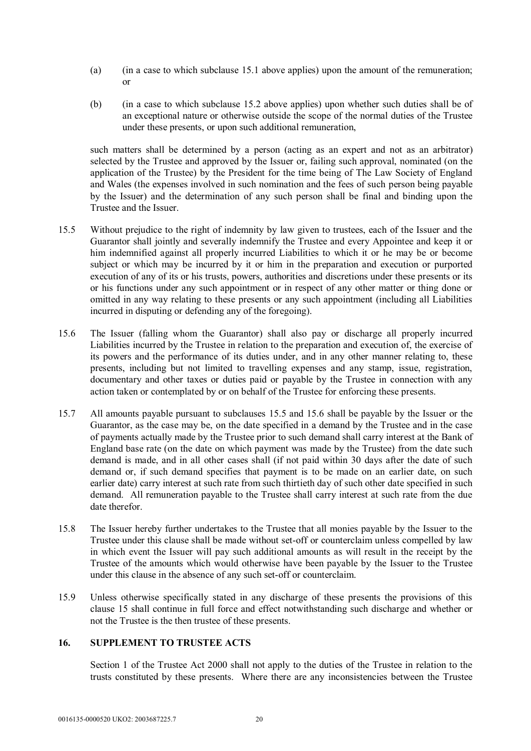(a) (in a case to which subclause 15.1 above applies) upon the amount of the remuneration; or

(b) (in a case to which subclause 15.2 above applies) upon whether such duties shall be of an exceptional nature or otherwise outside the scope of the normal duties of the Trustee under these presents, or upon such additional remuneration,

such matters shall be determined by a person (acting as an expert and not as an arbitrator) selected by the Trustee and approved by the Issuer or, failing such approval, nominated (on the application of the Trustee) by the President for the time being of The Law Society of England and Wales (the expenses involved in such nomination and the fees of such person being payable by the Issuer) and the determination of any such person shall be final and binding upon the Trustee and the Issuer.

15.5 Without prejudice to the right of indemnity by law given to trustees, each of the Issuer and the Guarantor shall jointly and severally indemnify the Trustee and every Appointee and keep it or him indemnified against all properly incurred Liabilities to which it or he may be or become subject or which may be incurred by it or him in the preparation and execution or purported execution of any of its or his trusts, powers, authorities and discretions under these presents or its or his functions under any such appointment or in respect of any other matter or thing done or omitted in any way relating to these presents or any such appointment (including all Liabilities incurred in disputing or defending any of the foregoing).

15.6 The Issuer (falling whom the Guarantor) shall also pay or discharge all properly incurred Liabilities incurred by the Trustee in relation to the preparation and execution of, the exercise of its powers and the performance of its duties under, and in any other manner relating to, these presents, including but not limited to travelling expenses and any stamp, issue, registration, documentary and other taxes or duties paid or payable by the Trustee in connection with any action taken or contemplated by or on behalf of the Trustee for enforcing these presents.

15.7 All amounts payable pursuant to subclauses 15.5 and 15.6 shall be payable by the Issuer or the Guarantor, as the case may be, on the date specified in a demand by the Trustee and in the case of payments actually made by the Trustee prior to such demand shall carry interest at the Bank of England base rate (on the date on which payment was made by the Trustee) from the date such demand is made, and in all other cases shall (if not paid within 30 days after the date of such demand or, if such demand specifies that payment is to be made on an earlier date, on such earlier date) carry interest at such rate from such thirtieth day of such other date specified in such demand. All remuneration payable to the Trustee shall carry interest at such rate from the due date therefor.

15.8 The Issuer hereby further undertakes to the Trustee that all monies payable by the Issuer to the Trustee under this clause shall be made without set-off or counterclaim unless compelled by law in which event the Issuer will pay such additional amounts as will result in the receipt by the Trustee of the amounts which would otherwise have been payable by the Issuer to the Trustee under this clause in the absence of any such set-off or counterclaim.

15.9 Unless otherwise specifically stated in any discharge of these presents the provisions of this clause 15 shall continue in full force and effect notwithstanding such discharge and whether or not the Trustee is the then trustee of these presents.

## 16. SUPPLEMENT TO TRUSTEE ACTS

Section 1 of the Trustee Act 2000 shall not apply to the duties of the Trustee in relation to the trusts constituted by these presents. Where there are any inconsistencies between the Trustee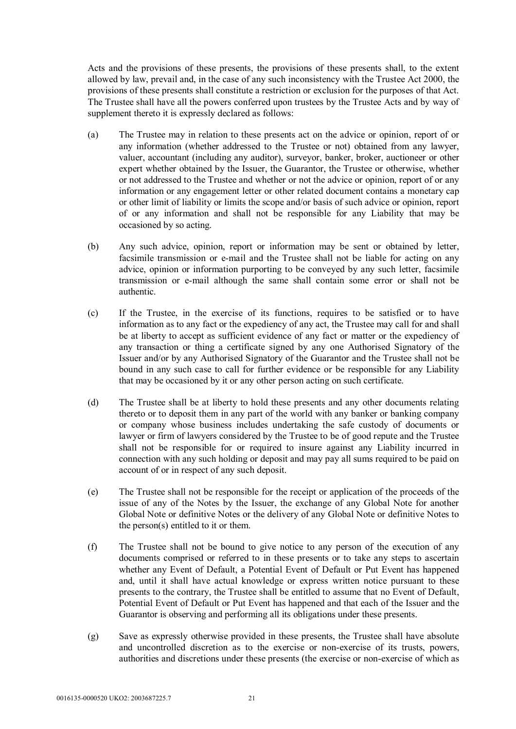Acts and the provisions of these presents, the provisions of these presents shall, to the extent allowed by law, prevail and, in the case of any such inconsistency with the Trustee Act 2000, the provisions of these presents shall constitute a restriction or exclusion for the purposes of that Act. The Trustee shall have all the powers conferred upon trustees by the Trustee Acts and by way of supplement thereto it is expressly declared as follows:

(a) The Trustee may in relation to these presents act on the advice or opinion, report of or any information (whether addressed to the Trustee or not) obtained from any lawyer, valuer, accountant (including any auditor), surveyor, banker, broker, auctioneer or other expert whether obtained by the Issuer, the Guarantor, the Trustee or otherwise, whether or not addressed to the Trustee and whether or not the advice or opinion, report of or any information or any engagement letter or other related document contains a monetary cap or other limit of liability or limits the scope and/or basis of such advice or opinion, report of or any information and shall not be responsible for any Liability that may be occasioned by so acting.

(b) Any such advice, opinion, report or information may be sent or obtained by letter, facsimile transmission or e-mail and the Trustee shall not be liable for acting on any advice, opinion or information purporting to be conveyed by any such letter, facsimile transmission or e-mail although the same shall contain some error or shall not be authentic.

(c) If the Trustee, in the exercise of its functions, requires to be satisfied or to have information as to any fact or the expediency of any act, the Trustee may call for and shall be at liberty to accept as sufficient evidence of any fact or matter or the expediency of any transaction or thing a certificate signed by any one Authorised Signatory of the Issuer and/or by any Authorised Signatory of the Guarantor and the Trustee shall not be bound in any such case to call for further evidence or be responsible for any Liability that may be occasioned by it or any other person acting on such certificate.

(d) The Trustee shall be at liberty to hold these presents and any other documents relating thereto or to deposit them in any part of the world with any banker or banking company or company whose business includes undertaking the safe custody of documents or lawyer or firm of lawyers considered by the Trustee to be of good repute and the Trustee shall not be responsible for or required to insure against any Liability incurred in connection with any such holding or deposit and may pay all sums required to be paid on account of or in respect of any such deposit.

(e) The Trustee shall not be responsible for the receipt or application of the proceeds of the issue of any of the Notes by the Issuer, the exchange of any Global Note for another Global Note or definitive Notes or the delivery of any Global Note or definitive Notes to the person(s) entitled to it or them.

(f) The Trustee shall not be bound to give notice to any person of the execution of any documents comprised or referred to in these presents or to take any steps to ascertain whether any Event of Default, a Potential Event of Default or Put Event has happened and, until it shall have actual knowledge or express written notice pursuant to these presents to the contrary, the Trustee shall be entitled to assume that no Event of Default, Potential Event of Default or Put Event has happened and that each of the Issuer and the Guarantor is observing and performing all its obligations under these presents.

(g) Save as expressly otherwise provided in these presents, the Trustee shall have absolute and uncontrolled discretion as to the exercise or non-exercise of its trusts, powers, authorities and discretions under these presents (the exercise or non-exercise of which as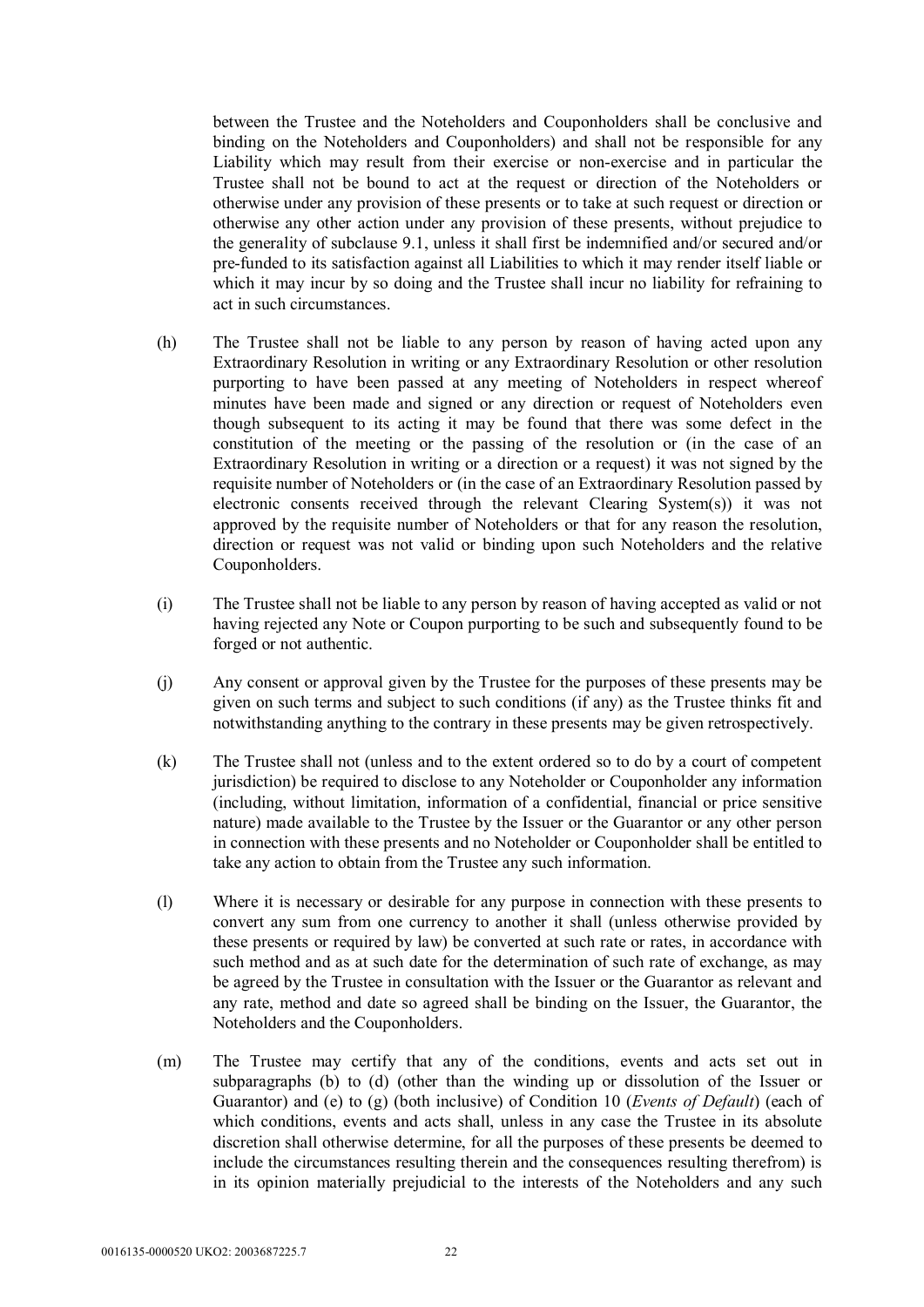between the Trustee and the Noteholders and Couponholders shall be conclusive and binding on the Noteholders and Couponholders) and shall not be responsible for any Liability which may result from their exercise or non-exercise and in particular the Trustee shall not be bound to act at the request or direction of the Noteholders or otherwise under any provision of these presents or to take at such request or direction or otherwise any other action under any provision of these presents, without prejudice to the generality of subclause 9.1, unless it shall first be indemnified and/or secured and/or pre-funded to its satisfaction against all Liabilities to which it may render itself liable or which it may incur by so doing and the Trustee shall incur no liability for refraining to act in such circumstances.

(h) The Trustee shall not be liable to any person by reason of having acted upon any Extraordinary Resolution in writing or any Extraordinary Resolution or other resolution purporting to have been passed at any meeting of Noteholders in respect whereof minutes have been made and signed or any direction or request of Noteholders even though subsequent to its acting it may be found that there was some defect in the constitution of the meeting or the passing of the resolution or (in the case of an Extraordinary Resolution in writing or a direction or a request) it was not signed by the requisite number of Noteholders or (in the case of an Extraordinary Resolution passed by electronic consents received through the relevant Clearing System(s)) it was not approved by the requisite number of Noteholders or that for any reason the resolution, direction or request was not valid or binding upon such Noteholders and the relative Couponholders.

(i) The Trustee shall not be liable to any person by reason of having accepted as valid or not having rejected any Note or Coupon purporting to be such and subsequently found to be forged or not authentic.

(j) Any consent or approval given by the Trustee for the purposes of these presents may be given on such terms and subject to such conditions (if any) as the Trustee thinks fit and notwithstanding anything to the contrary in these presents may be given retrospectively.

(k) The Trustee shall not (unless and to the extent ordered so to do by a court of competent jurisdiction) be required to disclose to any Noteholder or Couponholder any information (including, without limitation, information of a confidential, financial or price sensitive nature) made available to the Trustee by the Issuer or the Guarantor or any other person in connection with these presents and no Noteholder or Couponholder shall be entitled to take any action to obtain from the Trustee any such information.

(l) Where it is necessary or desirable for any purpose in connection with these presents to convert any sum from one currency to another it shall (unless otherwise provided by these presents or required by law) be converted at such rate or rates, in accordance with such method and as at such date for the determination of such rate of exchange, as may be agreed by the Trustee in consultation with the Issuer or the Guarantor as relevant and any rate, method and date so agreed shall be binding on the Issuer, the Guarantor, the Noteholders and the Couponholders.

(m) The Trustee may certify that any of the conditions, events and acts set out in subparagraphs (b) to (d) (other than the winding up or dissolution of the Issuer or Guarantor) and (e) to (g) (both inclusive) of Condition 10 (*Events of Default*) (each of which conditions, events and acts shall, unless in any case the Trustee in its absolute discretion shall otherwise determine, for all the purposes of these presents be deemed to include the circumstances resulting therein and the consequences resulting therefrom) is in its opinion materially prejudicial to the interests of the Noteholders and any such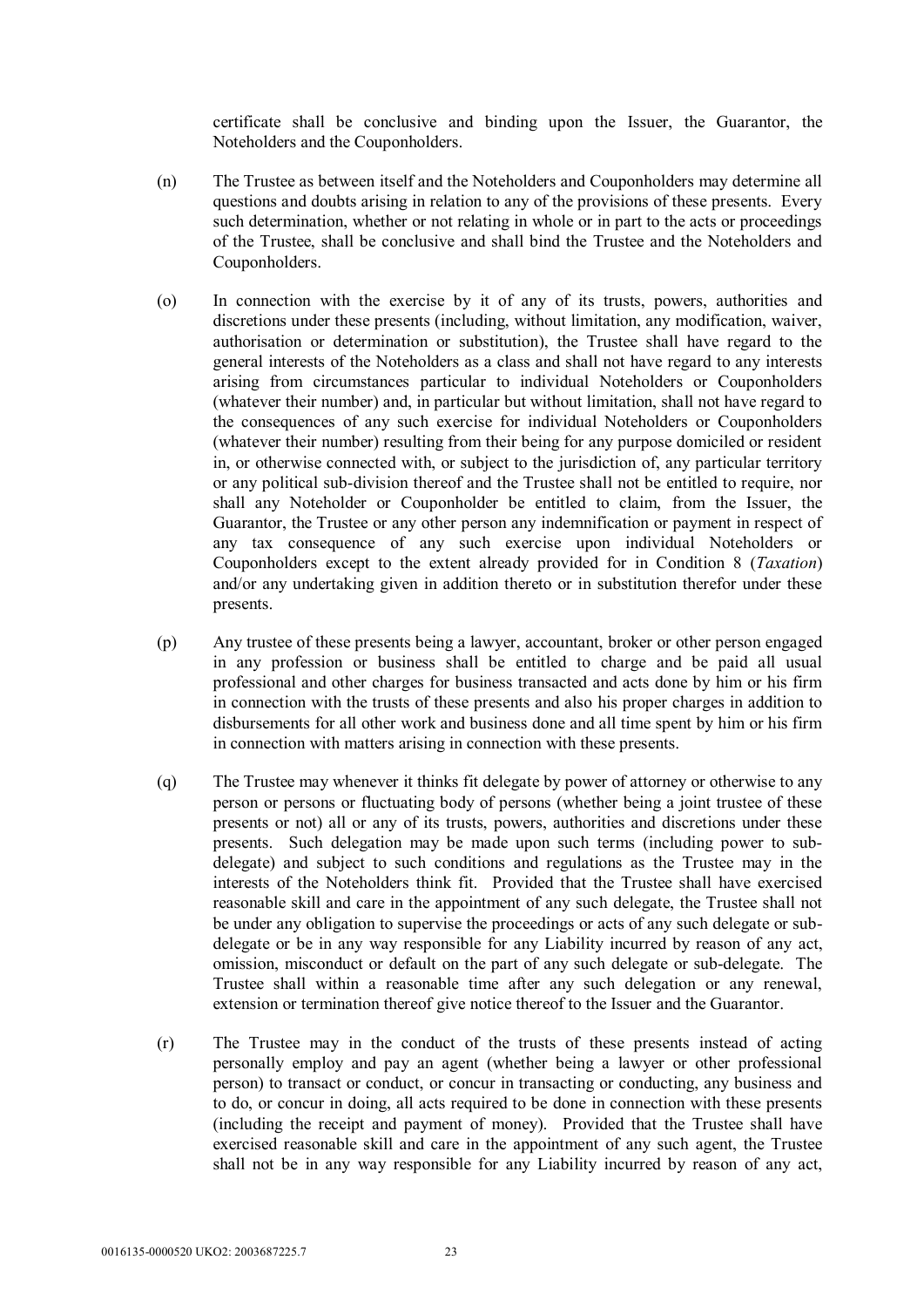certificate shall be conclusive and binding upon the Issuer, the Guarantor, the Noteholders and the Couponholders.

(n) The Trustee as between itself and the Noteholders and Couponholders may determine all questions and doubts arising in relation to any of the provisions of these presents. Every such determination, whether or not relating in whole or in part to the acts or proceedings of the Trustee, shall be conclusive and shall bind the Trustee and the Noteholders and Couponholders.

(o) In connection with the exercise by it of any of its trusts, powers, authorities and discretions under these presents (including, without limitation, any modification, waiver, authorisation or determination or substitution), the Trustee shall have regard to the general interests of the Noteholders as a class and shall not have regard to any interests arising from circumstances particular to individual Noteholders or Couponholders (whatever their number) and, in particular but without limitation, shall not have regard to the consequences of any such exercise for individual Noteholders or Couponholders (whatever their number) resulting from their being for any purpose domiciled or resident in, or otherwise connected with, or subject to the jurisdiction of, any particular territory or any political sub-division thereof and the Trustee shall not be entitled to require, nor shall any Noteholder or Couponholder be entitled to claim, from the Issuer, the Guarantor, the Trustee or any other person any indemnification or payment in respect of any tax consequence of any such exercise upon individual Noteholders or Couponholders except to the extent already provided for in Condition 8 (*Taxation*) and/or any undertaking given in addition thereto or in substitution therefor under these presents.

(p) Any trustee of these presents being a lawyer, accountant, broker or other person engaged in any profession or business shall be entitled to charge and be paid all usual professional and other charges for business transacted and acts done by him or his firm in connection with the trusts of these presents and also his proper charges in addition to disbursements for all other work and business done and all time spent by him or his firm in connection with matters arising in connection with these presents.

(q) The Trustee may whenever it thinks fit delegate by power of attorney or otherwise to any person or persons or fluctuating body of persons (whether being a joint trustee of these presents or not) all or any of its trusts, powers, authorities and discretions under these presents. Such delegation may be made upon such terms (including power to sub-delegate) and subject to such conditions and regulations as the Trustee may in the interests of the Noteholders think fit. Provided that the Trustee shall have exercised reasonable skill and care in the appointment of any such delegate, the Trustee shall not be under any obligation to supervise the proceedings or acts of any such delegate or sub-delegate or be in any way responsible for any Liability incurred by reason of any act, omission, misconduct or default on the part of any such delegate or sub-delegate. The Trustee shall within a reasonable time after any such delegation or any renewal, extension or termination thereof give notice thereof to the Issuer and the Guarantor.

(r) The Trustee may in the conduct of the trusts of these presents instead of acting personally employ and pay an agent (whether being a lawyer or other professional person) to transact or conduct, or concur in transacting or conducting, any business and to do, or concur in doing, all acts required to be done in connection with these presents (including the receipt and payment of money). Provided that the Trustee shall have exercised reasonable skill and care in the appointment of any such agent, the Trustee shall not be in any way responsible for any Liability incurred by reason of any act,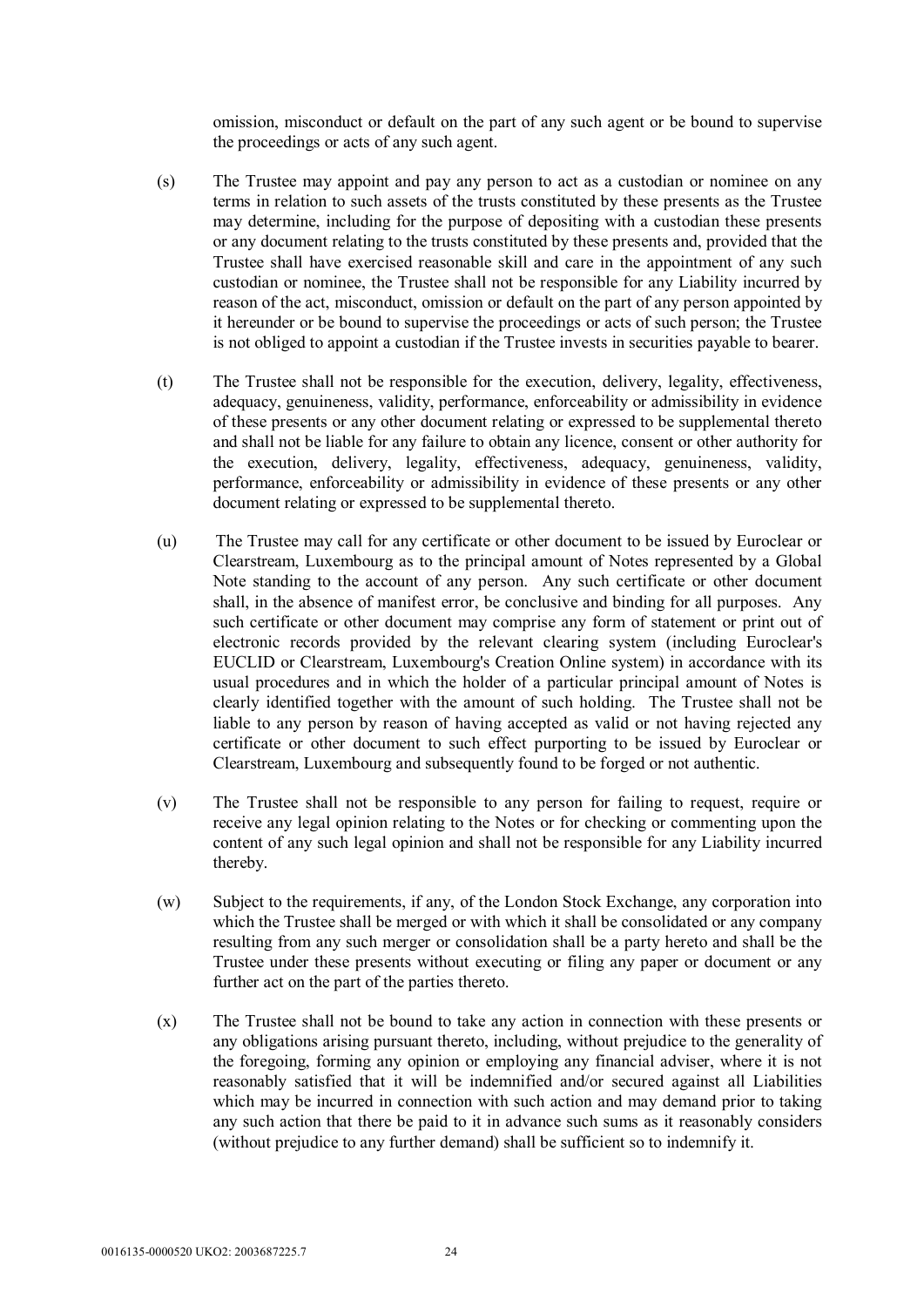omission, misconduct or default on the part of any such agent or be bound to supervise the proceedings or acts of any such agent.

(s) The Trustee may appoint and pay any person to act as a custodian or nominee on any terms in relation to such assets of the trusts constituted by these presents as the Trustee may determine, including for the purpose of depositing with a custodian these presents or any document relating to the trusts constituted by these presents and, provided that the Trustee shall have exercised reasonable skill and care in the appointment of any such custodian or nominee, the Trustee shall not be responsible for any Liability incurred by reason of the act, misconduct, omission or default on the part of any person appointed by it hereunder or be bound to supervise the proceedings or acts of such person; the Trustee is not obliged to appoint a custodian if the Trustee invests in securities payable to bearer.

(t) The Trustee shall not be responsible for the execution, delivery, legality, effectiveness, adequacy, genuineness, validity, performance, enforceability or admissibility in evidence of these presents or any other document relating or expressed to be supplemental thereto and shall not be liable for any failure to obtain any licence, consent or other authority for the execution, delivery, legality, effectiveness, adequacy, genuineness, validity, performance, enforceability or admissibility in evidence of these presents or any other document relating or expressed to be supplemental thereto.

(u) The Trustee may call for any certificate or other document to be issued by Euroclear or Clearstream, Luxembourg as to the principal amount of Notes represented by a Global Note standing to the account of any person. Any such certificate or other document shall, in the absence of manifest error, be conclusive and binding for all purposes. Any such certificate or other document may comprise any form of statement or print out of electronic records provided by the relevant clearing system (including Euroclear's EUCLID or Clearstream, Luxembourg's Creation Online system) in accordance with its usual procedures and in which the holder of a particular principal amount of Notes is clearly identified together with the amount of such holding. The Trustee shall not be liable to any person by reason of having accepted as valid or not having rejected any certificate or other document to such effect purporting to be issued by Euroclear or Clearstream, Luxembourg and subsequently found to be forged or not authentic.

(v) The Trustee shall not be responsible to any person for failing to request, require or receive any legal opinion relating to the Notes or for checking or commenting upon the content of any such legal opinion and shall not be responsible for any Liability incurred thereby.

(w) Subject to the requirements, if any, of the London Stock Exchange, any corporation into which the Trustee shall be merged or with which it shall be consolidated or any company resulting from any such merger or consolidation shall be a party hereto and shall be the Trustee under these presents without executing or filing any paper or document or any further act on the part of the parties thereto.

(x) The Trustee shall not be bound to take any action in connection with these presents or any obligations arising pursuant thereto, including, without prejudice to the generality of the foregoing, forming any opinion or employing any financial adviser, where it is not reasonably satisfied that it will be indemnified and/or secured against all Liabilities which may be incurred in connection with such action and may demand prior to taking any such action that there be paid to it in advance such sums as it reasonably considers (without prejudice to any further demand) shall be sufficient so to indemnify it.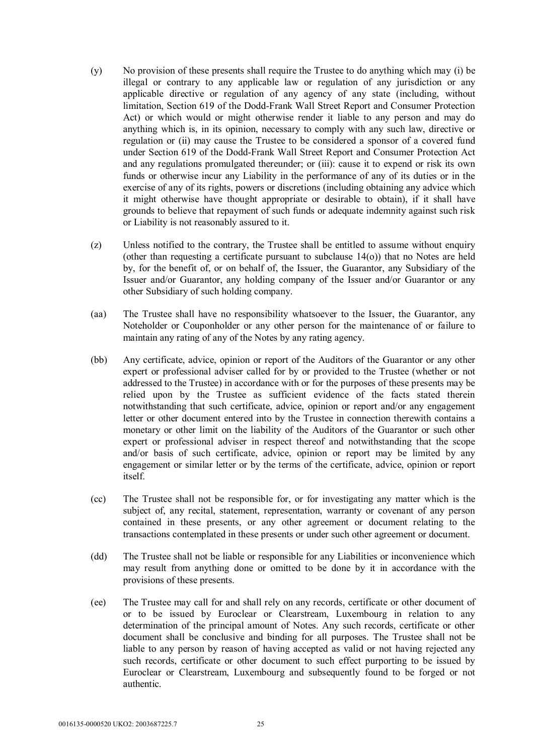(y) No provision of these presents shall require the Trustee to do anything which may (i) be illegal or contrary to any applicable law or regulation of any jurisdiction or any applicable directive or regulation of any agency of any state (including, without limitation, Section 619 of the Dodd-Frank Wall Street Report and Consumer Protection Act) or which would or might otherwise render it liable to any person and may do anything which is, in its opinion, necessary to comply with any such law, directive or regulation or (ii) may cause the Trustee to be considered a sponsor of a covered fund under Section 619 of the Dodd-Frank Wall Street Report and Consumer Protection Act and any regulations promulgated thereunder; or (iii): cause it to expend or risk its own funds or otherwise incur any Liability in the performance of any of its duties or in the exercise of any of its rights, powers or discretions (including obtaining any advice which it might otherwise have thought appropriate or desirable to obtain), if it shall have grounds to believe that repayment of such funds or adequate indemnity against such risk or Liability is not reasonably assured to it.

(z) Unless notified to the contrary, the Trustee shall be entitled to assume without enquiry (other than requesting a certificate pursuant to subclause 14(o)) that no Notes are held by, for the benefit of, or on behalf of, the Issuer, the Guarantor, any Subsidiary of the Issuer and/or Guarantor, any holding company of the Issuer and/or Guarantor or any other Subsidiary of such holding company.

(aa) The Trustee shall have no responsibility whatsoever to the Issuer, the Guarantor, any Noteholder or Couponholder or any other person for the maintenance of or failure to maintain any rating of any of the Notes by any rating agency.

(bb) Any certificate, advice, opinion or report of the Auditors of the Guarantor or any other expert or professional adviser called for by or provided to the Trustee (whether or not addressed to the Trustee) in accordance with or for the purposes of these presents may be relied upon by the Trustee as sufficient evidence of the facts stated therein notwithstanding that such certificate, advice, opinion or report and/or any engagement letter or other document entered into by the Trustee in connection therewith contains a monetary or other limit on the liability of the Auditors of the Guarantor or such other expert or professional adviser in respect thereof and notwithstanding that the scope and/or basis of such certificate, advice, opinion or report may be limited by any engagement or similar letter or by the terms of the certificate, advice, opinion or report itself.

(cc) The Trustee shall not be responsible for, or for investigating any matter which is the subject of, any recital, statement, representation, warranty or covenant of any person contained in these presents, or any other agreement or document relating to the transactions contemplated in these presents or under such other agreement or document.

(dd) The Trustee shall not be liable or responsible for any Liabilities or inconvenience which may result from anything done or omitted to be done by it in accordance with the provisions of these presents.

(ee) The Trustee may call for and shall rely on any records, certificate or other document of or to be issued by Euroclear or Clearstream, Luxembourg in relation to any determination of the principal amount of Notes. Any such records, certificate or other document shall be conclusive and binding for all purposes. The Trustee shall not be liable to any person by reason of having accepted as valid or not having rejected any such records, certificate or other document to such effect purporting to be issued by Euroclear or Clearstream, Luxembourg and subsequently found to be forged or not authentic.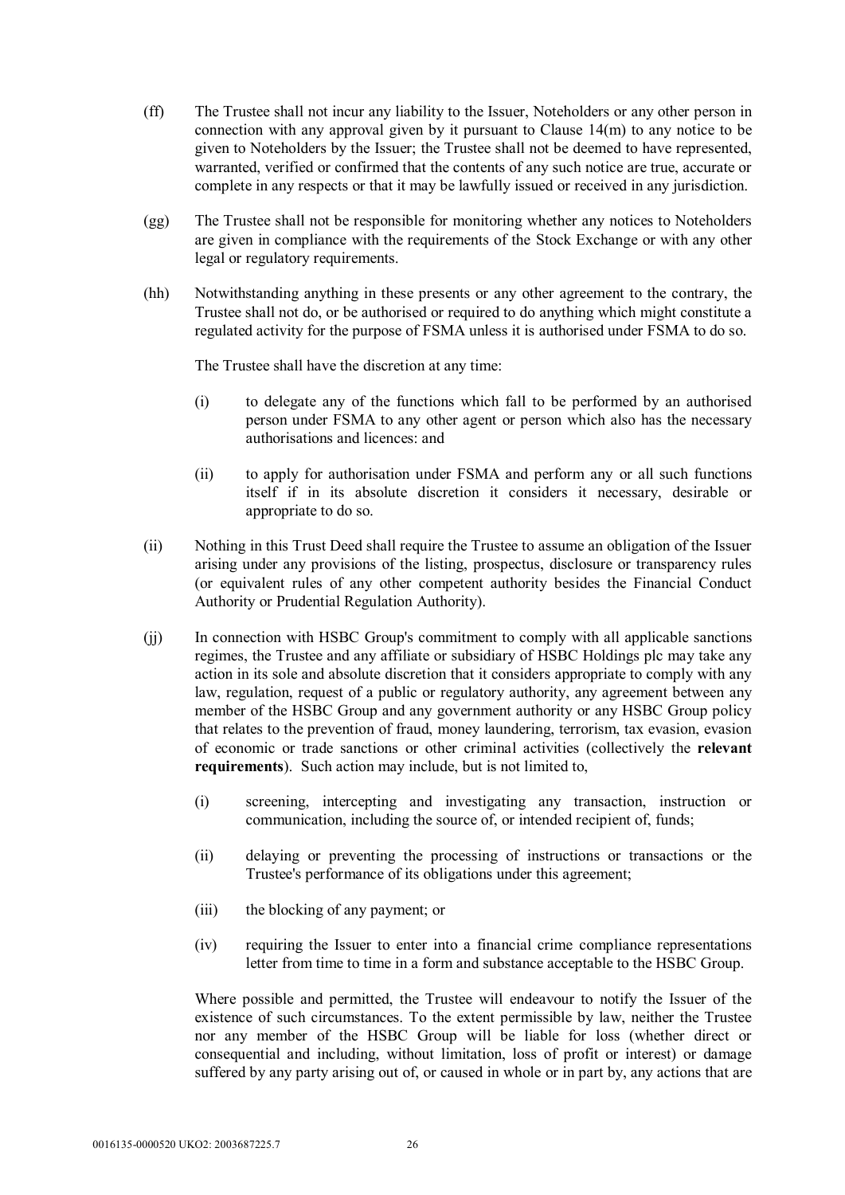(ff) The Trustee shall not incur any liability to the Issuer, Noteholders or any other person in connection with any approval given by it pursuant to Clause 14(m) to any notice to be given to Noteholders by the Issuer; the Trustee shall not be deemed to have represented, warranted, verified or confirmed that the contents of any such notice are true, accurate or complete in any respects or that it may be lawfully issued or received in any jurisdiction.

(gg) The Trustee shall not be responsible for monitoring whether any notices to Noteholders are given in compliance with the requirements of the Stock Exchange or with any other legal or regulatory requirements.

(hh) Notwithstanding anything in these presents or any other agreement to the contrary, the Trustee shall not do, or be authorised or required to do anything which might constitute a regulated activity for the purpose of FSMA unless it is authorised under FSMA to do so.

The Trustee shall have the discretion at any time:

(i) to delegate any of the functions which fall to be performed by an authorised person under FSMA to any other agent or person which also has the necessary authorisations and licences: and

(ii) to apply for authorisation under FSMA and perform any or all such functions itself if in its absolute discretion it considers it necessary, desirable or appropriate to do so.

(ii) Nothing in this Trust Deed shall require the Trustee to assume an obligation of the Issuer arising under any provisions of the listing, prospectus, disclosure or transparency rules (or equivalent rules of any other competent authority besides the Financial Conduct Authority or Prudential Regulation Authority).

(jj) In connection with HSBC Group's commitment to comply with all applicable sanctions regimes, the Trustee and any affiliate or subsidiary of HSBC Holdings plc may take any action in its sole and absolute discretion that it considers appropriate to comply with any law, regulation, request of a public or regulatory authority, any agreement between any member of the HSBC Group and any government authority or any HSBC Group policy that relates to the prevention of fraud, money laundering, terrorism, tax evasion, evasion of economic or trade sanctions or other criminal activities (collectively the **relevant requirements**). Such action may include, but is not limited to,

(i) screening, intercepting and investigating any transaction, instruction or communication, including the source of, or intended recipient of, funds;

(ii) delaying or preventing the processing of instructions or transactions or the Trustee's performance of its obligations under this agreement;

(iii) the blocking of any payment; or

(iv) requiring the Issuer to enter into a financial crime compliance representations letter from time to time in a form and substance acceptable to the HSBC Group.

Where possible and permitted, the Trustee will endeavour to notify the Issuer of the existence of such circumstances. To the extent permissible by law, neither the Trustee nor any member of the HSBC Group will be liable for loss (whether direct or consequential and including, without limitation, loss of profit or interest) or damage suffered by any party arising out of, or caused in whole or in part by, any actions that are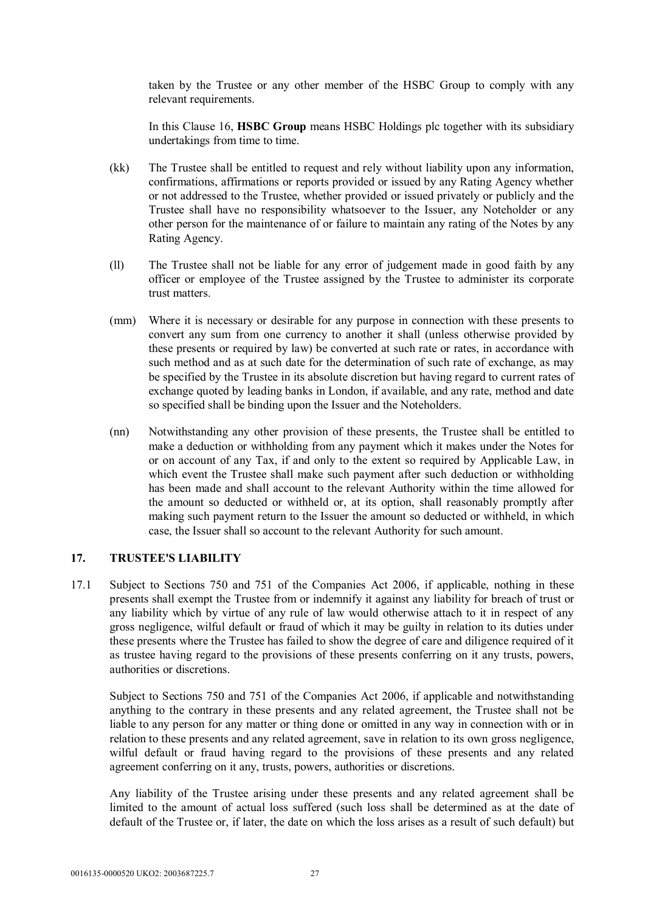taken by the Trustee or any other member of the HSBC Group to comply with any relevant requirements.

In this Clause 16, **HSBC Group** means HSBC Holdings plc together with its subsidiary undertakings from time to time.

(kk) The Trustee shall be entitled to request and rely without liability upon any information, confirmations, affirmations or reports provided or issued by any Rating Agency whether or not addressed to the Trustee, whether provided or issued privately or publicly and the Trustee shall have no responsibility whatsoever to the Issuer, any Noteholder or any other person for the maintenance of or failure to maintain any rating of the Notes by any Rating Agency.

(ll) The Trustee shall not be liable for any error of judgement made in good faith by any officer or employee of the Trustee assigned by the Trustee to administer its corporate trust matters.

(mm) Where it is necessary or desirable for any purpose in connection with these presents to convert any sum from one currency to another it shall (unless otherwise provided by these presents or required by law) be converted at such rate or rates, in accordance with such method and as at such date for the determination of such rate of exchange, as may be specified by the Trustee in its absolute discretion but having regard to current rates of exchange quoted by leading banks in London, if available, and any rate, method and date so specified shall be binding upon the Issuer and the Noteholders.

(nn) Notwithstanding any other provision of these presents, the Trustee shall be entitled to make a deduction or withholding from any payment which it makes under the Notes for or on account of any Tax, if and only to the extent so required by Applicable Law, in which event the Trustee shall make such payment after such deduction or withholding has been made and shall account to the relevant Authority within the time allowed for the amount so deducted or withheld or, at its option, shall reasonably promptly after making such payment return to the Issuer the amount so deducted or withheld, in which case, the Issuer shall so account to the relevant Authority for such amount.

## 17. TRUSTEE'S LIABILITY

17.1 Subject to Sections 750 and 751 of the Companies Act 2006, if applicable, nothing in these presents shall exempt the Trustee from or indemnify it against any liability for breach of trust or any liability which by virtue of any rule of law would otherwise attach to it in respect of any gross negligence, wilful default or fraud of which it may be guilty in relation to its duties under these presents where the Trustee has failed to show the degree of care and diligence required of it as trustee having regard to the provisions of these presents conferring on it any trusts, powers, authorities or discretions.

Subject to Sections 750 and 751 of the Companies Act 2006, if applicable and notwithstanding anything to the contrary in these presents and any related agreement, the Trustee shall not be liable to any person for any matter or thing done or omitted in any way in connection with or in relation to these presents and any related agreement, save in relation to its own gross negligence, wilful default or fraud having regard to the provisions of these presents and any related agreement conferring on it any, trusts, powers, authorities or discretions.

Any liability of the Trustee arising under these presents and any related agreement shall be limited to the amount of actual loss suffered (such loss shall be determined as at the date of default of the Trustee or, if later, the date on which the loss arises as a result of such default) but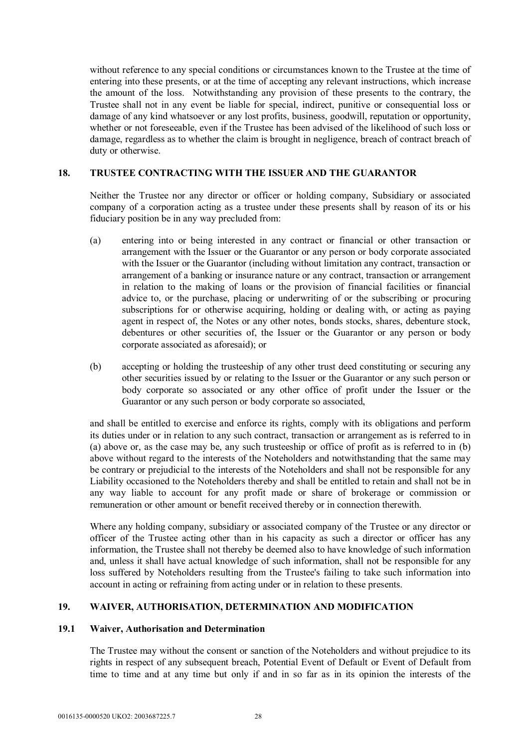without reference to any special conditions or circumstances known to the Trustee at the time of entering into these presents, or at the time of accepting any relevant instructions, which increase the amount of the loss. Notwithstanding any provision of these presents to the contrary, the Trustee shall not in any event be liable for special, indirect, punitive or consequential loss or damage of any kind whatsoever or any lost profits, business, goodwill, reputation or opportunity, whether or not foreseeable, even if the Trustee has been advised of the likelihood of such loss or damage, regardless as to whether the claim is brought in negligence, breach of contract breach of duty or otherwise.

## 18. TRUSTEE CONTRACTING WITH THE ISSUER AND THE GUARANTOR

Neither the Trustee nor any director or officer or holding company, Subsidiary or associated company of a corporation acting as a trustee under these presents shall by reason of its or his fiduciary position be in any way precluded from:

(a) entering into or being interested in any contract or financial or other transaction or arrangement with the Issuer or the Guarantor or any person or body corporate associated with the Issuer or the Guarantor (including without limitation any contract, transaction or arrangement of a banking or insurance nature or any contract, transaction or arrangement in relation to the making of loans or the provision of financial facilities or financial advice to, or the purchase, placing or underwriting of or the subscribing or procuring subscriptions for or otherwise acquiring, holding or dealing with, or acting as paying agent in respect of, the Notes or any other notes, bonds stocks, shares, debenture stock, debentures or other securities of, the Issuer or the Guarantor or any person or body corporate associated as aforesaid); or

(b) accepting or holding the trusteeship of any other trust deed constituting or securing any other securities issued by or relating to the Issuer or the Guarantor or any such person or body corporate so associated or any other office of profit under the Issuer or the Guarantor or any such person or body corporate so associated,

and shall be entitled to exercise and enforce its rights, comply with its obligations and perform its duties under or in relation to any such contract, transaction or arrangement as is referred to in (a) above or, as the case may be, any such trusteeship or office of profit as is referred to in (b) above without regard to the interests of the Noteholders and notwithstanding that the same may be contrary or prejudicial to the interests of the Noteholders and shall not be responsible for any Liability occasioned to the Noteholders thereby and shall be entitled to retain and shall not be in any way liable to account for any profit made or share of brokerage or commission or remuneration or other amount or benefit received thereby or in connection therewith.

Where any holding company, subsidiary or associated company of the Trustee or any director or officer of the Trustee acting other than in his capacity as such a director or officer has any information, the Trustee shall not thereby be deemed also to have knowledge of such information and, unless it shall have actual knowledge of such information, shall not be responsible for any loss suffered by Noteholders resulting from the Trustee's failing to take such information into account in acting or refraining from acting under or in relation to these presents.

## 19. WAIVER, AUTHORISATION, DETERMINATION AND MODIFICATION

### 19.1 Waiver, Authorisation and Determination

The Trustee may without the consent or sanction of the Noteholders and without prejudice to its rights in respect of any subsequent breach, Potential Event of Default or Event of Default from time to time and at any time but only if and in so far as in its opinion the interests of the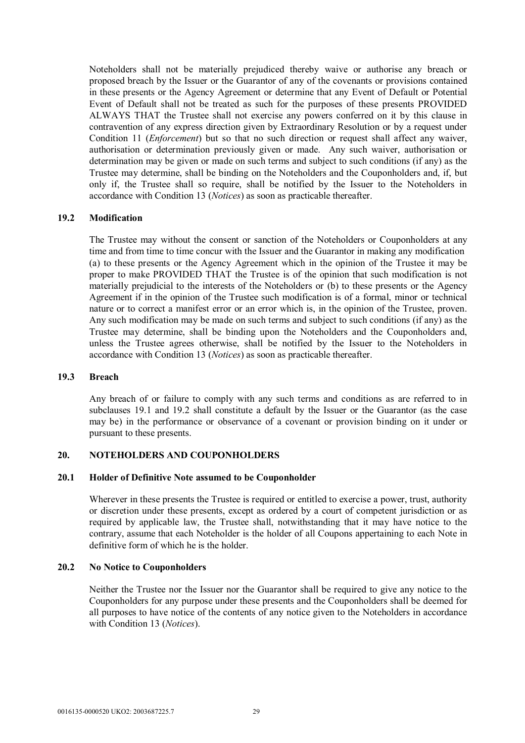Noteholders shall not be materially prejudiced thereby waive or authorise any breach or proposed breach by the Issuer or the Guarantor of any of the covenants or provisions contained in these presents or the Agency Agreement or determine that any Event of Default or Potential Event of Default shall not be treated as such for the purposes of these presents PROVIDED ALWAYS THAT the Trustee shall not exercise any powers conferred on it by this clause in contravention of any express direction given by Extraordinary Resolution or by a request under Condition 11 (*Enforcement*) but so that no such direction or request shall affect any waiver, authorisation or determination previously given or made. Any such waiver, authorisation or determination may be given or made on such terms and subject to such conditions (if any) as the Trustee may determine, shall be binding on the Noteholders and the Couponholders and, if, but only if, the Trustee shall so require, shall be notified by the Issuer to the Noteholders in accordance with Condition 13 (*Notices*) as soon as practicable thereafter.

### 19.2 Modification

The Trustee may without the consent or sanction of the Noteholders or Couponholders at any time and from time to time concur with the Issuer and the Guarantor in making any modification (a) to these presents or the Agency Agreement which in the opinion of the Trustee it may be proper to make PROVIDED THAT the Trustee is of the opinion that such modification is not materially prejudicial to the interests of the Noteholders or (b) to these presents or the Agency Agreement if in the opinion of the Trustee such modification is of a formal, minor or technical nature or to correct a manifest error or an error which is, in the opinion of the Trustee, proven. Any such modification may be made on such terms and subject to such conditions (if any) as the Trustee may determine, shall be binding upon the Noteholders and the Couponholders and, unless the Trustee agrees otherwise, shall be notified by the Issuer to the Noteholders in accordance with Condition 13 (*Notices*) as soon as practicable thereafter.

### 19.3 Breach

Any breach of or failure to comply with any such terms and conditions as are referred to in subclauses 19.1 and 19.2 shall constitute a default by the Issuer or the Guarantor (as the case may be) in the performance or observance of a covenant or provision binding on it under or pursuant to these presents.

## 20. NOTEHOLDERS AND COUPONHOLDERS

### 20.1 Holder of Definitive Note assumed to be Couponholder

Wherever in these presents the Trustee is required or entitled to exercise a power, trust, authority or discretion under these presents, except as ordered by a court of competent jurisdiction or as required by applicable law, the Trustee shall, notwithstanding that it may have notice to the contrary, assume that each Noteholder is the holder of all Coupons appertaining to each Note in definitive form of which he is the holder.

### 20.2 No Notice to Couponholders

Neither the Trustee nor the Issuer nor the Guarantor shall be required to give any notice to the Couponholders for any purpose under these presents and the Couponholders shall be deemed for all purposes to have notice of the contents of any notice given to the Noteholders in accordance with Condition 13 (*Notices*).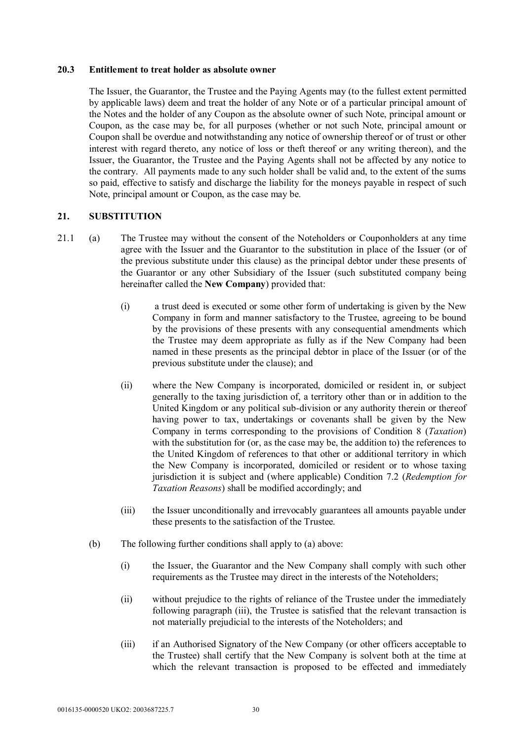### 20.3 Entitlement to treat holder as absolute owner

The Issuer, the Guarantor, the Trustee and the Paying Agents may (to the fullest extent permitted by applicable laws) deem and treat the holder of any Note or of a particular principal amount of the Notes and the holder of any Coupon as the absolute owner of such Note, principal amount or Coupon, as the case may be, for all purposes (whether or not such Note, principal amount or Coupon shall be overdue and notwithstanding any notice of ownership thereof or of trust or other interest with regard thereto, any notice of loss or theft thereof or any writing thereon), and the Issuer, the Guarantor, the Trustee and the Paying Agents shall not be affected by any notice to the contrary. All payments made to any such holder shall be valid and, to the extent of the sums so paid, effective to satisfy and discharge the liability for the moneys payable in respect of such Note, principal amount or Coupon, as the case may be.

## 21. SUBSTITUTION

21.1 (a) The Trustee may without the consent of the Noteholders or Couponholders at any time agree with the Issuer and the Guarantor to the substitution in place of the Issuer (or of the previous substitute under this clause) as the principal debtor under these presents of the Guarantor or any other Subsidiary of the Issuer (such substituted company being hereinafter called the **New Company**) provided that:

(i) a trust deed is executed or some other form of undertaking is given by the New Company in form and manner satisfactory to the Trustee, agreeing to be bound by the provisions of these presents with any consequential amendments which the Trustee may deem appropriate as fully as if the New Company had been named in these presents as the principal debtor in place of the Issuer (or of the previous substitute under the clause); and

(ii) where the New Company is incorporated, domiciled or resident in, or subject generally to the taxing jurisdiction of, a territory other than or in addition to the United Kingdom or any political sub-division or any authority therein or thereof having power to tax, undertakings or covenants shall be given by the New Company in terms corresponding to the provisions of Condition 8 (*Taxation*) with the substitution for (or, as the case may be, the addition to) the references to the United Kingdom of references to that other or additional territory in which the New Company is incorporated, domiciled or resident or to whose taxing jurisdiction it is subject and (where applicable) Condition 7.2 (*Redemption for Taxation Reasons*) shall be modified accordingly; and

(iii) the Issuer unconditionally and irrevocably guarantees all amounts payable under these presents to the satisfaction of the Trustee.

(b) The following further conditions shall apply to (a) above:

(i) the Issuer, the Guarantor and the New Company shall comply with such other requirements as the Trustee may direct in the interests of the Noteholders;

(ii) without prejudice to the rights of reliance of the Trustee under the immediately following paragraph (iii), the Trustee is satisfied that the relevant transaction is not materially prejudicial to the interests of the Noteholders; and

(iii) if an Authorised Signatory of the New Company (or other officers acceptable to the Trustee) shall certify that the New Company is solvent both at the time at which the relevant transaction is proposed to be effected and immediately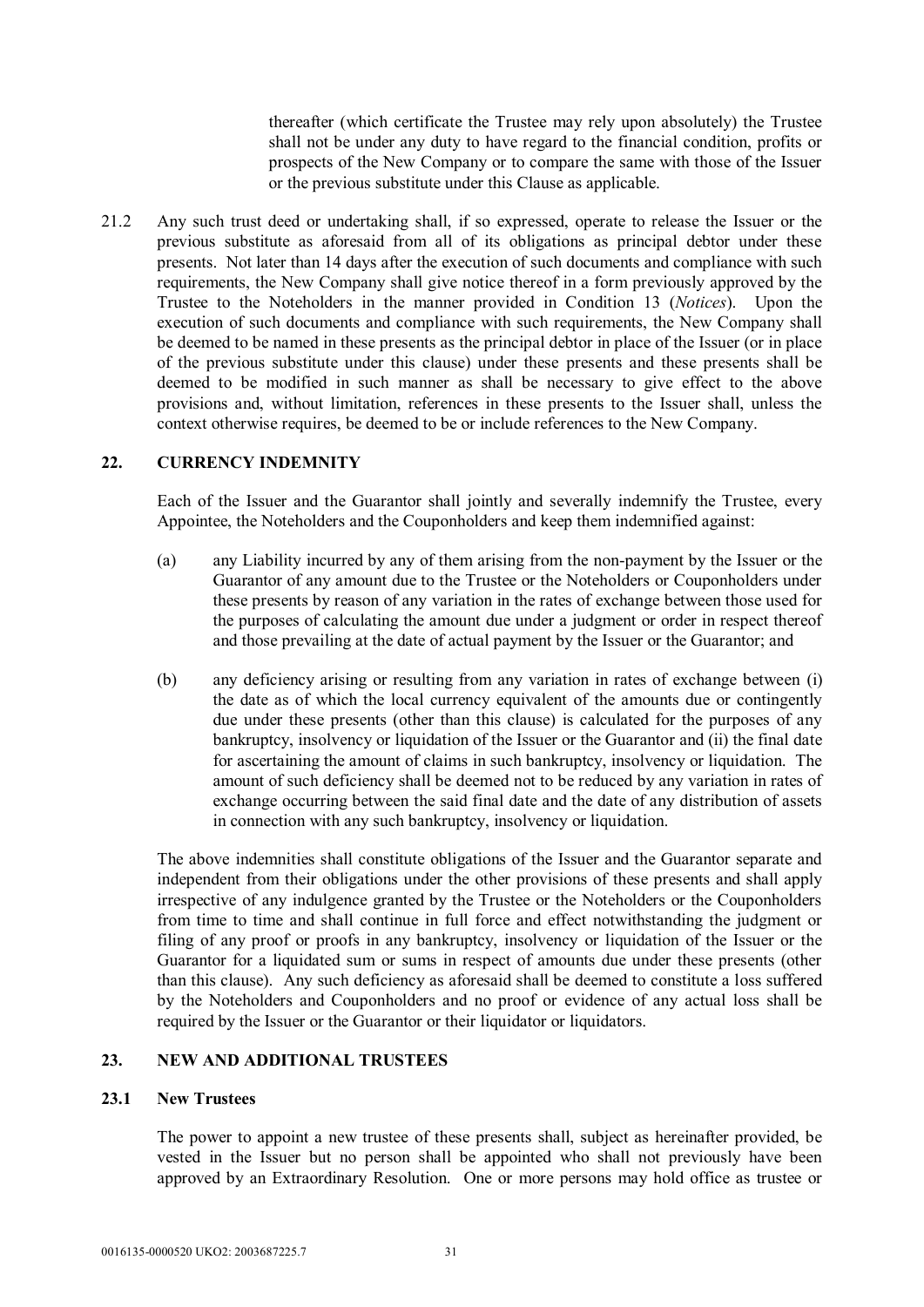thereafter (which certificate the Trustee may rely upon absolutely) the Trustee shall not be under any duty to have regard to the financial condition, profits or prospects of the New Company or to compare the same with those of the Issuer or the previous substitute under this Clause as applicable.

21.2 Any such trust deed or undertaking shall, if so expressed, operate to release the Issuer or the previous substitute as aforesaid from all of its obligations as principal debtor under these presents. Not later than 14 days after the execution of such documents and compliance with such requirements, the New Company shall give notice thereof in a form previously approved by the Trustee to the Noteholders in the manner provided in Condition 13 (*Notices*). Upon the execution of such documents and compliance with such requirements, the New Company shall be deemed to be named in these presents as the principal debtor in place of the Issuer (or in place of the previous substitute under this clause) under these presents and these presents shall be deemed to be modified in such manner as shall be necessary to give effect to the above provisions and, without limitation, references in these presents to the Issuer shall, unless the context otherwise requires, be deemed to be or include references to the New Company.

## 22. CURRENCY INDEMNITY

Each of the Issuer and the Guarantor shall jointly and severally indemnify the Trustee, every Appointee, the Noteholders and the Couponholders and keep them indemnified against:

(a) any Liability incurred by any of them arising from the non-payment by the Issuer or the Guarantor of any amount due to the Trustee or the Noteholders or Couponholders under these presents by reason of any variation in the rates of exchange between those used for the purposes of calculating the amount due under a judgment or order in respect thereof and those prevailing at the date of actual payment by the Issuer or the Guarantor; and

(b) any deficiency arising or resulting from any variation in rates of exchange between (i) the date as of which the local currency equivalent of the amounts due or contingently due under these presents (other than this clause) is calculated for the purposes of any bankruptcy, insolvency or liquidation of the Issuer or the Guarantor and (ii) the final date for ascertaining the amount of claims in such bankruptcy, insolvency or liquidation. The amount of such deficiency shall be deemed not to be reduced by any variation in rates of exchange occurring between the said final date and the date of any distribution of assets in connection with any such bankruptcy, insolvency or liquidation.

The above indemnities shall constitute obligations of the Issuer and the Guarantor separate and independent from their obligations under the other provisions of these presents and shall apply irrespective of any indulgence granted by the Trustee or the Noteholders or the Couponholders from time to time and shall continue in full force and effect notwithstanding the judgment or filing of any proof or proofs in any bankruptcy, insolvency or liquidation of the Issuer or the Guarantor for a liquidated sum or sums in respect of amounts due under these presents (other than this clause). Any such deficiency as aforesaid shall be deemed to constitute a loss suffered by the Noteholders and Couponholders and no proof or evidence of any actual loss shall be required by the Issuer or the Guarantor or their liquidator or liquidators.

## 23. NEW AND ADDITIONAL TRUSTEES

### 23.1 New Trustees

The power to appoint a new trustee of these presents shall, subject as hereinafter provided, be vested in the Issuer but no person shall be appointed who shall not previously have been approved by an Extraordinary Resolution. One or more persons may hold office as trustee or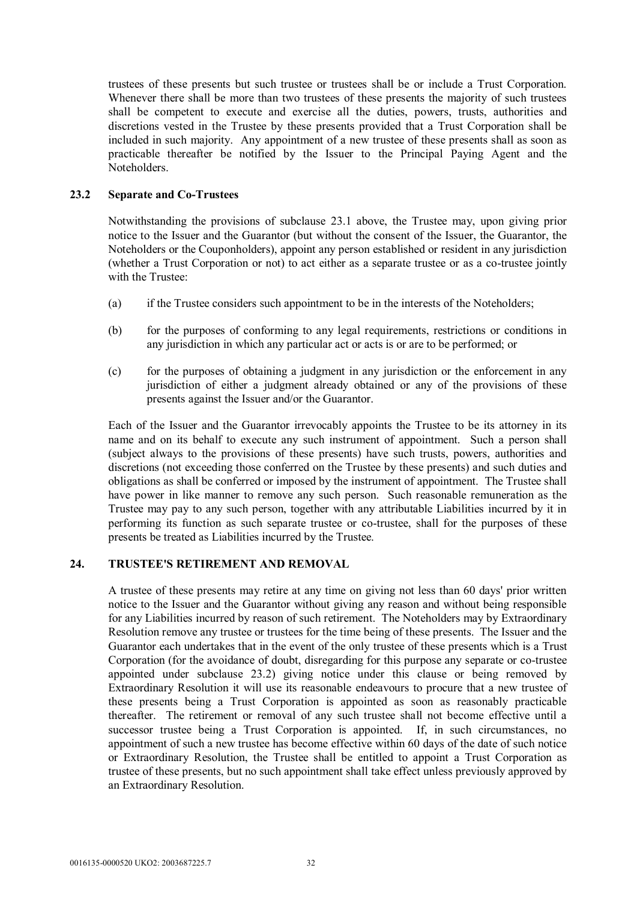trustees of these presents but such trustee or trustees shall be or include a Trust Corporation. Whenever there shall be more than two trustees of these presents the majority of such trustees shall be competent to execute and exercise all the duties, powers, trusts, authorities and discretions vested in the Trustee by these presents provided that a Trust Corporation shall be included in such majority. Any appointment of a new trustee of these presents shall as soon as practicable thereafter be notified by the Issuer to the Principal Paying Agent and the Noteholders.

### 23.2 Separate and Co-Trustees

Notwithstanding the provisions of subclause 23.1 above, the Trustee may, upon giving prior notice to the Issuer and the Guarantor (but without the consent of the Issuer, the Guarantor, the Noteholders or the Couponholders), appoint any person established or resident in any jurisdiction (whether a Trust Corporation or not) to act either as a separate trustee or as a co-trustee jointly with the Trustee:

(a) if the Trustee considers such appointment to be in the interests of the Noteholders;

(b) for the purposes of conforming to any legal requirements, restrictions or conditions in any jurisdiction in which any particular act or acts is or are to be performed; or

(c) for the purposes of obtaining a judgment in any jurisdiction or the enforcement in any jurisdiction of either a judgment already obtained or any of the provisions of these presents against the Issuer and/or the Guarantor.

Each of the Issuer and the Guarantor irrevocably appoints the Trustee to be its attorney in its name and on its behalf to execute any such instrument of appointment. Such a person shall (subject always to the provisions of these presents) have such trusts, powers, authorities and discretions (not exceeding those conferred on the Trustee by these presents) and such duties and obligations as shall be conferred or imposed by the instrument of appointment. The Trustee shall have power in like manner to remove any such person. Such reasonable remuneration as the Trustee may pay to any such person, together with any attributable Liabilities incurred by it in performing its function as such separate trustee or co-trustee, shall for the purposes of these presents be treated as Liabilities incurred by the Trustee.

## 24. TRUSTEE'S RETIREMENT AND REMOVAL

A trustee of these presents may retire at any time on giving not less than 60 days' prior written notice to the Issuer and the Guarantor without giving any reason and without being responsible for any Liabilities incurred by reason of such retirement. The Noteholders may by Extraordinary Resolution remove any trustee or trustees for the time being of these presents. The Issuer and the Guarantor each undertakes that in the event of the only trustee of these presents which is a Trust Corporation (for the avoidance of doubt, disregarding for this purpose any separate or co-trustee appointed under subclause 23.2) giving notice under this clause or being removed by Extraordinary Resolution it will use its reasonable endeavours to procure that a new trustee of these presents being a Trust Corporation is appointed as soon as reasonably practicable thereafter. The retirement or removal of any such trustee shall not become effective until a successor trustee being a Trust Corporation is appointed. If, in such circumstances, no appointment of such a new trustee has become effective within 60 days of the date of such notice or Extraordinary Resolution, the Trustee shall be entitled to appoint a Trust Corporation as trustee of these presents, but no such appointment shall take effect unless previously approved by an Extraordinary Resolution.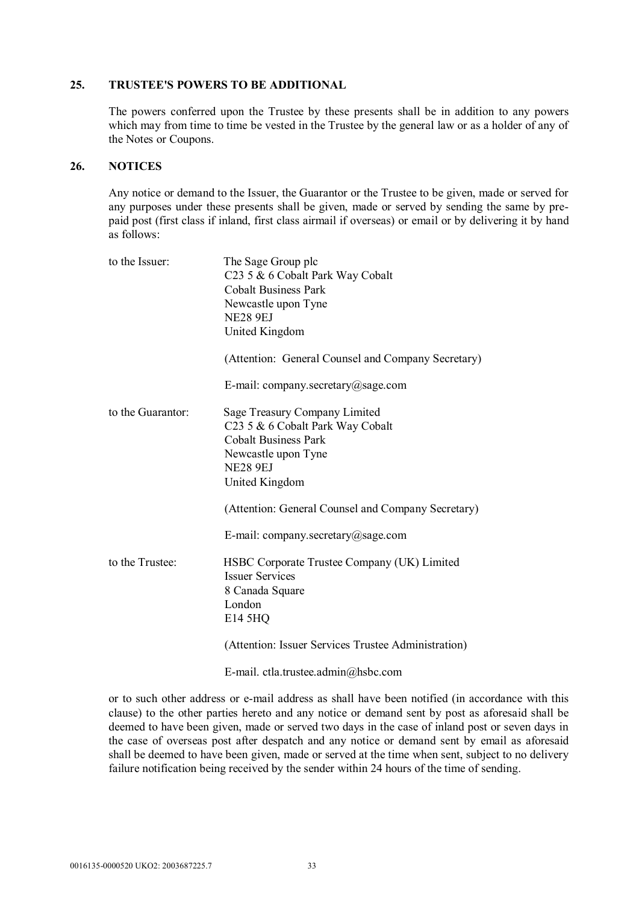## 25. TRUSTEE'S POWERS TO BE ADDITIONAL

The powers conferred upon the Trustee by these presents shall be in addition to any powers which may from time to time be vested in the Trustee by the general law or as a holder of any of the Notes or Coupons.

## 26. NOTICES

Any notice or demand to the Issuer, the Guarantor or the Trustee to be given, made or served for any purposes under these presents shall be given, made or served by sending the same by pre-paid post (first class if inland, first class airmail if overseas) or email or by delivering it by hand as follows:

to the Issuer:

The Sage Group plc
C23 5 & 6 Cobalt Park Way Cobalt
Cobalt Business Park
Newcastle upon Tyne
NE28 9EJ
United Kingdom

(Attention: General Counsel and Company Secretary)

E-mail: company.secretary@sage.com

to the Guarantor:

Sage Treasury Company Limited
C23 5 & 6 Cobalt Park Way Cobalt
Cobalt Business Park
Newcastle upon Tyne
NE28 9EJ
United Kingdom

(Attention: General Counsel and Company Secretary)

E-mail: company.secretary@sage.com

to the Trustee:

HSBC Corporate Trustee Company (UK) Limited
Issuer Services
8 Canada Square
London
E14 5HQ

(Attention: Issuer Services Trustee Administration)

E-mail. ctla.trustee.admin@hsbc.com

or to such other address or e-mail address as shall have been notified (in accordance with this clause) to the other parties hereto and any notice or demand sent by post as aforesaid shall be deemed to have been given, made or served two days in the case of inland post or seven days in the case of overseas post after despatch and any notice or demand sent by email as aforesaid shall be deemed to have been given, made or served at the time when sent, subject to no delivery failure notification being received by the sender within 24 hours of the time of sending.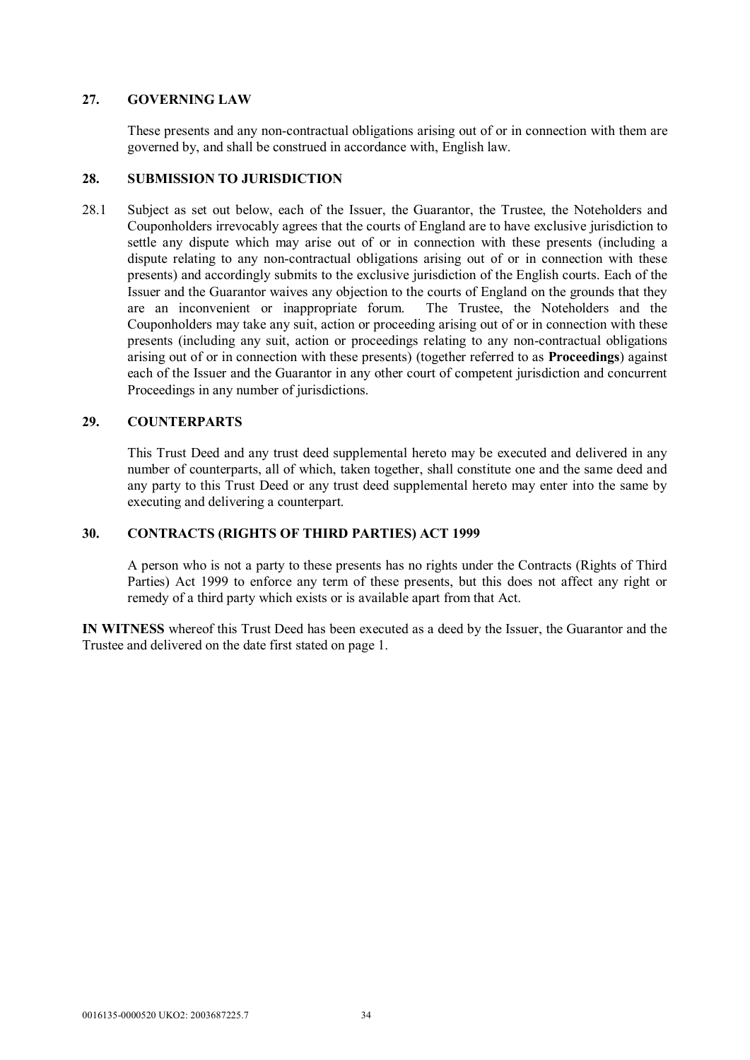## 27. GOVERNING LAW

These presents and any non-contractual obligations arising out of or in connection with them are governed by, and shall be construed in accordance with, English law.

## 28. SUBMISSION TO JURISDICTION

28.1 Subject as set out below, each of the Issuer, the Guarantor, the Trustee, the Noteholders and Couponholders irrevocably agrees that the courts of England are to have exclusive jurisdiction to settle any dispute which may arise out of or in connection with these presents (including a dispute relating to any non-contractual obligations arising out of or in connection with these presents) and accordingly submits to the exclusive jurisdiction of the English courts. Each of the Issuer and the Guarantor waives any objection to the courts of England on the grounds that they are an inconvenient or inappropriate forum. The Trustee, the Noteholders and the Couponholders may take any suit, action or proceeding arising out of or in connection with these presents (including any suit, action or proceedings relating to any non-contractual obligations arising out of or in connection with these presents) (together referred to as **Proceedings**) against each of the Issuer and the Guarantor in any other court of competent jurisdiction and concurrent Proceedings in any number of jurisdictions.

## 29. COUNTERPARTS

This Trust Deed and any trust deed supplemental hereto may be executed and delivered in any number of counterparts, all of which, taken together, shall constitute one and the same deed and any party to this Trust Deed or any trust deed supplemental hereto may enter into the same by executing and delivering a counterpart.

## 30. CONTRACTS (RIGHTS OF THIRD PARTIES) ACT 1999

A person who is not a party to these presents has no rights under the Contracts (Rights of Third Parties) Act 1999 to enforce any term of these presents, but this does not affect any right or remedy of a third party which exists or is available apart from that Act.

**IN WITNESS** whereof this Trust Deed has been executed as a deed by the Issuer, the Guarantor and the Trustee and delivered on the date first stated on page 1.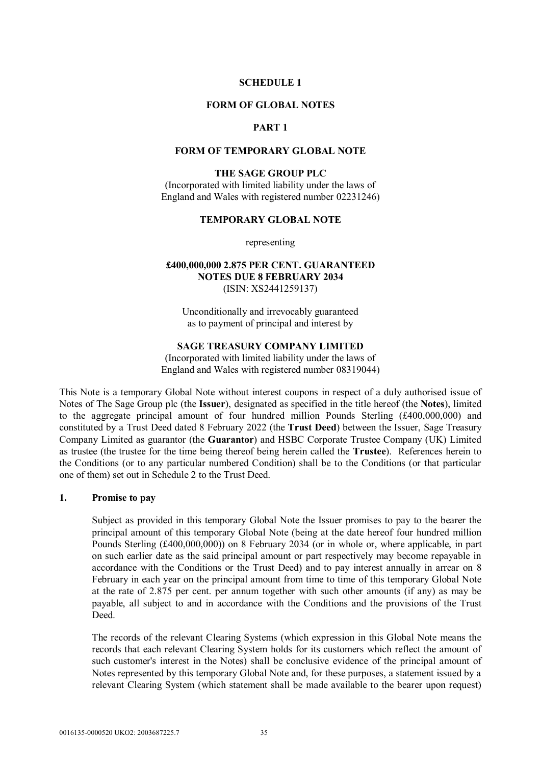**SCHEDULE 1**

**FORM OF GLOBAL NOTES**

**PART 1**

**FORM OF TEMPORARY GLOBAL NOTE**

**THE SAGE GROUP PLC**

(Incorporated with limited liability under the laws of England and Wales with registered number 02231246)

**TEMPORARY GLOBAL NOTE**

representing

**£400,000,000 2.875 PER CENT. GUARANTEED NOTES DUE 8 FEBRUARY 2034**

(ISIN: XS2441259137)

Unconditionally and irrevocably guaranteed as to payment of principal and interest by

**SAGE TREASURY COMPANY LIMITED**

(Incorporated with limited liability under the laws of England and Wales with registered number 08319044)

This Note is a temporary Global Note without interest coupons in respect of a duly authorised issue of Notes of The Sage Group plc (the **Issuer**), designated as specified in the title hereof (the **Notes**), limited to the aggregate principal amount of four hundred million Pounds Sterling (£400,000,000) and constituted by a Trust Deed dated 8 February 2022 (the **Trust Deed**) between the Issuer, Sage Treasury Company Limited as guarantor (the **Guarantor**) and HSBC Corporate Trustee Company (UK) Limited as trustee (the trustee for the time being thereof being herein called the **Trustee**). References herein to the Conditions (or to any particular numbered Condition) shall be to the Conditions (or that particular one of them) set out in Schedule 2 to the Trust Deed.

**1. Promise to pay**

Subject as provided in this temporary Global Note the Issuer promises to pay to the bearer the principal amount of this temporary Global Note (being at the date hereof four hundred million Pounds Sterling (£400,000,000)) on 8 February 2034 (or in whole or, where applicable, in part on such earlier date as the said principal amount or part respectively may become repayable in accordance with the Conditions or the Trust Deed) and to pay interest annually in arrear on 8 February in each year on the principal amount from time to time of this temporary Global Note at the rate of 2.875 per cent. per annum together with such other amounts (if any) as may be payable, all subject to and in accordance with the Conditions and the provisions of the Trust Deed.

The records of the relevant Clearing Systems (which expression in this Global Note means the records that each relevant Clearing System holds for its customers which reflect the amount of such customer's interest in the Notes) shall be conclusive evidence of the principal amount of Notes represented by this temporary Global Note and, for these purposes, a statement issued by a relevant Clearing System (which statement shall be made available to the bearer upon request)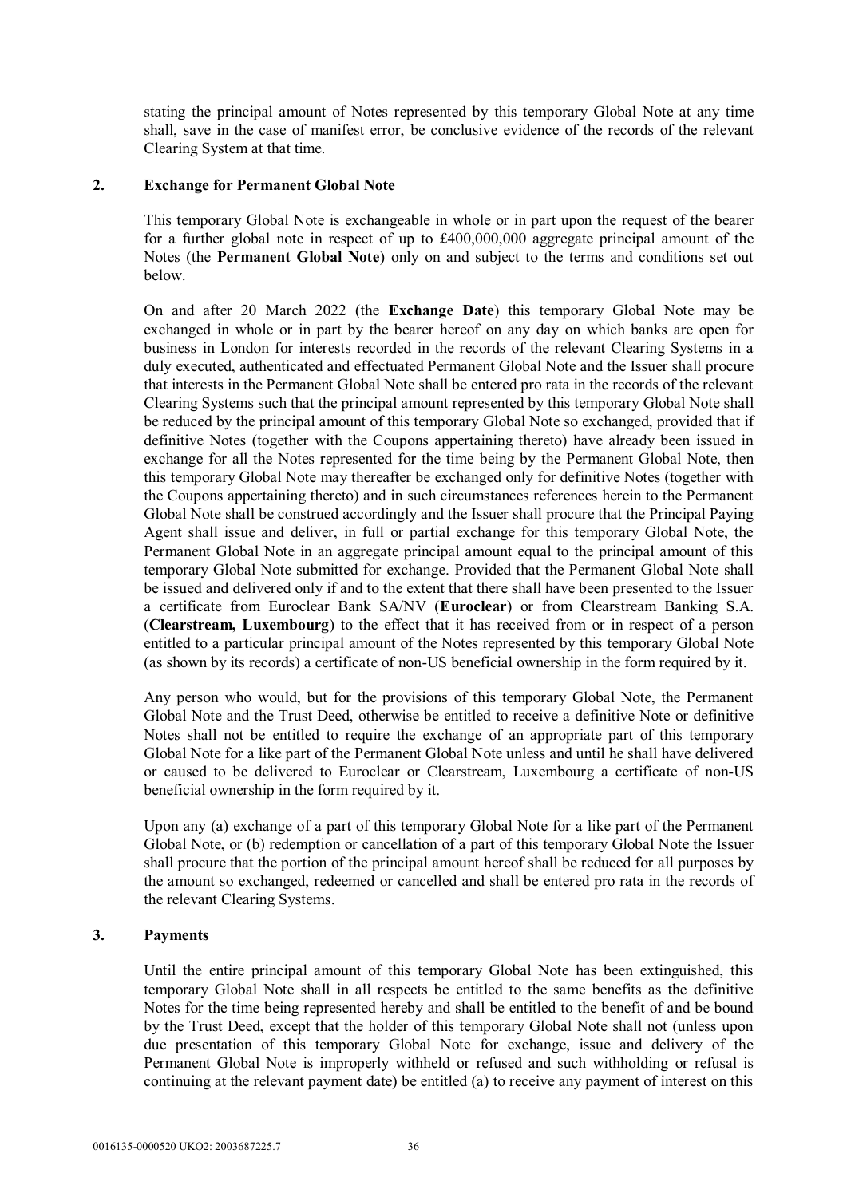stating the principal amount of Notes represented by this temporary Global Note at any time shall, save in the case of manifest error, be conclusive evidence of the records of the relevant Clearing System at that time.

## 2. Exchange for Permanent Global Note

This temporary Global Note is exchangeable in whole or in part upon the request of the bearer for a further global note in respect of up to £400,000,000 aggregate principal amount of the Notes (the **Permanent Global Note**) only on and subject to the terms and conditions set out below.

On and after 20 March 2022 (the **Exchange Date**) this temporary Global Note may be exchanged in whole or in part by the bearer hereof on any day on which banks are open for business in London for interests recorded in the records of the relevant Clearing Systems in a duly executed, authenticated and effectuated Permanent Global Note and the Issuer shall procure that interests in the Permanent Global Note shall be entered pro rata in the records of the relevant Clearing Systems such that the principal amount represented by this temporary Global Note shall be reduced by the principal amount of this temporary Global Note so exchanged, provided that if definitive Notes (together with the Coupons appertaining thereto) have already been issued in exchange for all the Notes represented for the time being by the Permanent Global Note, then this temporary Global Note may thereafter be exchanged only for definitive Notes (together with the Coupons appertaining thereto) and in such circumstances references herein to the Permanent Global Note shall be construed accordingly and the Issuer shall procure that the Principal Paying Agent shall issue and deliver, in full or partial exchange for this temporary Global Note, the Permanent Global Note in an aggregate principal amount equal to the principal amount of this temporary Global Note submitted for exchange. Provided that the Permanent Global Note shall be issued and delivered only if and to the extent that there shall have been presented to the Issuer a certificate from Euroclear Bank SA/NV (**Euroclear**) or from Clearstream Banking S.A. (**Clearstream, Luxembourg**) to the effect that it has received from or in respect of a person entitled to a particular principal amount of the Notes represented by this temporary Global Note (as shown by its records) a certificate of non-US beneficial ownership in the form required by it.

Any person who would, but for the provisions of this temporary Global Note, the Permanent Global Note and the Trust Deed, otherwise be entitled to receive a definitive Note or definitive Notes shall not be entitled to require the exchange of an appropriate part of this temporary Global Note for a like part of the Permanent Global Note unless and until he shall have delivered or caused to be delivered to Euroclear or Clearstream, Luxembourg a certificate of non-US beneficial ownership in the form required by it.

Upon any (a) exchange of a part of this temporary Global Note for a like part of the Permanent Global Note, or (b) redemption or cancellation of a part of this temporary Global Note the Issuer shall procure that the portion of the principal amount hereof shall be reduced for all purposes by the amount so exchanged, redeemed or cancelled and shall be entered pro rata in the records of the relevant Clearing Systems.

## 3. Payments

Until the entire principal amount of this temporary Global Note has been extinguished, this temporary Global Note shall in all respects be entitled to the same benefits as the definitive Notes for the time being represented hereby and shall be entitled to the benefit of and be bound by the Trust Deed, except that the holder of this temporary Global Note shall not (unless upon due presentation of this temporary Global Note for exchange, issue and delivery of the Permanent Global Note is improperly withheld or refused and such withholding or refusal is continuing at the relevant payment date) be entitled (a) to receive any payment of interest on this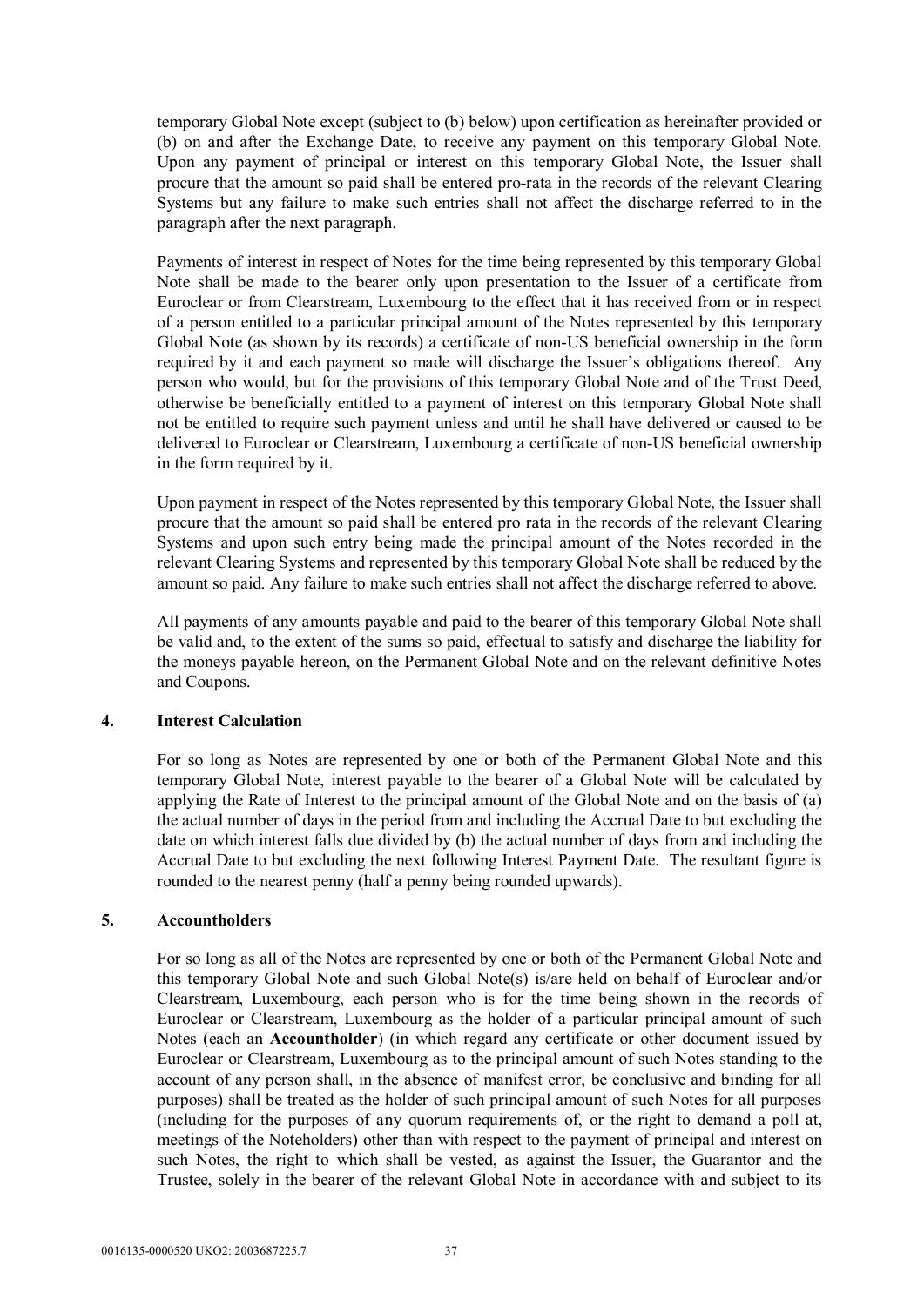temporary Global Note except (subject to (b) below) upon certification as hereinafter provided or (b) on and after the Exchange Date, to receive any payment on this temporary Global Note. Upon any payment of principal or interest on this temporary Global Note, the Issuer shall procure that the amount so paid shall be entered pro-rata in the records of the relevant Clearing Systems but any failure to make such entries shall not affect the discharge referred to in the paragraph after the next paragraph.

Payments of interest in respect of Notes for the time being represented by this temporary Global Note shall be made to the bearer only upon presentation to the Issuer of a certificate from Euroclear or from Clearstream, Luxembourg to the effect that it has received from or in respect of a person entitled to a particular principal amount of the Notes represented by this temporary Global Note (as shown by its records) a certificate of non-US beneficial ownership in the form required by it and each payment so made will discharge the Issuer's obligations thereof. Any person who would, but for the provisions of this temporary Global Note and of the Trust Deed, otherwise be beneficially entitled to a payment of interest on this temporary Global Note shall not be entitled to require such payment unless and until he shall have delivered or caused to be delivered to Euroclear or Clearstream, Luxembourg a certificate of non-US beneficial ownership in the form required by it.

Upon payment in respect of the Notes represented by this temporary Global Note, the Issuer shall procure that the amount so paid shall be entered pro rata in the records of the relevant Clearing Systems and upon such entry being made the principal amount of the Notes recorded in the relevant Clearing Systems and represented by this temporary Global Note shall be reduced by the amount so paid. Any failure to make such entries shall not affect the discharge referred to above.

All payments of any amounts payable and paid to the bearer of this temporary Global Note shall be valid and, to the extent of the sums so paid, effectual to satisfy and discharge the liability for the moneys payable hereon, on the Permanent Global Note and on the relevant definitive Notes and Coupons.

## 4. Interest Calculation

For so long as Notes are represented by one or both of the Permanent Global Note and this temporary Global Note, interest payable to the bearer of a Global Note will be calculated by applying the Rate of Interest to the principal amount of the Global Note and on the basis of (a) the actual number of days in the period from and including the Accrual Date to but excluding the date on which interest falls due divided by (b) the actual number of days from and including the Accrual Date to but excluding the next following Interest Payment Date. The resultant figure is rounded to the nearest penny (half a penny being rounded upwards).

## 5. Accountholders

For so long as all of the Notes are represented by one or both of the Permanent Global Note and this temporary Global Note and such Global Note(s) is/are held on behalf of Euroclear and/or Clearstream, Luxembourg, each person who is for the time being shown in the records of Euroclear or Clearstream, Luxembourg as the holder of a particular principal amount of such Notes (each an **Accountholder**) (in which regard any certificate or other document issued by Euroclear or Clearstream, Luxembourg as to the principal amount of such Notes standing to the account of any person shall, in the absence of manifest error, be conclusive and binding for all purposes) shall be treated as the holder of such principal amount of such Notes for all purposes (including for the purposes of any quorum requirements of, or the right to demand a poll at, meetings of the Noteholders) other than with respect to the payment of principal and interest on such Notes, the right to which shall be vested, as against the Issuer, the Guarantor and the Trustee, solely in the bearer of the relevant Global Note in accordance with and subject to its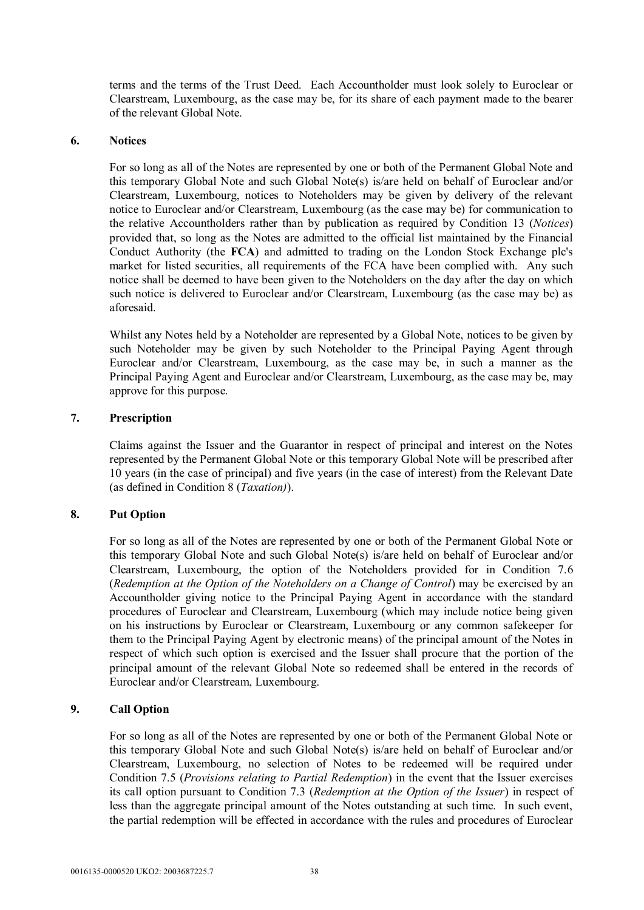terms and the terms of the Trust Deed. Each Accountholder must look solely to Euroclear or Clearstream, Luxembourg, as the case may be, for its share of each payment made to the bearer of the relevant Global Note.

## 6. Notices

For so long as all of the Notes are represented by one or both of the Permanent Global Note and this temporary Global Note and such Global Note(s) is/are held on behalf of Euroclear and/or Clearstream, Luxembourg, notices to Noteholders may be given by delivery of the relevant notice to Euroclear and/or Clearstream, Luxembourg (as the case may be) for communication to the relative Accountholders rather than by publication as required by Condition 13 (*Notices*) provided that, so long as the Notes are admitted to the official list maintained by the Financial Conduct Authority (the **FCA**) and admitted to trading on the London Stock Exchange plc's market for listed securities, all requirements of the FCA have been complied with. Any such notice shall be deemed to have been given to the Noteholders on the day after the day on which such notice is delivered to Euroclear and/or Clearstream, Luxembourg (as the case may be) as aforesaid.

Whilst any Notes held by a Noteholder are represented by a Global Note, notices to be given by such Noteholder may be given by such Noteholder to the Principal Paying Agent through Euroclear and/or Clearstream, Luxembourg, as the case may be, in such a manner as the Principal Paying Agent and Euroclear and/or Clearstream, Luxembourg, as the case may be, may approve for this purpose.

## 7. Prescription

Claims against the Issuer and the Guarantor in respect of principal and interest on the Notes represented by the Permanent Global Note or this temporary Global Note will be prescribed after 10 years (in the case of principal) and five years (in the case of interest) from the Relevant Date (as defined in Condition 8 (*Taxation)*).

## 8. Put Option

For so long as all of the Notes are represented by one or both of the Permanent Global Note or this temporary Global Note and such Global Note(s) is/are held on behalf of Euroclear and/or Clearstream, Luxembourg, the option of the Noteholders provided for in Condition 7.6 (*Redemption at the Option of the Noteholders on a Change of Control*) may be exercised by an Accountholder giving notice to the Principal Paying Agent in accordance with the standard procedures of Euroclear and Clearstream, Luxembourg (which may include notice being given on his instructions by Euroclear or Clearstream, Luxembourg or any common safekeeper for them to the Principal Paying Agent by electronic means) of the principal amount of the Notes in respect of which such option is exercised and the Issuer shall procure that the portion of the principal amount of the relevant Global Note so redeemed shall be entered in the records of Euroclear and/or Clearstream, Luxembourg.

## 9. Call Option

For so long as all of the Notes are represented by one or both of the Permanent Global Note or this temporary Global Note and such Global Note(s) is/are held on behalf of Euroclear and/or Clearstream, Luxembourg, no selection of Notes to be redeemed will be required under Condition 7.5 (*Provisions relating to Partial Redemption*) in the event that the Issuer exercises its call option pursuant to Condition 7.3 (*Redemption at the Option of the Issuer*) in respect of less than the aggregate principal amount of the Notes outstanding at such time. In such event, the partial redemption will be effected in accordance with the rules and procedures of Euroclear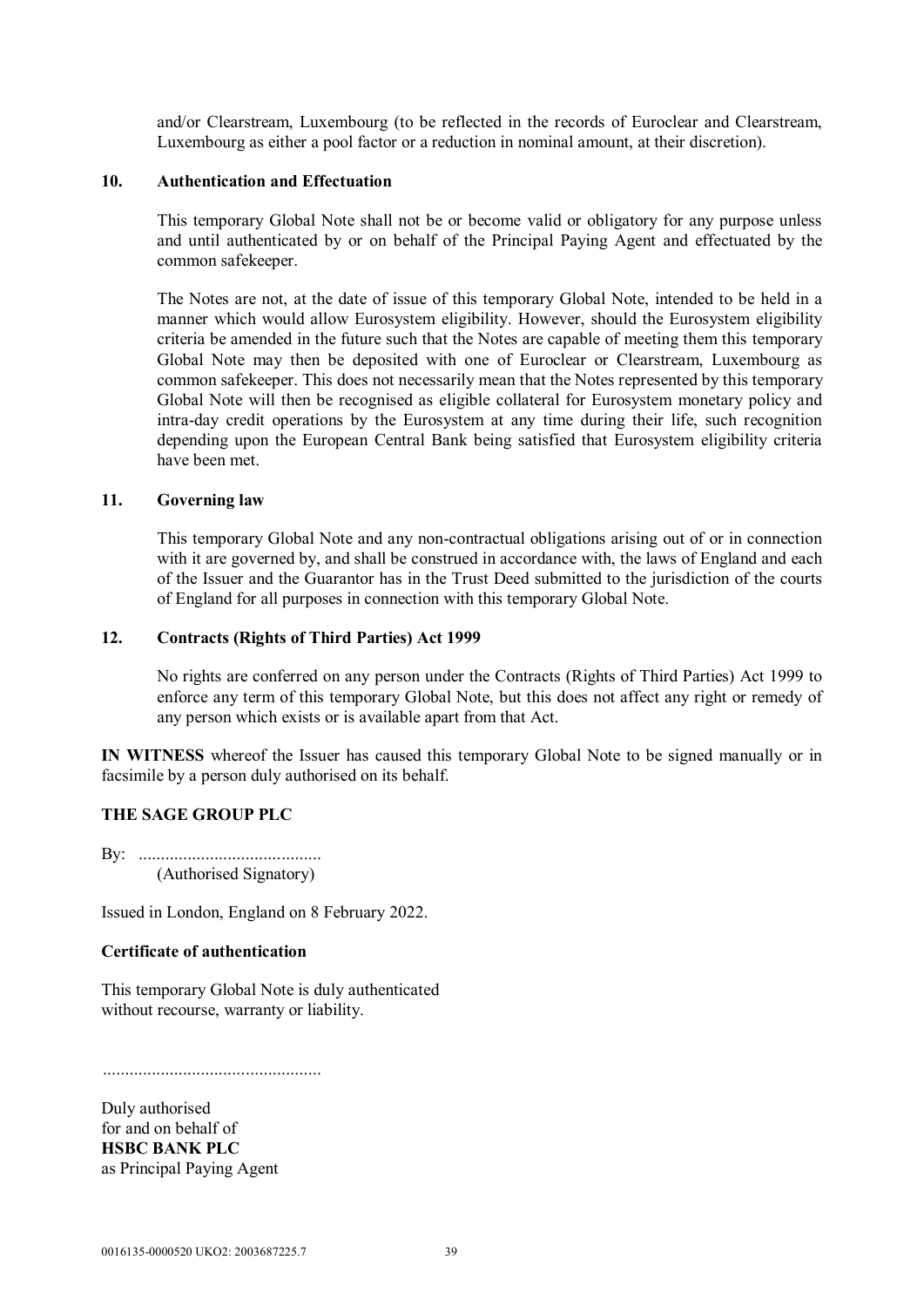and/or Clearstream, Luxembourg (to be reflected in the records of Euroclear and Clearstream, Luxembourg as either a pool factor or a reduction in nominal amount, at their discretion).

### 10. Authentication and Effectuation

This temporary Global Note shall not be or become valid or obligatory for any purpose unless and until authenticated by or on behalf of the Principal Paying Agent and effectuated by the common safekeeper.

The Notes are not, at the date of issue of this temporary Global Note, intended to be held in a manner which would allow Eurosystem eligibility. However, should the Eurosystem eligibility criteria be amended in the future such that the Notes are capable of meeting them this temporary Global Note may then be deposited with one of Euroclear or Clearstream, Luxembourg as common safekeeper. This does not necessarily mean that the Notes represented by this temporary Global Note will then be recognised as eligible collateral for Eurosystem monetary policy and intra-day credit operations by the Eurosystem at any time during their life, such recognition depending upon the European Central Bank being satisfied that Eurosystem eligibility criteria have been met.

### 11. Governing law

This temporary Global Note and any non-contractual obligations arising out of or in connection with it are governed by, and shall be construed in accordance with, the laws of England and each of the Issuer and the Guarantor has in the Trust Deed submitted to the jurisdiction of the courts of England for all purposes in connection with this temporary Global Note.

### 12. Contracts (Rights of Third Parties) Act 1999

No rights are conferred on any person under the Contracts (Rights of Third Parties) Act 1999 to enforce any term of this temporary Global Note, but this does not affect any right or remedy of any person which exists or is available apart from that Act.

**IN WITNESS** whereof the Issuer has caused this temporary Global Note to be signed manually or in facsimile by a person duly authorised on its behalf.

**THE SAGE GROUP PLC**

By: .........................................
(Authorised Signatory)

Issued in London, England on 8 February 2022.

**Certificate of authentication**

This temporary Global Note is duly authenticated without recourse, warranty or liability.

.................................................

Duly authorised
for and on behalf of
**HSBC BANK PLC**
as Principal Paying Agent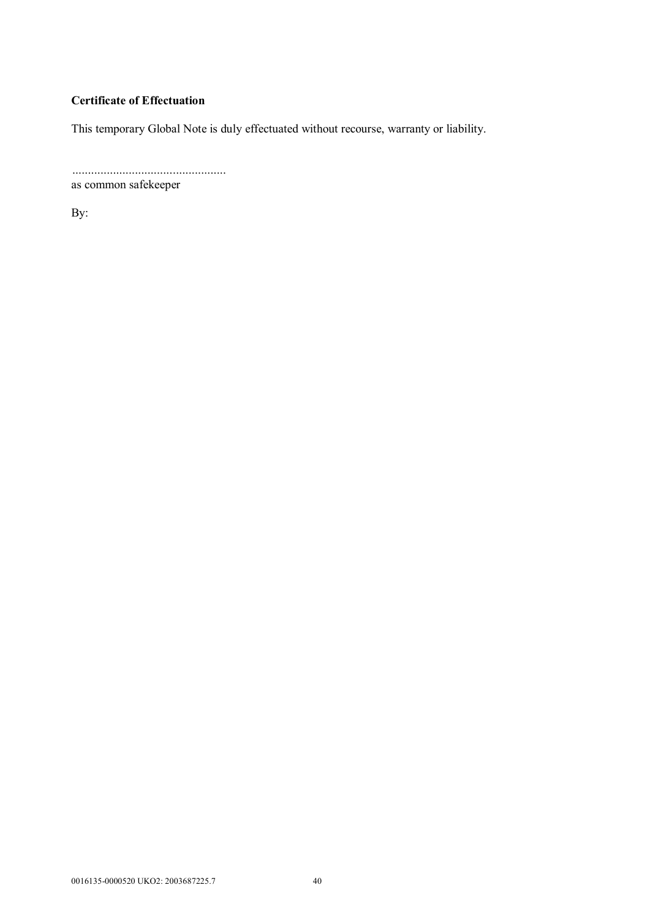**Certificate of Effectuation**

This temporary Global Note is duly effectuated without recourse, warranty or liability.

.................................................
as common safekeeper

By: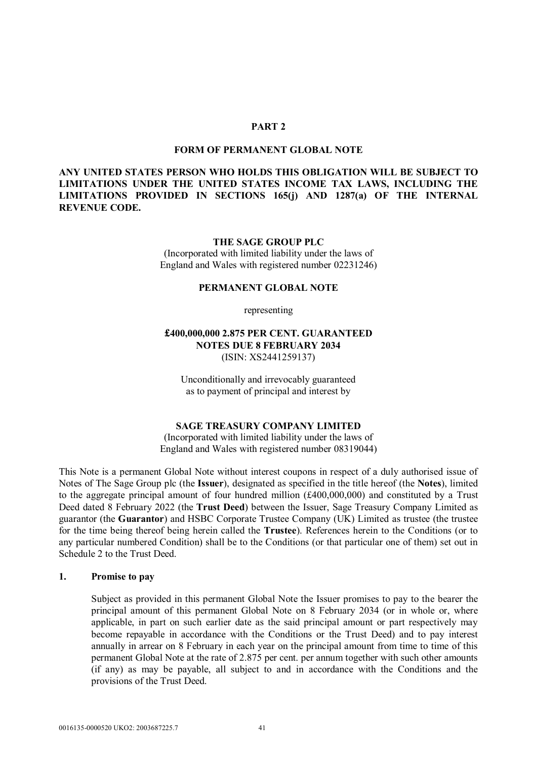# PART 2

## FORM OF PERMANENT GLOBAL NOTE

**ANY UNITED STATES PERSON WHO HOLDS THIS OBLIGATION WILL BE SUBJECT TO LIMITATIONS UNDER THE UNITED STATES INCOME TAX LAWS, INCLUDING THE LIMITATIONS PROVIDED IN SECTIONS 165(j) AND 1287(a) OF THE INTERNAL REVENUE CODE.**

**THE SAGE GROUP PLC**

(Incorporated with limited liability under the laws of England and Wales with registered number 02231246)

**PERMANENT GLOBAL NOTE**

representing

**£400,000,000 2.875 PER CENT. GUARANTEED NOTES DUE 8 FEBRUARY 2034**

(ISIN: XS2441259137)

Unconditionally and irrevocably guaranteed as to payment of principal and interest by

**SAGE TREASURY COMPANY LIMITED**

(Incorporated with limited liability under the laws of England and Wales with registered number 08319044)

This Note is a permanent Global Note without interest coupons in respect of a duly authorised issue of Notes of The Sage Group plc (the **Issuer**), designated as specified in the title hereof (the **Notes**), limited to the aggregate principal amount of four hundred million (£400,000,000) and constituted by a Trust Deed dated 8 February 2022 (the **Trust Deed**) between the Issuer, Sage Treasury Company Limited as guarantor (the **Guarantor**) and HSBC Corporate Trustee Company (UK) Limited as trustee (the trustee for the time being thereof being herein called the **Trustee**). References herein to the Conditions (or to any particular numbered Condition) shall be to the Conditions (or that particular one of them) set out in Schedule 2 to the Trust Deed.

## 1. Promise to pay

Subject as provided in this permanent Global Note the Issuer promises to pay to the bearer the principal amount of this permanent Global Note on 8 February 2034 (or in whole or, where applicable, in part on such earlier date as the said principal amount or part respectively may become repayable in accordance with the Conditions or the Trust Deed) and to pay interest annually in arrear on 8 February in each year on the principal amount from time to time of this permanent Global Note at the rate of 2.875 per cent. per annum together with such other amounts (if any) as may be payable, all subject to and in accordance with the Conditions and the provisions of the Trust Deed.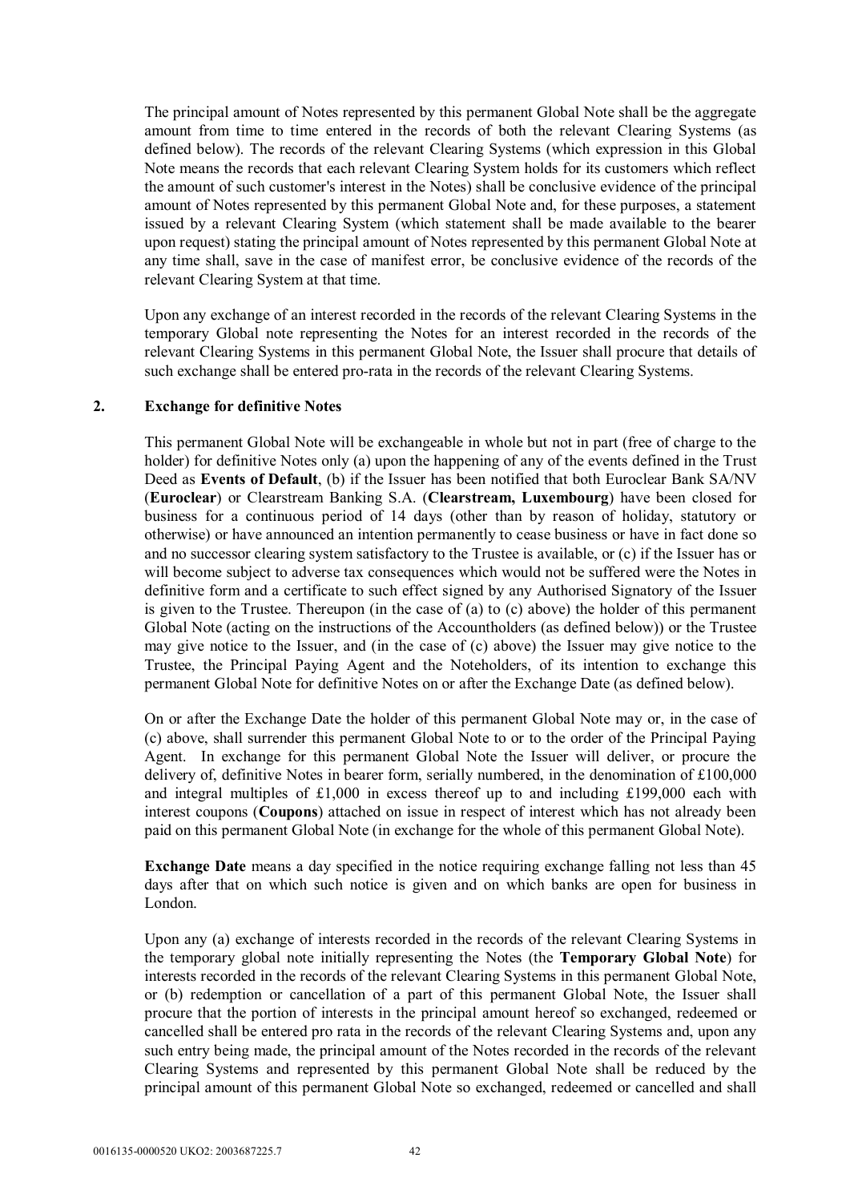The principal amount of Notes represented by this permanent Global Note shall be the aggregate amount from time to time entered in the records of both the relevant Clearing Systems (as defined below). The records of the relevant Clearing Systems (which expression in this Global Note means the records that each relevant Clearing System holds for its customers which reflect the amount of such customer's interest in the Notes) shall be conclusive evidence of the principal amount of Notes represented by this permanent Global Note and, for these purposes, a statement issued by a relevant Clearing System (which statement shall be made available to the bearer upon request) stating the principal amount of Notes represented by this permanent Global Note at any time shall, save in the case of manifest error, be conclusive evidence of the records of the relevant Clearing System at that time.

Upon any exchange of an interest recorded in the records of the relevant Clearing Systems in the temporary Global note representing the Notes for an interest recorded in the records of the relevant Clearing Systems in this permanent Global Note, the Issuer shall procure that details of such exchange shall be entered pro-rata in the records of the relevant Clearing Systems.

## 2. Exchange for definitive Notes

This permanent Global Note will be exchangeable in whole but not in part (free of charge to the holder) for definitive Notes only (a) upon the happening of any of the events defined in the Trust Deed as **Events of Default**, (b) if the Issuer has been notified that both Euroclear Bank SA/NV (**Euroclear**) or Clearstream Banking S.A. (**Clearstream, Luxembourg**) have been closed for business for a continuous period of 14 days (other than by reason of holiday, statutory or otherwise) or have announced an intention permanently to cease business or have in fact done so and no successor clearing system satisfactory to the Trustee is available, or (c) if the Issuer has or will become subject to adverse tax consequences which would not be suffered were the Notes in definitive form and a certificate to such effect signed by any Authorised Signatory of the Issuer is given to the Trustee. Thereupon (in the case of (a) to (c) above) the holder of this permanent Global Note (acting on the instructions of the Accountholders (as defined below)) or the Trustee may give notice to the Issuer, and (in the case of (c) above) the Issuer may give notice to the Trustee, the Principal Paying Agent and the Noteholders, of its intention to exchange this permanent Global Note for definitive Notes on or after the Exchange Date (as defined below).

On or after the Exchange Date the holder of this permanent Global Note may or, in the case of (c) above, shall surrender this permanent Global Note to or to the order of the Principal Paying Agent. In exchange for this permanent Global Note the Issuer will deliver, or procure the delivery of, definitive Notes in bearer form, serially numbered, in the denomination of £100,000 and integral multiples of £1,000 in excess thereof up to and including £199,000 each with interest coupons (**Coupons**) attached on issue in respect of interest which has not already been paid on this permanent Global Note (in exchange for the whole of this permanent Global Note).

**Exchange Date** means a day specified in the notice requiring exchange falling not less than 45 days after that on which such notice is given and on which banks are open for business in London.

Upon any (a) exchange of interests recorded in the records of the relevant Clearing Systems in the temporary global note initially representing the Notes (the **Temporary Global Note**) for interests recorded in the records of the relevant Clearing Systems in this permanent Global Note, or (b) redemption or cancellation of a part of this permanent Global Note, the Issuer shall procure that the portion of interests in the principal amount hereof so exchanged, redeemed or cancelled shall be entered pro rata in the records of the relevant Clearing Systems and, upon any such entry being made, the principal amount of the Notes recorded in the records of the relevant Clearing Systems and represented by this permanent Global Note shall be reduced by the principal amount of this permanent Global Note so exchanged, redeemed or cancelled and shall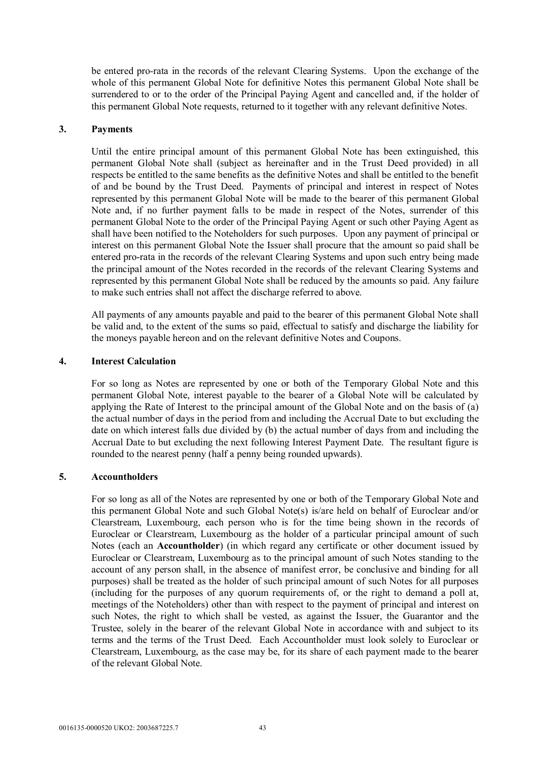be entered pro-rata in the records of the relevant Clearing Systems. Upon the exchange of the whole of this permanent Global Note for definitive Notes this permanent Global Note shall be surrendered to or to the order of the Principal Paying Agent and cancelled and, if the holder of this permanent Global Note requests, returned to it together with any relevant definitive Notes.

## 3. Payments

Until the entire principal amount of this permanent Global Note has been extinguished, this permanent Global Note shall (subject as hereinafter and in the Trust Deed provided) in all respects be entitled to the same benefits as the definitive Notes and shall be entitled to the benefit of and be bound by the Trust Deed. Payments of principal and interest in respect of Notes represented by this permanent Global Note will be made to the bearer of this permanent Global Note and, if no further payment falls to be made in respect of the Notes, surrender of this permanent Global Note to the order of the Principal Paying Agent or such other Paying Agent as shall have been notified to the Noteholders for such purposes. Upon any payment of principal or interest on this permanent Global Note the Issuer shall procure that the amount so paid shall be entered pro-rata in the records of the relevant Clearing Systems and upon such entry being made the principal amount of the Notes recorded in the records of the relevant Clearing Systems and represented by this permanent Global Note shall be reduced by the amounts so paid. Any failure to make such entries shall not affect the discharge referred to above.

All payments of any amounts payable and paid to the bearer of this permanent Global Note shall be valid and, to the extent of the sums so paid, effectual to satisfy and discharge the liability for the moneys payable hereon and on the relevant definitive Notes and Coupons.

## 4. Interest Calculation

For so long as Notes are represented by one or both of the Temporary Global Note and this permanent Global Note, interest payable to the bearer of a Global Note will be calculated by applying the Rate of Interest to the principal amount of the Global Note and on the basis of (a) the actual number of days in the period from and including the Accrual Date to but excluding the date on which interest falls due divided by (b) the actual number of days from and including the Accrual Date to but excluding the next following Interest Payment Date. The resultant figure is rounded to the nearest penny (half a penny being rounded upwards).

## 5. Accountholders

For so long as all of the Notes are represented by one or both of the Temporary Global Note and this permanent Global Note and such Global Note(s) is/are held on behalf of Euroclear and/or Clearstream, Luxembourg, each person who is for the time being shown in the records of Euroclear or Clearstream, Luxembourg as the holder of a particular principal amount of such Notes (each an **Accountholder**) (in which regard any certificate or other document issued by Euroclear or Clearstream, Luxembourg as to the principal amount of such Notes standing to the account of any person shall, in the absence of manifest error, be conclusive and binding for all purposes) shall be treated as the holder of such principal amount of such Notes for all purposes (including for the purposes of any quorum requirements of, or the right to demand a poll at, meetings of the Noteholders) other than with respect to the payment of principal and interest on such Notes, the right to which shall be vested, as against the Issuer, the Guarantor and the Trustee, solely in the bearer of the relevant Global Note in accordance with and subject to its terms and the terms of the Trust Deed. Each Accountholder must look solely to Euroclear or Clearstream, Luxembourg, as the case may be, for its share of each payment made to the bearer of the relevant Global Note.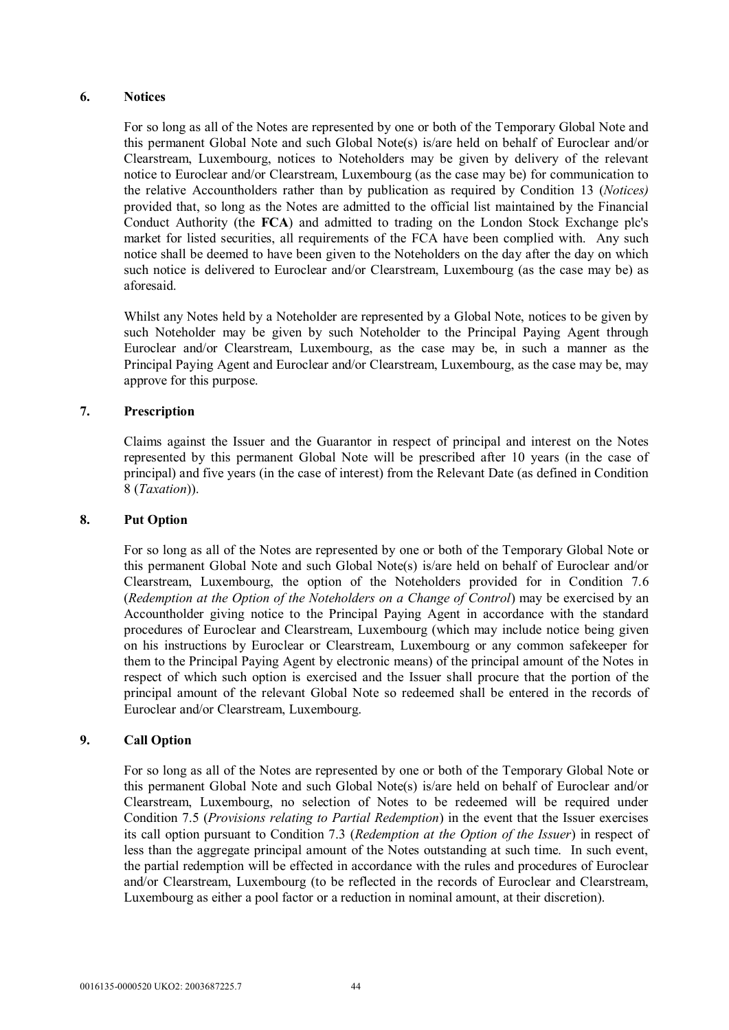### 6. Notices

For so long as all of the Notes are represented by one or both of the Temporary Global Note and this permanent Global Note and such Global Note(s) is/are held on behalf of Euroclear and/or Clearstream, Luxembourg, notices to Noteholders may be given by delivery of the relevant notice to Euroclear and/or Clearstream, Luxembourg (as the case may be) for communication to the relative Accountholders rather than by publication as required by Condition 13 (*Notices)* provided that, so long as the Notes are admitted to the official list maintained by the Financial Conduct Authority (the **FCA**) and admitted to trading on the London Stock Exchange plc's market for listed securities, all requirements of the FCA have been complied with. Any such notice shall be deemed to have been given to the Noteholders on the day after the day on which such notice is delivered to Euroclear and/or Clearstream, Luxembourg (as the case may be) as aforesaid.

Whilst any Notes held by a Noteholder are represented by a Global Note, notices to be given by such Noteholder may be given by such Noteholder to the Principal Paying Agent through Euroclear and/or Clearstream, Luxembourg, as the case may be, in such a manner as the Principal Paying Agent and Euroclear and/or Clearstream, Luxembourg, as the case may be, may approve for this purpose.

### 7. Prescription

Claims against the Issuer and the Guarantor in respect of principal and interest on the Notes represented by this permanent Global Note will be prescribed after 10 years (in the case of principal) and five years (in the case of interest) from the Relevant Date (as defined in Condition 8 (*Taxation*)).

### 8. Put Option

For so long as all of the Notes are represented by one or both of the Temporary Global Note or this permanent Global Note and such Global Note(s) is/are held on behalf of Euroclear and/or Clearstream, Luxembourg, the option of the Noteholders provided for in Condition 7.6 (*Redemption at the Option of the Noteholders on a Change of Control*) may be exercised by an Accountholder giving notice to the Principal Paying Agent in accordance with the standard procedures of Euroclear and Clearstream, Luxembourg (which may include notice being given on his instructions by Euroclear or Clearstream, Luxembourg or any common safekeeper for them to the Principal Paying Agent by electronic means) of the principal amount of the Notes in respect of which such option is exercised and the Issuer shall procure that the portion of the principal amount of the relevant Global Note so redeemed shall be entered in the records of Euroclear and/or Clearstream, Luxembourg.

### 9. Call Option

For so long as all of the Notes are represented by one or both of the Temporary Global Note or this permanent Global Note and such Global Note(s) is/are held on behalf of Euroclear and/or Clearstream, Luxembourg, no selection of Notes to be redeemed will be required under Condition 7.5 (*Provisions relating to Partial Redemption*) in the event that the Issuer exercises its call option pursuant to Condition 7.3 (*Redemption at the Option of the Issuer*) in respect of less than the aggregate principal amount of the Notes outstanding at such time. In such event, the partial redemption will be effected in accordance with the rules and procedures of Euroclear and/or Clearstream, Luxembourg (to be reflected in the records of Euroclear and Clearstream, Luxembourg as either a pool factor or a reduction in nominal amount, at their discretion).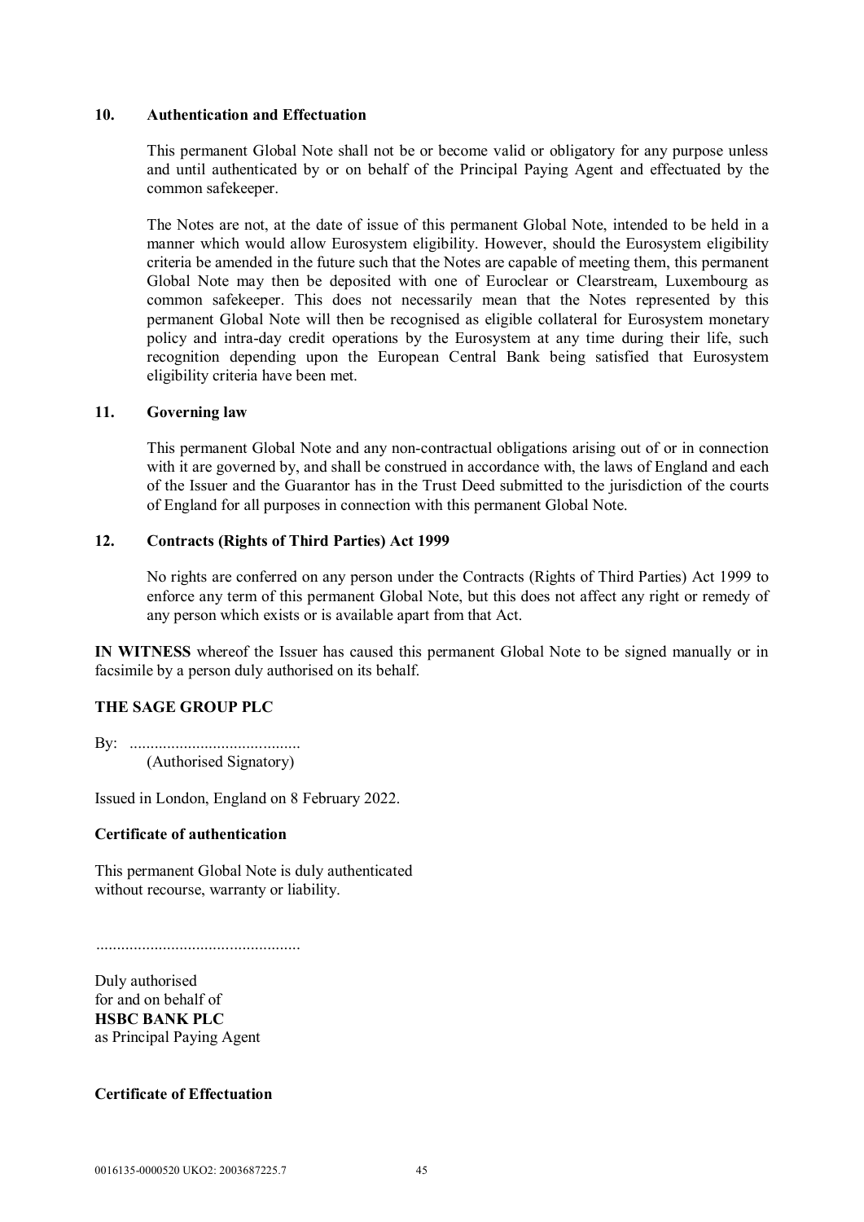## 10. Authentication and Effectuation

This permanent Global Note shall not be or become valid or obligatory for any purpose unless and until authenticated by or on behalf of the Principal Paying Agent and effectuated by the common safekeeper.

The Notes are not, at the date of issue of this permanent Global Note, intended to be held in a manner which would allow Eurosystem eligibility. However, should the Eurosystem eligibility criteria be amended in the future such that the Notes are capable of meeting them, this permanent Global Note may then be deposited with one of Euroclear or Clearstream, Luxembourg as common safekeeper. This does not necessarily mean that the Notes represented by this permanent Global Note will then be recognised as eligible collateral for Eurosystem monetary policy and intra-day credit operations by the Eurosystem at any time during their life, such recognition depending upon the European Central Bank being satisfied that Eurosystem eligibility criteria have been met.

## 11. Governing law

This permanent Global Note and any non-contractual obligations arising out of or in connection with it are governed by, and shall be construed in accordance with, the laws of England and each of the Issuer and the Guarantor has in the Trust Deed submitted to the jurisdiction of the courts of England for all purposes in connection with this permanent Global Note.

## 12. Contracts (Rights of Third Parties) Act 1999

No rights are conferred on any person under the Contracts (Rights of Third Parties) Act 1999 to enforce any term of this permanent Global Note, but this does not affect any right or remedy of any person which exists or is available apart from that Act.

**IN WITNESS** whereof the Issuer has caused this permanent Global Note to be signed manually or in facsimile by a person duly authorised on its behalf.

**THE SAGE GROUP PLC**

By: .........................................
(Authorised Signatory)

Issued in London, England on 8 February 2022.

**Certificate of authentication**

This permanent Global Note is duly authenticated
without recourse, warranty or liability.

.................................................

Duly authorised
for and on behalf of
**HSBC BANK PLC**
as Principal Paying Agent

**Certificate of Effectuation**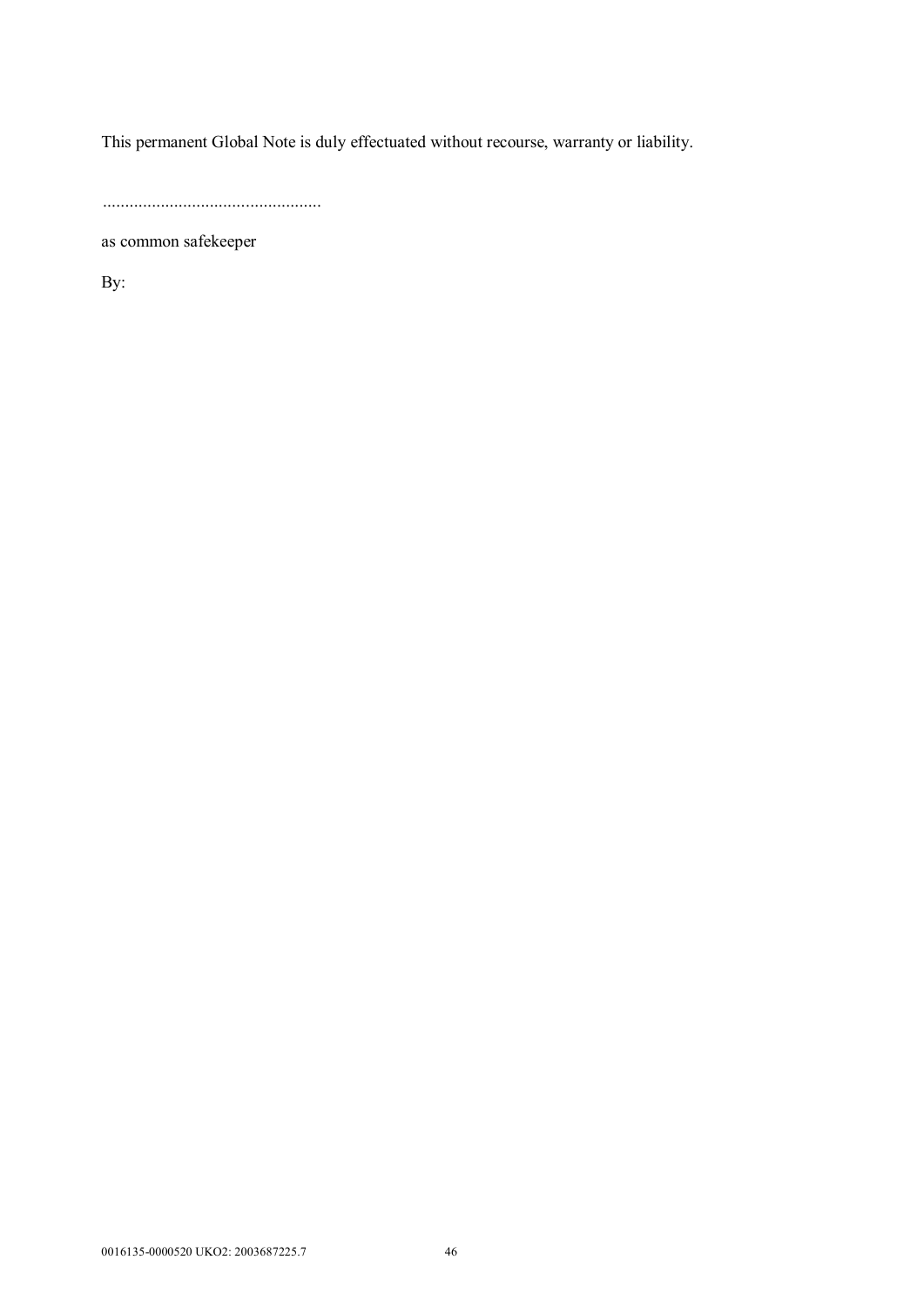This permanent Global Note is duly effectuated without recourse, warranty or liability.

................................................

as common safekeeper

By: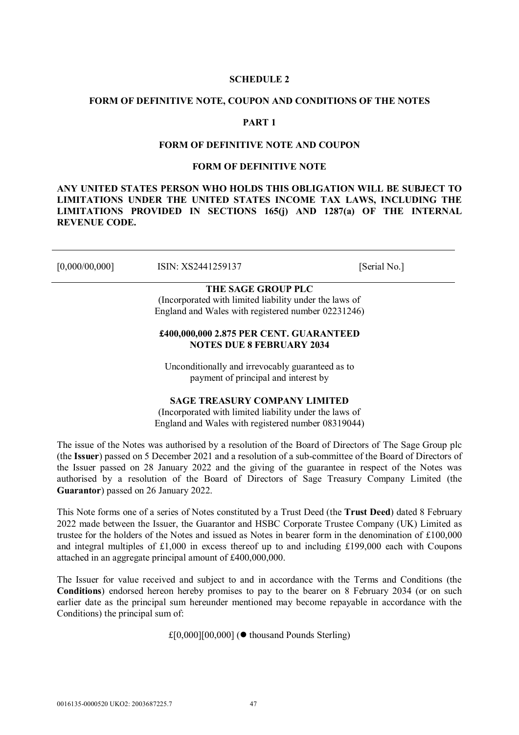# SCHEDULE 2

## FORM OF DEFINITIVE NOTE, COUPON AND CONDITIONS OF THE NOTES

## PART 1

### FORM OF DEFINITIVE NOTE AND COUPON

### FORM OF DEFINITIVE NOTE

**ANY UNITED STATES PERSON WHO HOLDS THIS OBLIGATION WILL BE SUBJECT TO LIMITATIONS UNDER THE UNITED STATES INCOME TAX LAWS, INCLUDING THE LIMITATIONS PROVIDED IN SECTIONS 165(j) AND 1287(a) OF THE INTERNAL REVENUE CODE.**

---

[0,000/00,000] ISIN: XS2441259137 [Serial No.]

---

**THE SAGE GROUP PLC**
(Incorporated with limited liability under the laws of England and Wales with registered number 02231246)

**£400,000,000 2.875 PER CENT. GUARANTEED NOTES DUE 8 FEBRUARY 2034**

Unconditionally and irrevocably guaranteed as to payment of principal and interest by

**SAGE TREASURY COMPANY LIMITED**
(Incorporated with limited liability under the laws of England and Wales with registered number 08319044)

The issue of the Notes was authorised by a resolution of the Board of Directors of The Sage Group plc (the **Issuer**) passed on 5 December 2021 and a resolution of a sub-committee of the Board of Directors of the Issuer passed on 28 January 2022 and the giving of the guarantee in respect of the Notes was authorised by a resolution of the Board of Directors of Sage Treasury Company Limited (the **Guarantor**) passed on 26 January 2022.

This Note forms one of a series of Notes constituted by a Trust Deed (the **Trust Deed**) dated 8 February 2022 made between the Issuer, the Guarantor and HSBC Corporate Trustee Company (UK) Limited as trustee for the holders of the Notes and issued as Notes in bearer form in the denomination of £100,000 and integral multiples of £1,000 in excess thereof up to and including £199,000 each with Coupons attached in an aggregate principal amount of £400,000,000.

The Issuer for value received and subject to and in accordance with the Terms and Conditions (the **Conditions**) endorsed hereon hereby promises to pay to the bearer on 8 February 2034 (or on such earlier date as the principal sum hereunder mentioned may become repayable in accordance with the Conditions) the principal sum of:

£[0,000][00,000] (● thousand Pounds Sterling)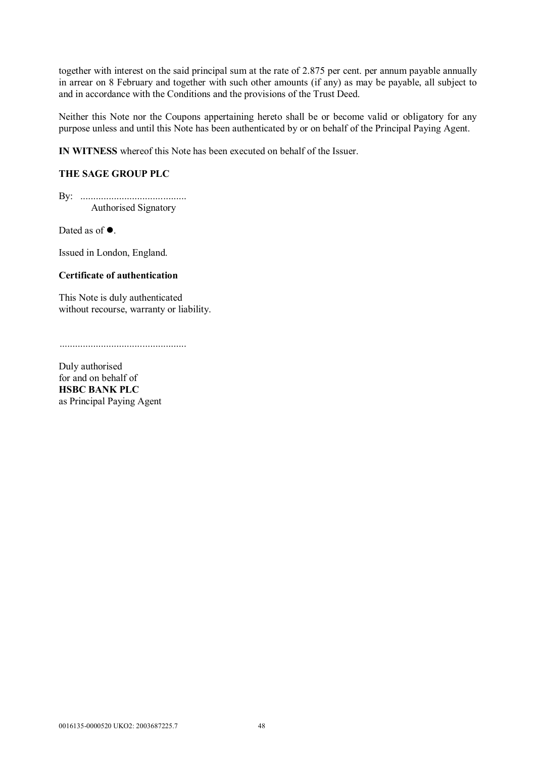together with interest on the said principal sum at the rate of 2.875 per cent. per annum payable annually in arrear on 8 February and together with such other amounts (if any) as may be payable, all subject to and in accordance with the Conditions and the provisions of the Trust Deed.

Neither this Note nor the Coupons appertaining hereto shall be or become valid or obligatory for any purpose unless and until this Note has been authenticated by or on behalf of the Principal Paying Agent.

**IN WITNESS** whereof this Note has been executed on behalf of the Issuer.

**THE SAGE GROUP PLC**

By: ..........................................
Authorised Signatory

Dated as of ●.

Issued in London, England.

**Certificate of authentication**

This Note is duly authenticated
without recourse, warranty or liability.

..................................................

Duly authorised
for and on behalf of
**HSBC BANK PLC**
as Principal Paying Agent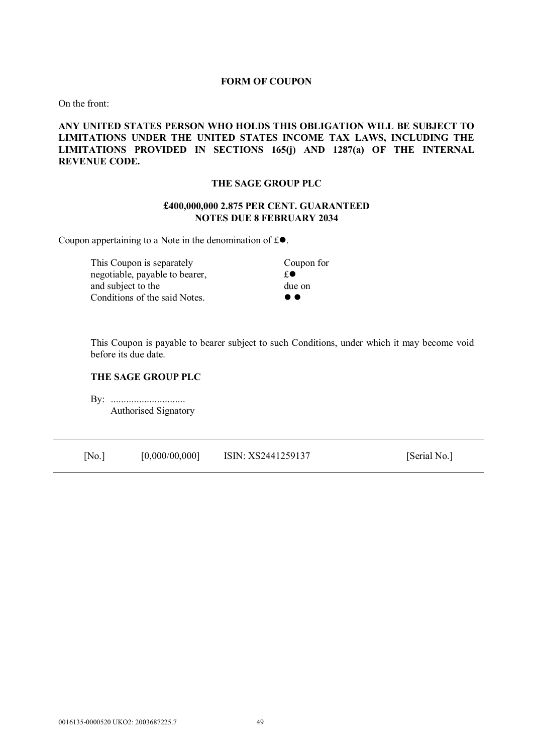**FORM OF COUPON**

On the front:

**ANY UNITED STATES PERSON WHO HOLDS THIS OBLIGATION WILL BE SUBJECT TO LIMITATIONS UNDER THE UNITED STATES INCOME TAX LAWS, INCLUDING THE LIMITATIONS PROVIDED IN SECTIONS 165(j) AND 1287(a) OF THE INTERNAL REVENUE CODE.**

**THE SAGE GROUP PLC**

**£400,000,000 2.875 PER CENT. GUARANTEED NOTES DUE 8 FEBRUARY 2034**

Coupon appertaining to a Note in the denomination of £●.

| | |
|---|---|
| This Coupon is separately negotiable, payable to bearer, and subject to the Conditions of the said Notes. | Coupon for £● due on ● ● |

This Coupon is payable to bearer subject to such Conditions, under which it may become void before its due date.

**THE SAGE GROUP PLC**

By: ............................
Authorised Signatory

| [No.] | [0,000/00,000] | ISIN: XS2441259137 | [Serial No.] |
|---|---|---|---|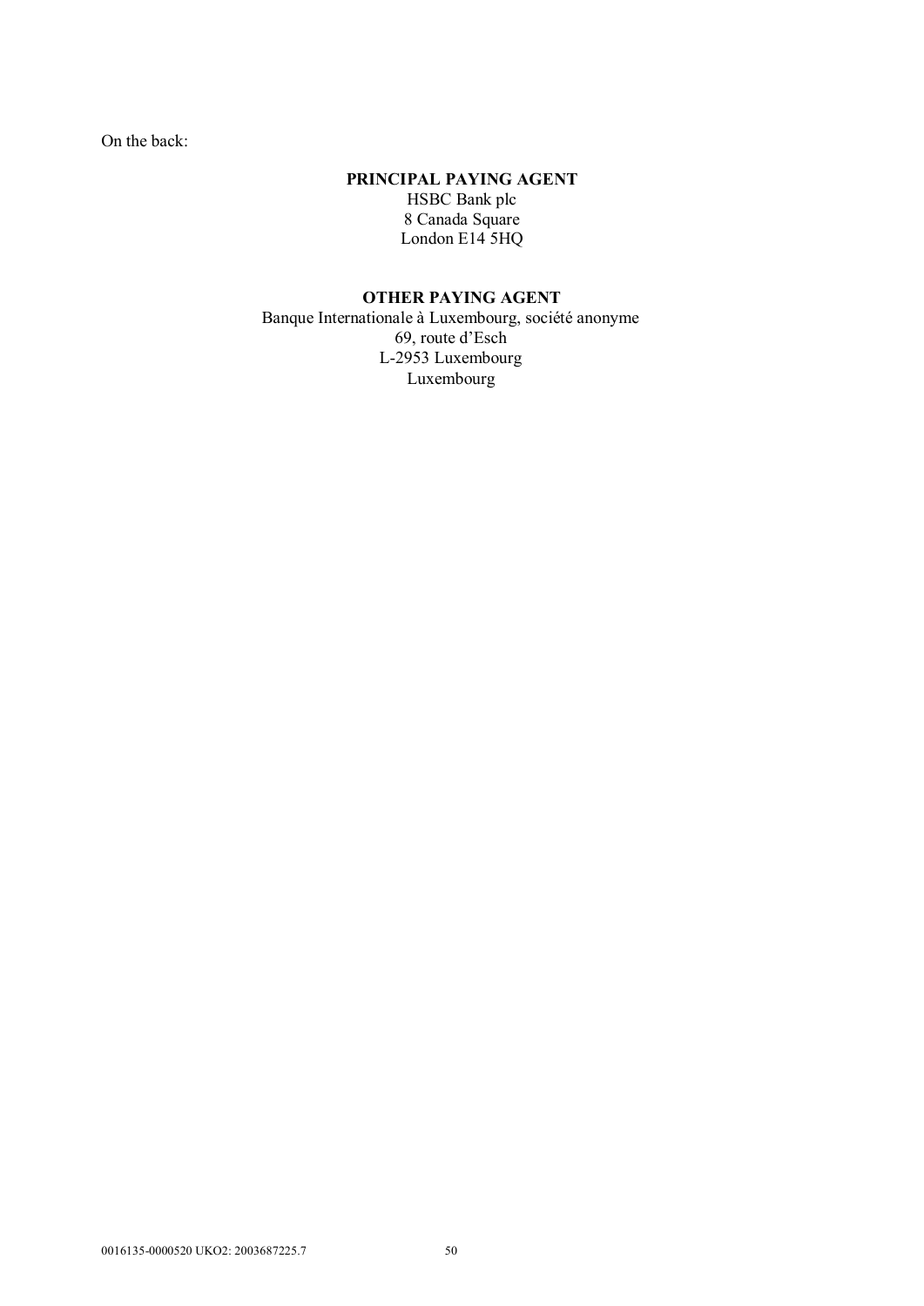On the back:

**PRINCIPAL PAYING AGENT**
HSBC Bank plc
8 Canada Square
London E14 5HQ

**OTHER PAYING AGENT**
Banque Internationale à Luxembourg, société anonyme
69, route d'Esch
L-2953 Luxembourg
Luxembourg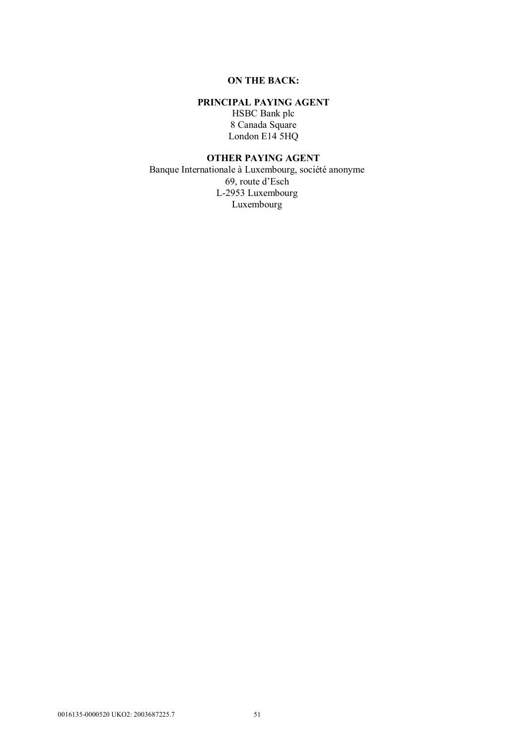**ON THE BACK:**

**PRINCIPAL PAYING AGENT**

HSBC Bank plc
8 Canada Square
London E14 5HQ

**OTHER PAYING AGENT**

Banque Internationale à Luxembourg, société anonyme
69, route d'Esch
L-2953 Luxembourg
Luxembourg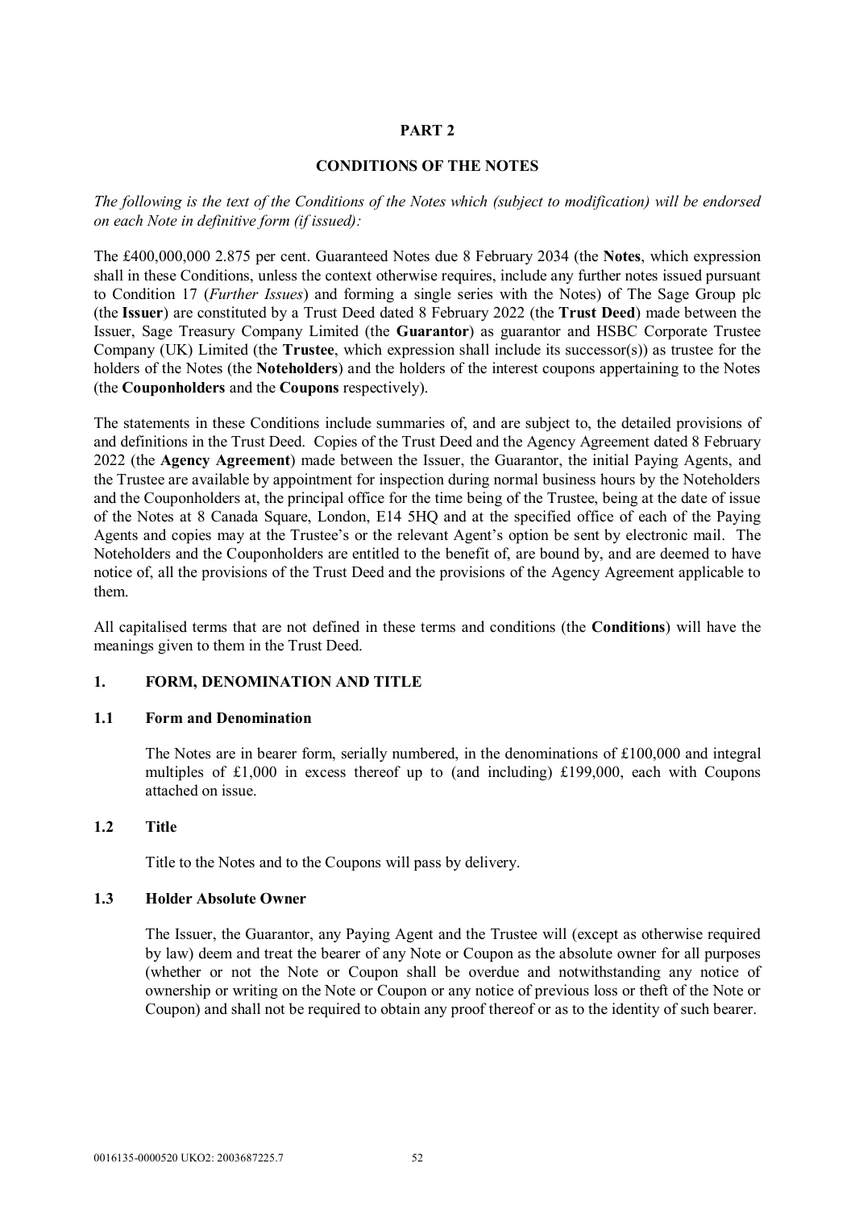# PART 2

## CONDITIONS OF THE NOTES

*The following is the text of the Conditions of the Notes which (subject to modification) will be endorsed on each Note in definitive form (if issued):*

The £400,000,000 2.875 per cent. Guaranteed Notes due 8 February 2034 (the **Notes**, which expression shall in these Conditions, unless the context otherwise requires, include any further notes issued pursuant to Condition 17 (*Further Issues*) and forming a single series with the Notes) of The Sage Group plc (the **Issuer**) are constituted by a Trust Deed dated 8 February 2022 (the **Trust Deed**) made between the Issuer, Sage Treasury Company Limited (the **Guarantor**) as guarantor and HSBC Corporate Trustee Company (UK) Limited (the **Trustee**, which expression shall include its successor(s)) as trustee for the holders of the Notes (the **Noteholders**) and the holders of the interest coupons appertaining to the Notes (the **Couponholders** and the **Coupons** respectively).

The statements in these Conditions include summaries of, and are subject to, the detailed provisions of and definitions in the Trust Deed. Copies of the Trust Deed and the Agency Agreement dated 8 February 2022 (the **Agency Agreement**) made between the Issuer, the Guarantor, the initial Paying Agents, and the Trustee are available by appointment for inspection during normal business hours by the Noteholders and the Couponholders at, the principal office for the time being of the Trustee, being at the date of issue of the Notes at 8 Canada Square, London, E14 5HQ and at the specified office of each of the Paying Agents and copies may at the Trustee's or the relevant Agent's option be sent by electronic mail. The Noteholders and the Couponholders are entitled to the benefit of, are bound by, and are deemed to have notice of, all the provisions of the Trust Deed and the provisions of the Agency Agreement applicable to them.

All capitalised terms that are not defined in these terms and conditions (the **Conditions**) will have the meanings given to them in the Trust Deed.

### 1. FORM, DENOMINATION AND TITLE

#### 1.1 Form and Denomination

The Notes are in bearer form, serially numbered, in the denominations of £100,000 and integral multiples of £1,000 in excess thereof up to (and including) £199,000, each with Coupons attached on issue.

#### 1.2 Title

Title to the Notes and to the Coupons will pass by delivery.

#### 1.3 Holder Absolute Owner

The Issuer, the Guarantor, any Paying Agent and the Trustee will (except as otherwise required by law) deem and treat the bearer of any Note or Coupon as the absolute owner for all purposes (whether or not the Note or Coupon shall be overdue and notwithstanding any notice of ownership or writing on the Note or Coupon or any notice of previous loss or theft of the Note or Coupon) and shall not be required to obtain any proof thereof or as to the identity of such bearer.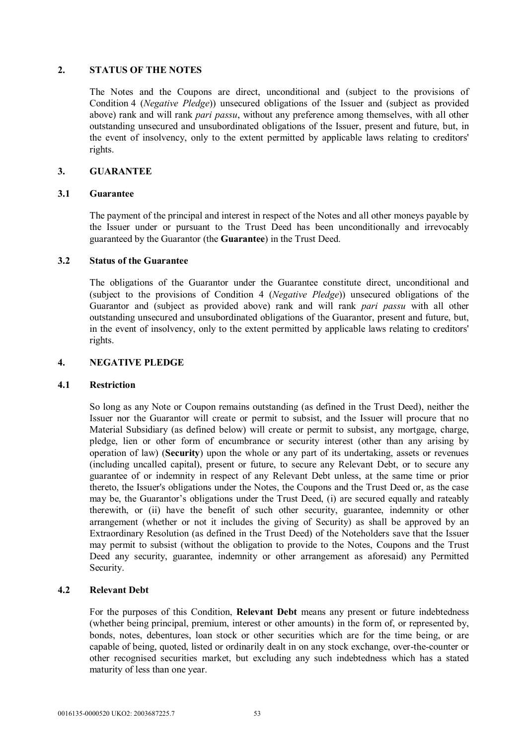## 2. STATUS OF THE NOTES

The Notes and the Coupons are direct, unconditional and (subject to the provisions of Condition 4 (*Negative Pledge*)) unsecured obligations of the Issuer and (subject as provided above) rank and will rank *pari passu*, without any preference among themselves, with all other outstanding unsecured and unsubordinated obligations of the Issuer, present and future, but, in the event of insolvency, only to the extent permitted by applicable laws relating to creditors' rights.

## 3. GUARANTEE

### 3.1 Guarantee

The payment of the principal and interest in respect of the Notes and all other moneys payable by the Issuer under or pursuant to the Trust Deed has been unconditionally and irrevocably guaranteed by the Guarantor (the **Guarantee**) in the Trust Deed.

### 3.2 Status of the Guarantee

The obligations of the Guarantor under the Guarantee constitute direct, unconditional and (subject to the provisions of Condition 4 (*Negative Pledge*)) unsecured obligations of the Guarantor and (subject as provided above) rank and will rank *pari passu* with all other outstanding unsecured and unsubordinated obligations of the Guarantor, present and future, but, in the event of insolvency, only to the extent permitted by applicable laws relating to creditors' rights.

## 4. NEGATIVE PLEDGE

### 4.1 Restriction

So long as any Note or Coupon remains outstanding (as defined in the Trust Deed), neither the Issuer nor the Guarantor will create or permit to subsist, and the Issuer will procure that no Material Subsidiary (as defined below) will create or permit to subsist, any mortgage, charge, pledge, lien or other form of encumbrance or security interest (other than any arising by operation of law) (**Security**) upon the whole or any part of its undertaking, assets or revenues (including uncalled capital), present or future, to secure any Relevant Debt, or to secure any guarantee of or indemnity in respect of any Relevant Debt unless, at the same time or prior thereto, the Issuer's obligations under the Notes, the Coupons and the Trust Deed or, as the case may be, the Guarantor's obligations under the Trust Deed, (i) are secured equally and rateably therewith, or (ii) have the benefit of such other security, guarantee, indemnity or other arrangement (whether or not it includes the giving of Security) as shall be approved by an Extraordinary Resolution (as defined in the Trust Deed) of the Noteholders save that the Issuer may permit to subsist (without the obligation to provide to the Notes, Coupons and the Trust Deed any security, guarantee, indemnity or other arrangement as aforesaid) any Permitted Security.

### 4.2 Relevant Debt

For the purposes of this Condition, **Relevant Debt** means any present or future indebtedness (whether being principal, premium, interest or other amounts) in the form of, or represented by, bonds, notes, debentures, loan stock or other securities which are for the time being, or are capable of being, quoted, listed or ordinarily dealt in on any stock exchange, over-the-counter or other recognised securities market, but excluding any such indebtedness which has a stated maturity of less than one year.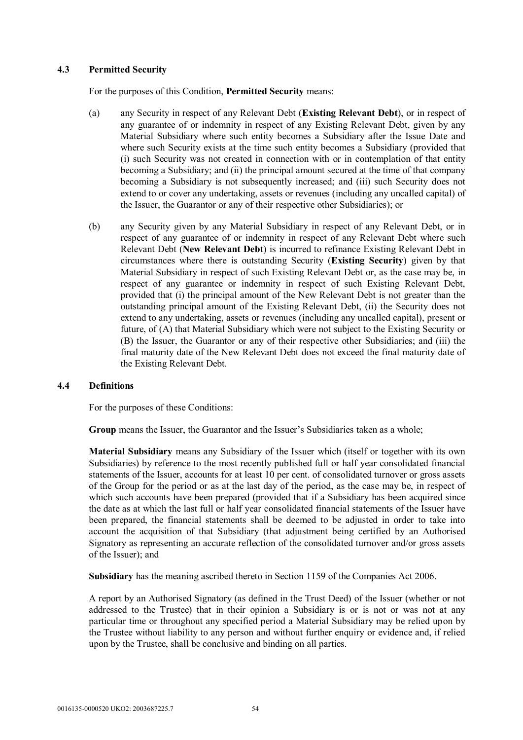### 4.3 Permitted Security

For the purposes of this Condition, **Permitted Security** means:

(a) any Security in respect of any Relevant Debt (**Existing Relevant Debt**), or in respect of any guarantee of or indemnity in respect of any Existing Relevant Debt, given by any Material Subsidiary where such entity becomes a Subsidiary after the Issue Date and where such Security exists at the time such entity becomes a Subsidiary (provided that (i) such Security was not created in connection with or in contemplation of that entity becoming a Subsidiary; and (ii) the principal amount secured at the time of that company becoming a Subsidiary is not subsequently increased; and (iii) such Security does not extend to or cover any undertaking, assets or revenues (including any uncalled capital) of the Issuer, the Guarantor or any of their respective other Subsidiaries); or

(b) any Security given by any Material Subsidiary in respect of any Relevant Debt, or in respect of any guarantee of or indemnity in respect of any Relevant Debt where such Relevant Debt (**New Relevant Debt**) is incurred to refinance Existing Relevant Debt in circumstances where there is outstanding Security (**Existing Security**) given by that Material Subsidiary in respect of such Existing Relevant Debt or, as the case may be, in respect of any guarantee or indemnity in respect of such Existing Relevant Debt, provided that (i) the principal amount of the New Relevant Debt is not greater than the outstanding principal amount of the Existing Relevant Debt, (ii) the Security does not extend to any undertaking, assets or revenues (including any uncalled capital), present or future, of (A) that Material Subsidiary which were not subject to the Existing Security or (B) the Issuer, the Guarantor or any of their respective other Subsidiaries; and (iii) the final maturity date of the New Relevant Debt does not exceed the final maturity date of the Existing Relevant Debt.

### 4.4 Definitions

For the purposes of these Conditions:

**Group** means the Issuer, the Guarantor and the Issuer's Subsidiaries taken as a whole;

**Material Subsidiary** means any Subsidiary of the Issuer which (itself or together with its own Subsidiaries) by reference to the most recently published full or half year consolidated financial statements of the Issuer, accounts for at least 10 per cent. of consolidated turnover or gross assets of the Group for the period or as at the last day of the period, as the case may be, in respect of which such accounts have been prepared (provided that if a Subsidiary has been acquired since the date as at which the last full or half year consolidated financial statements of the Issuer have been prepared, the financial statements shall be deemed to be adjusted in order to take into account the acquisition of that Subsidiary (that adjustment being certified by an Authorised Signatory as representing an accurate reflection of the consolidated turnover and/or gross assets of the Issuer); and

**Subsidiary** has the meaning ascribed thereto in Section 1159 of the Companies Act 2006.

A report by an Authorised Signatory (as defined in the Trust Deed) of the Issuer (whether or not addressed to the Trustee) that in their opinion a Subsidiary is or is not or was not at any particular time or throughout any specified period a Material Subsidiary may be relied upon by the Trustee without liability to any person and without further enquiry or evidence and, if relied upon by the Trustee, shall be conclusive and binding on all parties.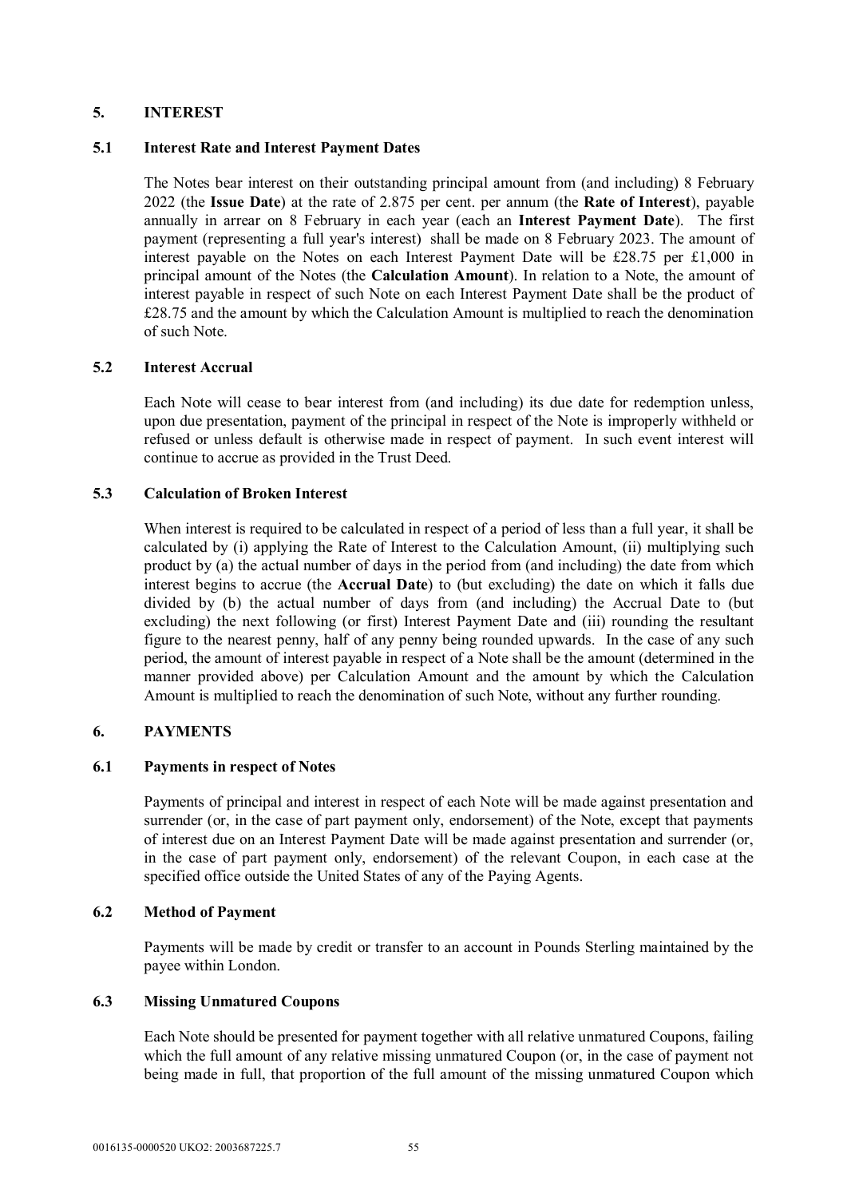## 5. INTEREST

### 5.1 Interest Rate and Interest Payment Dates

The Notes bear interest on their outstanding principal amount from (and including) 8 February 2022 (the **Issue Date**) at the rate of 2.875 per cent. per annum (the **Rate of Interest**), payable annually in arrear on 8 February in each year (each an **Interest Payment Date**). The first payment (representing a full year's interest) shall be made on 8 February 2023. The amount of interest payable on the Notes on each Interest Payment Date will be £28.75 per £1,000 in principal amount of the Notes (the **Calculation Amount**). In relation to a Note, the amount of interest payable in respect of such Note on each Interest Payment Date shall be the product of £28.75 and the amount by which the Calculation Amount is multiplied to reach the denomination of such Note.

### 5.2 Interest Accrual

Each Note will cease to bear interest from (and including) its due date for redemption unless, upon due presentation, payment of the principal in respect of the Note is improperly withheld or refused or unless default is otherwise made in respect of payment. In such event interest will continue to accrue as provided in the Trust Deed.

### 5.3 Calculation of Broken Interest

When interest is required to be calculated in respect of a period of less than a full year, it shall be calculated by (i) applying the Rate of Interest to the Calculation Amount, (ii) multiplying such product by (a) the actual number of days in the period from (and including) the date from which interest begins to accrue (the **Accrual Date**) to (but excluding) the date on which it falls due divided by (b) the actual number of days from (and including) the Accrual Date to (but excluding) the next following (or first) Interest Payment Date and (iii) rounding the resultant figure to the nearest penny, half of any penny being rounded upwards. In the case of any such period, the amount of interest payable in respect of a Note shall be the amount (determined in the manner provided above) per Calculation Amount and the amount by which the Calculation Amount is multiplied to reach the denomination of such Note, without any further rounding.

## 6. PAYMENTS

### 6.1 Payments in respect of Notes

Payments of principal and interest in respect of each Note will be made against presentation and surrender (or, in the case of part payment only, endorsement) of the Note, except that payments of interest due on an Interest Payment Date will be made against presentation and surrender (or, in the case of part payment only, endorsement) of the relevant Coupon, in each case at the specified office outside the United States of any of the Paying Agents.

### 6.2 Method of Payment

Payments will be made by credit or transfer to an account in Pounds Sterling maintained by the payee within London.

### 6.3 Missing Unmatured Coupons

Each Note should be presented for payment together with all relative unmatured Coupons, failing which the full amount of any relative missing unmatured Coupon (or, in the case of payment not being made in full, that proportion of the full amount of the missing unmatured Coupon which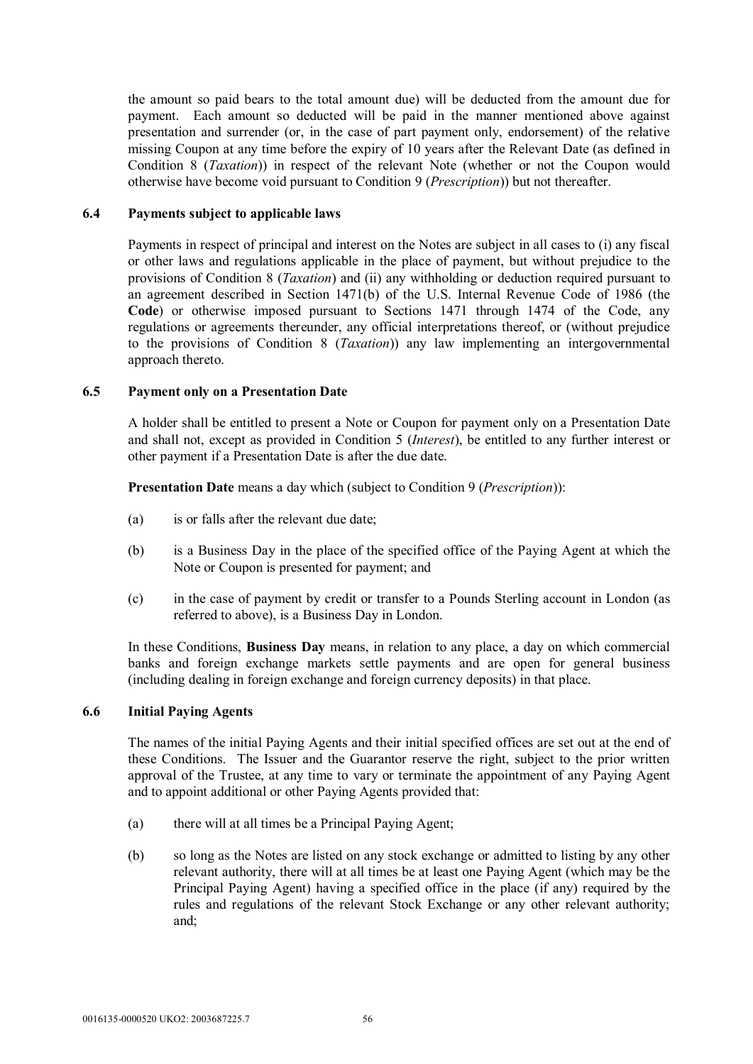the amount so paid bears to the total amount due) will be deducted from the amount due for payment. Each amount so deducted will be paid in the manner mentioned above against presentation and surrender (or, in the case of part payment only, endorsement) of the relative missing Coupon at any time before the expiry of 10 years after the Relevant Date (as defined in Condition 8 (*Taxation*)) in respect of the relevant Note (whether or not the Coupon would otherwise have become void pursuant to Condition 9 (*Prescription*)) but not thereafter.

### 6.4 Payments subject to applicable laws

Payments in respect of principal and interest on the Notes are subject in all cases to (i) any fiscal or other laws and regulations applicable in the place of payment, but without prejudice to the provisions of Condition 8 (*Taxation*) and (ii) any withholding or deduction required pursuant to an agreement described in Section 1471(b) of the U.S. Internal Revenue Code of 1986 (the **Code**) or otherwise imposed pursuant to Sections 1471 through 1474 of the Code, any regulations or agreements thereunder, any official interpretations thereof, or (without prejudice to the provisions of Condition 8 (*Taxation*)) any law implementing an intergovernmental approach thereto.

### 6.5 Payment only on a Presentation Date

A holder shall be entitled to present a Note or Coupon for payment only on a Presentation Date and shall not, except as provided in Condition 5 (*Interest*), be entitled to any further interest or other payment if a Presentation Date is after the due date.

**Presentation Date** means a day which (subject to Condition 9 (*Prescription*)):

(a) is or falls after the relevant due date;

(b) is a Business Day in the place of the specified office of the Paying Agent at which the Note or Coupon is presented for payment; and

(c) in the case of payment by credit or transfer to a Pounds Sterling account in London (as referred to above), is a Business Day in London.

In these Conditions, **Business Day** means, in relation to any place, a day on which commercial banks and foreign exchange markets settle payments and are open for general business (including dealing in foreign exchange and foreign currency deposits) in that place.

### 6.6 Initial Paying Agents

The names of the initial Paying Agents and their initial specified offices are set out at the end of these Conditions. The Issuer and the Guarantor reserve the right, subject to the prior written approval of the Trustee, at any time to vary or terminate the appointment of any Paying Agent and to appoint additional or other Paying Agents provided that:

(a) there will at all times be a Principal Paying Agent;

(b) so long as the Notes are listed on any stock exchange or admitted to listing by any other relevant authority, there will at all times be at least one Paying Agent (which may be the Principal Paying Agent) having a specified office in the place (if any) required by the rules and regulations of the relevant Stock Exchange or any other relevant authority; and;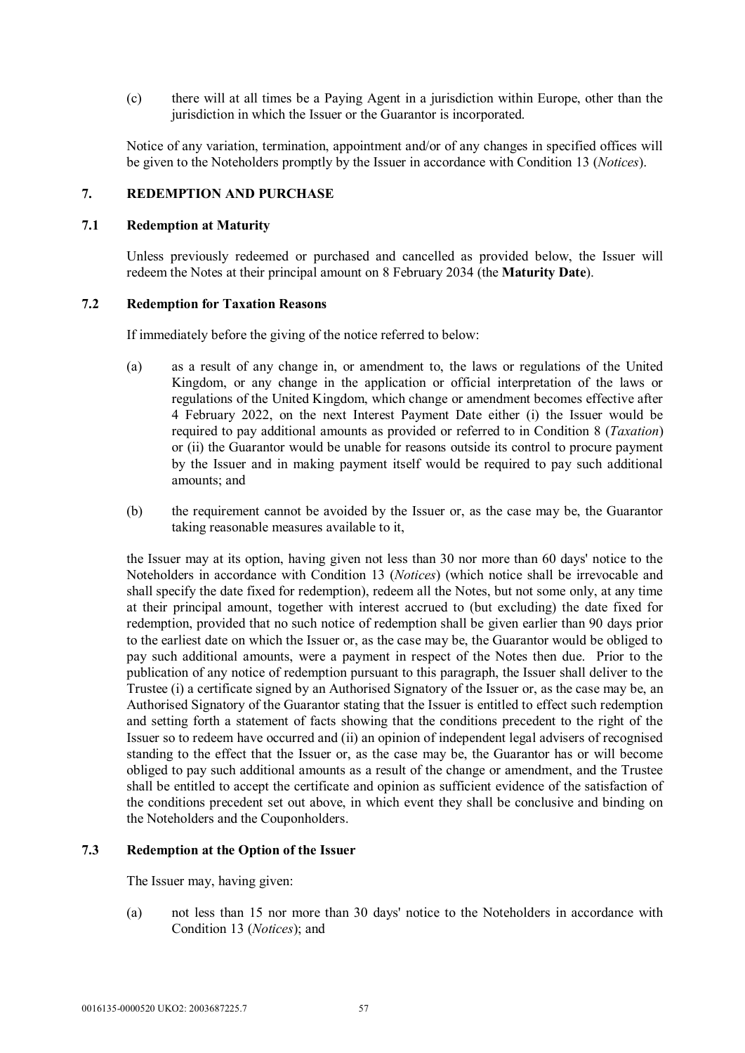(c) there will at all times be a Paying Agent in a jurisdiction within Europe, other than the jurisdiction in which the Issuer or the Guarantor is incorporated.

Notice of any variation, termination, appointment and/or of any changes in specified offices will be given to the Noteholders promptly by the Issuer in accordance with Condition 13 (*Notices*).

## 7. REDEMPTION AND PURCHASE

### 7.1 Redemption at Maturity

Unless previously redeemed or purchased and cancelled as provided below, the Issuer will redeem the Notes at their principal amount on 8 February 2034 (the **Maturity Date**).

### 7.2 Redemption for Taxation Reasons

If immediately before the giving of the notice referred to below:

(a) as a result of any change in, or amendment to, the laws or regulations of the United Kingdom, or any change in the application or official interpretation of the laws or regulations of the United Kingdom, which change or amendment becomes effective after 4 February 2022, on the next Interest Payment Date either (i) the Issuer would be required to pay additional amounts as provided or referred to in Condition 8 (*Taxation*) or (ii) the Guarantor would be unable for reasons outside its control to procure payment by the Issuer and in making payment itself would be required to pay such additional amounts; and

(b) the requirement cannot be avoided by the Issuer or, as the case may be, the Guarantor taking reasonable measures available to it,

the Issuer may at its option, having given not less than 30 nor more than 60 days' notice to the Noteholders in accordance with Condition 13 (*Notices*) (which notice shall be irrevocable and shall specify the date fixed for redemption), redeem all the Notes, but not some only, at any time at their principal amount, together with interest accrued to (but excluding) the date fixed for redemption, provided that no such notice of redemption shall be given earlier than 90 days prior to the earliest date on which the Issuer or, as the case may be, the Guarantor would be obliged to pay such additional amounts, were a payment in respect of the Notes then due. Prior to the publication of any notice of redemption pursuant to this paragraph, the Issuer shall deliver to the Trustee (i) a certificate signed by an Authorised Signatory of the Issuer or, as the case may be, an Authorised Signatory of the Guarantor stating that the Issuer is entitled to effect such redemption and setting forth a statement of facts showing that the conditions precedent to the right of the Issuer so to redeem have occurred and (ii) an opinion of independent legal advisers of recognised standing to the effect that the Issuer or, as the case may be, the Guarantor has or will become obliged to pay such additional amounts as a result of the change or amendment, and the Trustee shall be entitled to accept the certificate and opinion as sufficient evidence of the satisfaction of the conditions precedent set out above, in which event they shall be conclusive and binding on the Noteholders and the Couponholders.

### 7.3 Redemption at the Option of the Issuer

The Issuer may, having given:

(a) not less than 15 nor more than 30 days' notice to the Noteholders in accordance with Condition 13 (*Notices*); and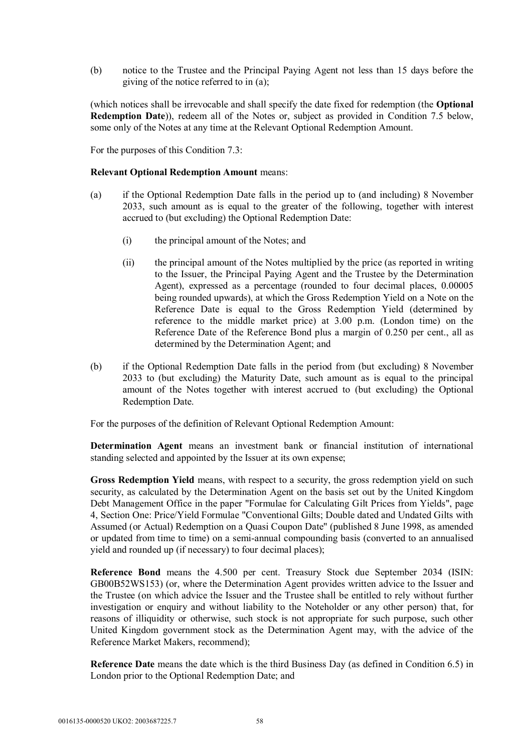(b) notice to the Trustee and the Principal Paying Agent not less than 15 days before the giving of the notice referred to in (a);

(which notices shall be irrevocable and shall specify the date fixed for redemption (the **Optional Redemption Date**)), redeem all of the Notes or, subject as provided in Condition 7.5 below, some only of the Notes at any time at the Relevant Optional Redemption Amount.

For the purposes of this Condition 7.3:

**Relevant Optional Redemption Amount** means:

(a) if the Optional Redemption Date falls in the period up to (and including) 8 November 2033, such amount as is equal to the greater of the following, together with interest accrued to (but excluding) the Optional Redemption Date:

   (i) the principal amount of the Notes; and

   (ii) the principal amount of the Notes multiplied by the price (as reported in writing to the Issuer, the Principal Paying Agent and the Trustee by the Determination Agent), expressed as a percentage (rounded to four decimal places, 0.00005 being rounded upwards), at which the Gross Redemption Yield on a Note on the Reference Date is equal to the Gross Redemption Yield (determined by reference to the middle market price) at 3.00 p.m. (London time) on the Reference Date of the Reference Bond plus a margin of 0.250 per cent., all as determined by the Determination Agent; and

(b) if the Optional Redemption Date falls in the period from (but excluding) 8 November 2033 to (but excluding) the Maturity Date, such amount as is equal to the principal amount of the Notes together with interest accrued to (but excluding) the Optional Redemption Date.

For the purposes of the definition of Relevant Optional Redemption Amount:

**Determination Agent** means an investment bank or financial institution of international standing selected and appointed by the Issuer at its own expense;

**Gross Redemption Yield** means, with respect to a security, the gross redemption yield on such security, as calculated by the Determination Agent on the basis set out by the United Kingdom Debt Management Office in the paper "Formulae for Calculating Gilt Prices from Yields", page 4, Section One: Price/Yield Formulae "Conventional Gilts; Double dated and Undated Gilts with Assumed (or Actual) Redemption on a Quasi Coupon Date" (published 8 June 1998, as amended or updated from time to time) on a semi-annual compounding basis (converted to an annualised yield and rounded up (if necessary) to four decimal places);

**Reference Bond** means the 4.500 per cent. Treasury Stock due September 2034 (ISIN: GB00B52WS153) (or, where the Determination Agent provides written advice to the Issuer and the Trustee (on which advice the Issuer and the Trustee shall be entitled to rely without further investigation or enquiry and without liability to the Noteholder or any other person) that, for reasons of illiquidity or otherwise, such stock is not appropriate for such purpose, such other United Kingdom government stock as the Determination Agent may, with the advice of the Reference Market Makers, recommend);

**Reference Date** means the date which is the third Business Day (as defined in Condition 6.5) in London prior to the Optional Redemption Date; and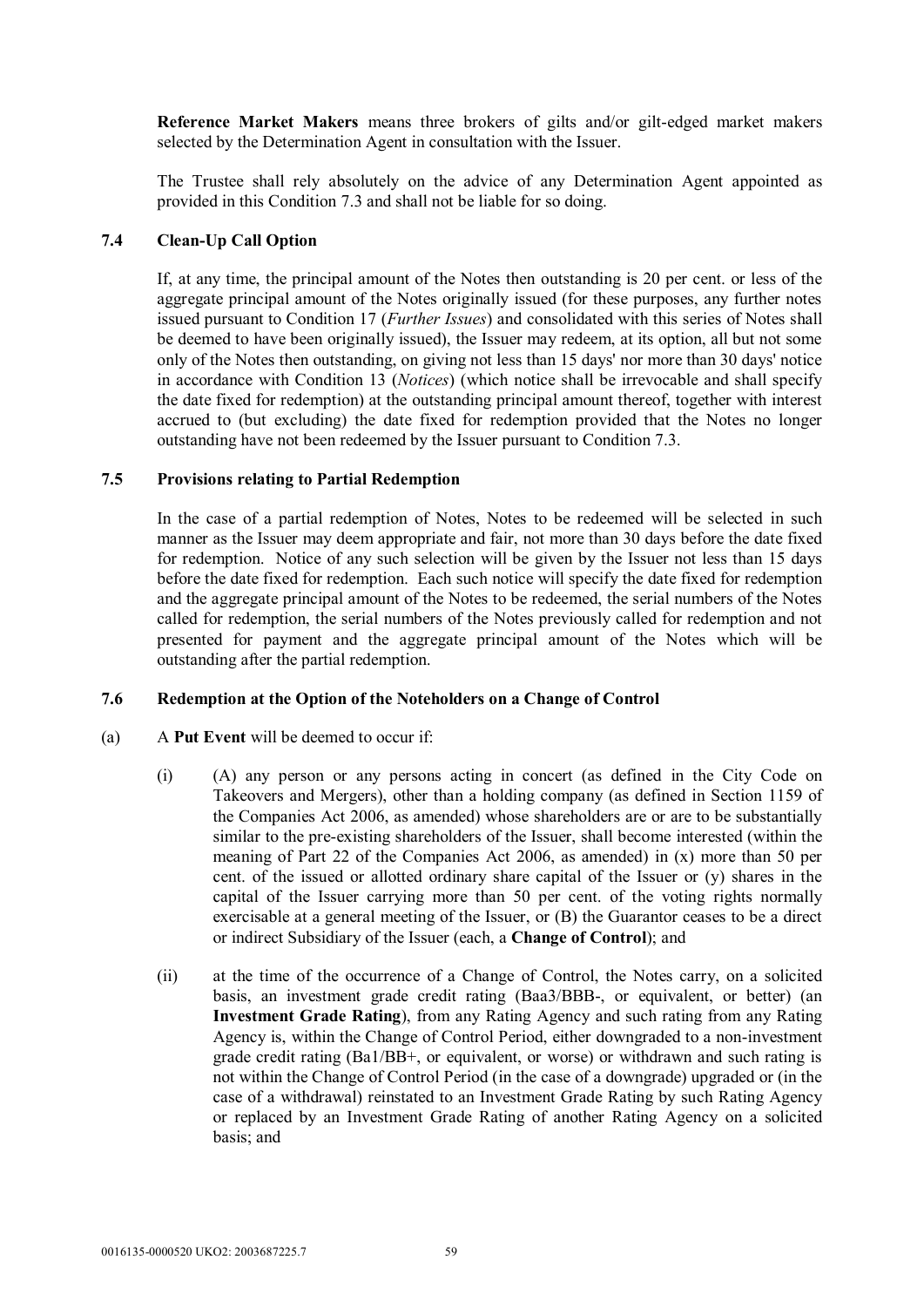**Reference Market Makers** means three brokers of gilts and/or gilt-edged market makers selected by the Determination Agent in consultation with the Issuer.

The Trustee shall rely absolutely on the advice of any Determination Agent appointed as provided in this Condition 7.3 and shall not be liable for so doing.

### 7.4 Clean-Up Call Option

If, at any time, the principal amount of the Notes then outstanding is 20 per cent. or less of the aggregate principal amount of the Notes originally issued (for these purposes, any further notes issued pursuant to Condition 17 (*Further Issues*) and consolidated with this series of Notes shall be deemed to have been originally issued), the Issuer may redeem, at its option, all but not some only of the Notes then outstanding, on giving not less than 15 days' nor more than 30 days' notice in accordance with Condition 13 (*Notices*) (which notice shall be irrevocable and shall specify the date fixed for redemption) at the outstanding principal amount thereof, together with interest accrued to (but excluding) the date fixed for redemption provided that the Notes no longer outstanding have not been redeemed by the Issuer pursuant to Condition 7.3.

### 7.5 Provisions relating to Partial Redemption

In the case of a partial redemption of Notes, Notes to be redeemed will be selected in such manner as the Issuer may deem appropriate and fair, not more than 30 days before the date fixed for redemption. Notice of any such selection will be given by the Issuer not less than 15 days before the date fixed for redemption. Each such notice will specify the date fixed for redemption and the aggregate principal amount of the Notes to be redeemed, the serial numbers of the Notes called for redemption, the serial numbers of the Notes previously called for redemption and not presented for payment and the aggregate principal amount of the Notes which will be outstanding after the partial redemption.

### 7.6 Redemption at the Option of the Noteholders on a Change of Control

(a) A **Put Event** will be deemed to occur if:

(i) (A) any person or any persons acting in concert (as defined in the City Code on Takeovers and Mergers), other than a holding company (as defined in Section 1159 of the Companies Act 2006, as amended) whose shareholders are or are to be substantially similar to the pre-existing shareholders of the Issuer, shall become interested (within the meaning of Part 22 of the Companies Act 2006, as amended) in (x) more than 50 per cent. of the issued or allotted ordinary share capital of the Issuer or (y) shares in the capital of the Issuer carrying more than 50 per cent. of the voting rights normally exercisable at a general meeting of the Issuer, or (B) the Guarantor ceases to be a direct or indirect Subsidiary of the Issuer (each, a **Change of Control**); and

(ii) at the time of the occurrence of a Change of Control, the Notes carry, on a solicited basis, an investment grade credit rating (Baa3/BBB-, or equivalent, or better) (an **Investment Grade Rating**), from any Rating Agency and such rating from any Rating Agency is, within the Change of Control Period, either downgraded to a non-investment grade credit rating (Ba1/BB+, or equivalent, or worse) or withdrawn and such rating is not within the Change of Control Period (in the case of a downgrade) upgraded or (in the case of a withdrawal) reinstated to an Investment Grade Rating by such Rating Agency or replaced by an Investment Grade Rating of another Rating Agency on a solicited basis; and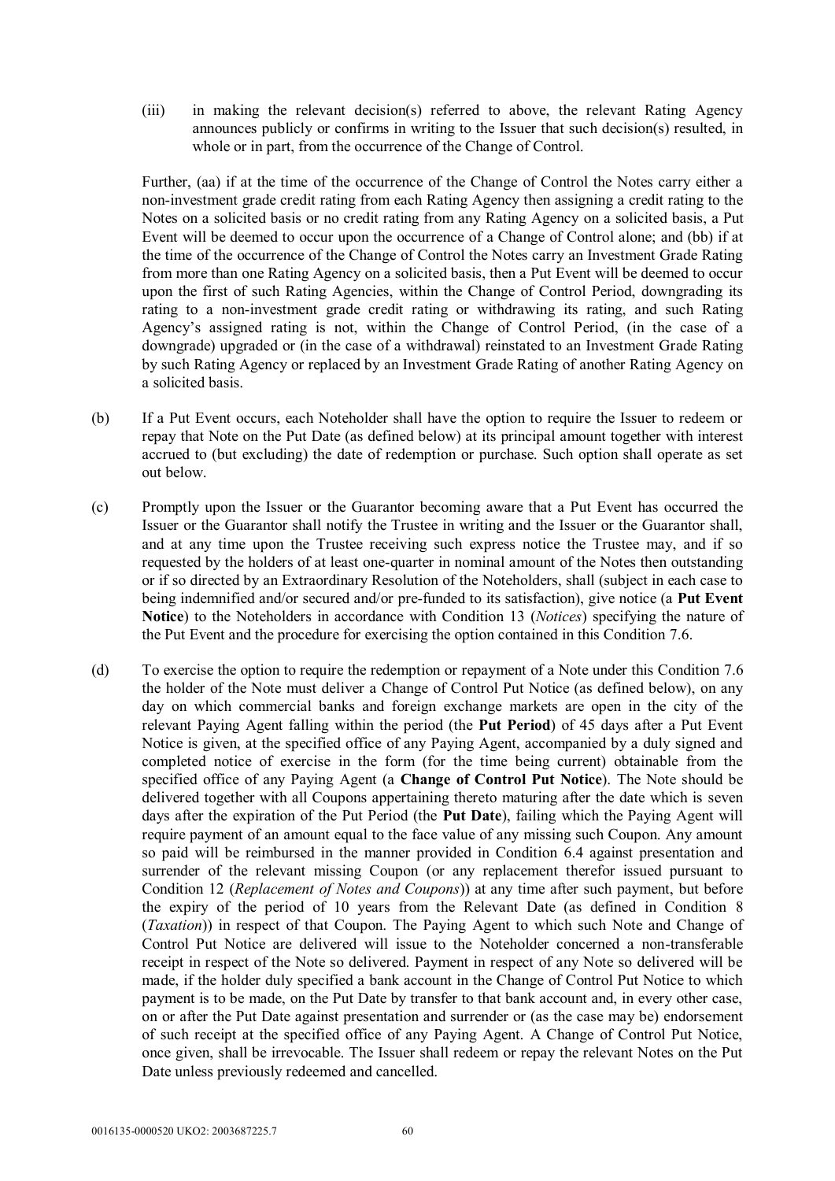(iii) in making the relevant decision(s) referred to above, the relevant Rating Agency announces publicly or confirms in writing to the Issuer that such decision(s) resulted, in whole or in part, from the occurrence of the Change of Control.

Further, (aa) if at the time of the occurrence of the Change of Control the Notes carry either a non-investment grade credit rating from each Rating Agency then assigning a credit rating to the Notes on a solicited basis or no credit rating from any Rating Agency on a solicited basis, a Put Event will be deemed to occur upon the occurrence of a Change of Control alone; and (bb) if at the time of the occurrence of the Change of Control the Notes carry an Investment Grade Rating from more than one Rating Agency on a solicited basis, then a Put Event will be deemed to occur upon the first of such Rating Agencies, within the Change of Control Period, downgrading its rating to a non-investment grade credit rating or withdrawing its rating, and such Rating Agency's assigned rating is not, within the Change of Control Period, (in the case of a downgrade) upgraded or (in the case of a withdrawal) reinstated to an Investment Grade Rating by such Rating Agency or replaced by an Investment Grade Rating of another Rating Agency on a solicited basis.

(b) If a Put Event occurs, each Noteholder shall have the option to require the Issuer to redeem or repay that Note on the Put Date (as defined below) at its principal amount together with interest accrued to (but excluding) the date of redemption or purchase. Such option shall operate as set out below.

(c) Promptly upon the Issuer or the Guarantor becoming aware that a Put Event has occurred the Issuer or the Guarantor shall notify the Trustee in writing and the Issuer or the Guarantor shall, and at any time upon the Trustee receiving such express notice the Trustee may, and if so requested by the holders of at least one-quarter in nominal amount of the Notes then outstanding or if so directed by an Extraordinary Resolution of the Noteholders, shall (subject in each case to being indemnified and/or secured and/or pre-funded to its satisfaction), give notice (a **Put Event Notice**) to the Noteholders in accordance with Condition 13 (*Notices*) specifying the nature of the Put Event and the procedure for exercising the option contained in this Condition 7.6.

(d) To exercise the option to require the redemption or repayment of a Note under this Condition 7.6 the holder of the Note must deliver a Change of Control Put Notice (as defined below), on any day on which commercial banks and foreign exchange markets are open in the city of the relevant Paying Agent falling within the period (the **Put Period**) of 45 days after a Put Event Notice is given, at the specified office of any Paying Agent, accompanied by a duly signed and completed notice of exercise in the form (for the time being current) obtainable from the specified office of any Paying Agent (a **Change of Control Put Notice**). The Note should be delivered together with all Coupons appertaining thereto maturing after the date which is seven days after the expiration of the Put Period (the **Put Date**), failing which the Paying Agent will require payment of an amount equal to the face value of any missing such Coupon. Any amount so paid will be reimbursed in the manner provided in Condition 6.4 against presentation and surrender of the relevant missing Coupon (or any replacement therefor issued pursuant to Condition 12 (*Replacement of Notes and Coupons*)) at any time after such payment, but before the expiry of the period of 10 years from the Relevant Date (as defined in Condition 8 (*Taxation*)) in respect of that Coupon. The Paying Agent to which such Note and Change of Control Put Notice are delivered will issue to the Noteholder concerned a non-transferable receipt in respect of the Note so delivered. Payment in respect of any Note so delivered will be made, if the holder duly specified a bank account in the Change of Control Put Notice to which payment is to be made, on the Put Date by transfer to that bank account and, in every other case, on or after the Put Date against presentation and surrender or (as the case may be) endorsement of such receipt at the specified office of any Paying Agent. A Change of Control Put Notice, once given, shall be irrevocable. The Issuer shall redeem or repay the relevant Notes on the Put Date unless previously redeemed and cancelled.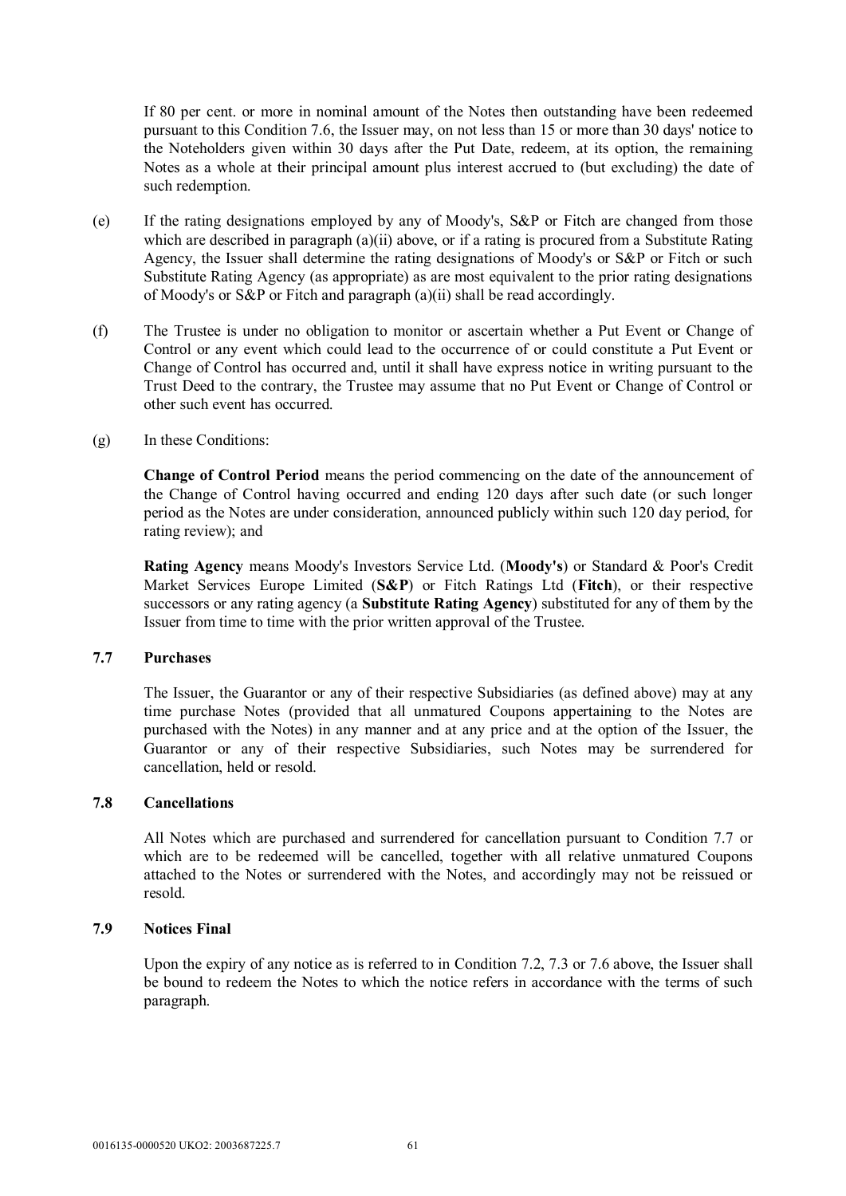If 80 per cent. or more in nominal amount of the Notes then outstanding have been redeemed pursuant to this Condition 7.6, the Issuer may, on not less than 15 or more than 30 days' notice to the Noteholders given within 30 days after the Put Date, redeem, at its option, the remaining Notes as a whole at their principal amount plus interest accrued to (but excluding) the date of such redemption.

(e) If the rating designations employed by any of Moody's, S&P or Fitch are changed from those which are described in paragraph (a)(ii) above, or if a rating is procured from a Substitute Rating Agency, the Issuer shall determine the rating designations of Moody's or S&P or Fitch or such Substitute Rating Agency (as appropriate) as are most equivalent to the prior rating designations of Moody's or S&P or Fitch and paragraph (a)(ii) shall be read accordingly.

(f) The Trustee is under no obligation to monitor or ascertain whether a Put Event or Change of Control or any event which could lead to the occurrence of or could constitute a Put Event or Change of Control has occurred and, until it shall have express notice in writing pursuant to the Trust Deed to the contrary, the Trustee may assume that no Put Event or Change of Control or other such event has occurred.

(g) In these Conditions:

**Change of Control Period** means the period commencing on the date of the announcement of the Change of Control having occurred and ending 120 days after such date (or such longer period as the Notes are under consideration, announced publicly within such 120 day period, for rating review); and

**Rating Agency** means Moody's Investors Service Ltd. (**Moody's**) or Standard & Poor's Credit Market Services Europe Limited (**S&P**) or Fitch Ratings Ltd (**Fitch**), or their respective successors or any rating agency (a **Substitute Rating Agency**) substituted for any of them by the Issuer from time to time with the prior written approval of the Trustee.

### 7.7 Purchases

The Issuer, the Guarantor or any of their respective Subsidiaries (as defined above) may at any time purchase Notes (provided that all unmatured Coupons appertaining to the Notes are purchased with the Notes) in any manner and at any price and at the option of the Issuer, the Guarantor or any of their respective Subsidiaries, such Notes may be surrendered for cancellation, held or resold.

### 7.8 Cancellations

All Notes which are purchased and surrendered for cancellation pursuant to Condition 7.7 or which are to be redeemed will be cancelled, together with all relative unmatured Coupons attached to the Notes or surrendered with the Notes, and accordingly may not be reissued or resold.

### 7.9 Notices Final

Upon the expiry of any notice as is referred to in Condition 7.2, 7.3 or 7.6 above, the Issuer shall be bound to redeem the Notes to which the notice refers in accordance with the terms of such paragraph.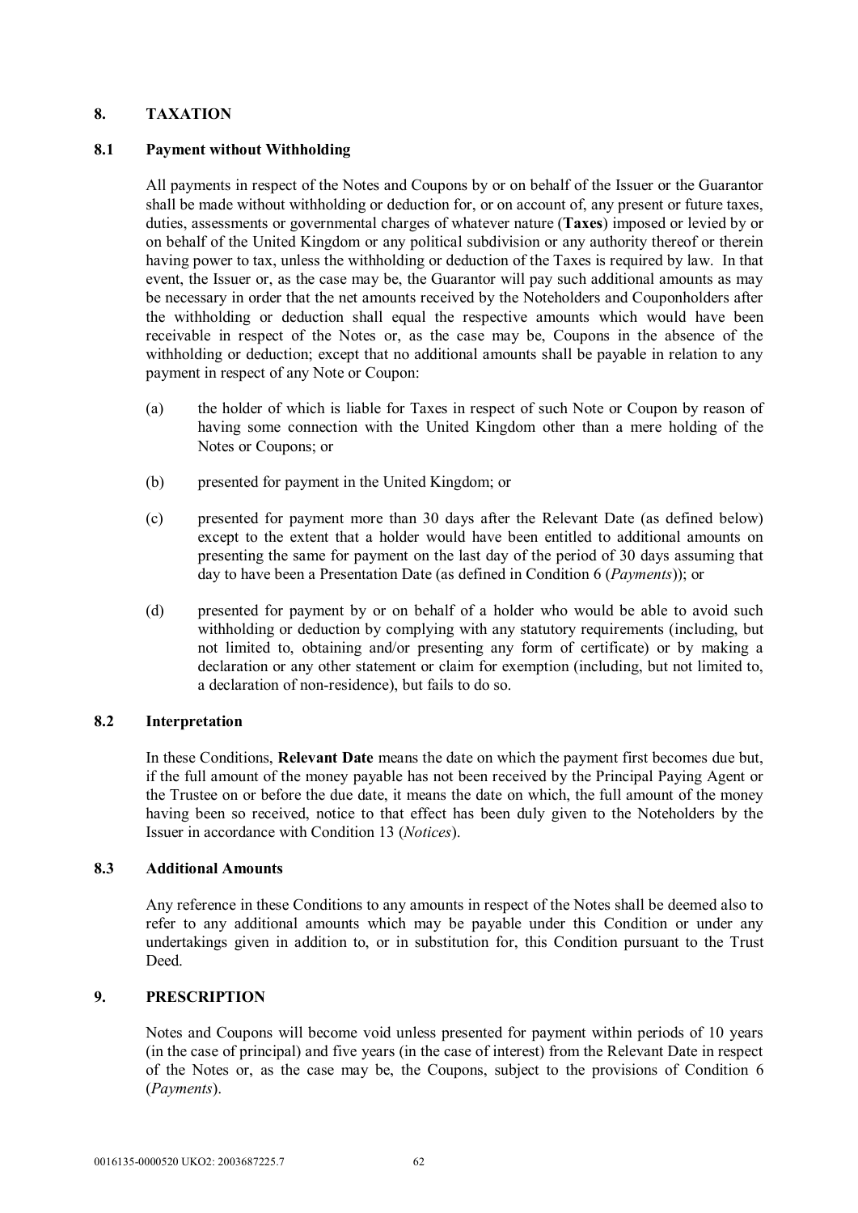## 8. TAXATION

### 8.1 Payment without Withholding

All payments in respect of the Notes and Coupons by or on behalf of the Issuer or the Guarantor shall be made without withholding or deduction for, or on account of, any present or future taxes, duties, assessments or governmental charges of whatever nature (**Taxes**) imposed or levied by or on behalf of the United Kingdom or any political subdivision or any authority thereof or therein having power to tax, unless the withholding or deduction of the Taxes is required by law. In that event, the Issuer or, as the case may be, the Guarantor will pay such additional amounts as may be necessary in order that the net amounts received by the Noteholders and Couponholders after the withholding or deduction shall equal the respective amounts which would have been receivable in respect of the Notes or, as the case may be, Coupons in the absence of the withholding or deduction; except that no additional amounts shall be payable in relation to any payment in respect of any Note or Coupon:

(a) the holder of which is liable for Taxes in respect of such Note or Coupon by reason of having some connection with the United Kingdom other than a mere holding of the Notes or Coupons; or

(b) presented for payment in the United Kingdom; or

(c) presented for payment more than 30 days after the Relevant Date (as defined below) except to the extent that a holder would have been entitled to additional amounts on presenting the same for payment on the last day of the period of 30 days assuming that day to have been a Presentation Date (as defined in Condition 6 (*Payments*)); or

(d) presented for payment by or on behalf of a holder who would be able to avoid such withholding or deduction by complying with any statutory requirements (including, but not limited to, obtaining and/or presenting any form of certificate) or by making a declaration or any other statement or claim for exemption (including, but not limited to, a declaration of non-residence), but fails to do so.

### 8.2 Interpretation

In these Conditions, **Relevant Date** means the date on which the payment first becomes due but, if the full amount of the money payable has not been received by the Principal Paying Agent or the Trustee on or before the due date, it means the date on which, the full amount of the money having been so received, notice to that effect has been duly given to the Noteholders by the Issuer in accordance with Condition 13 (*Notices*).

### 8.3 Additional Amounts

Any reference in these Conditions to any amounts in respect of the Notes shall be deemed also to refer to any additional amounts which may be payable under this Condition or under any undertakings given in addition to, or in substitution for, this Condition pursuant to the Trust Deed.

## 9. PRESCRIPTION

Notes and Coupons will become void unless presented for payment within periods of 10 years (in the case of principal) and five years (in the case of interest) from the Relevant Date in respect of the Notes or, as the case may be, the Coupons, subject to the provisions of Condition 6 (*Payments*).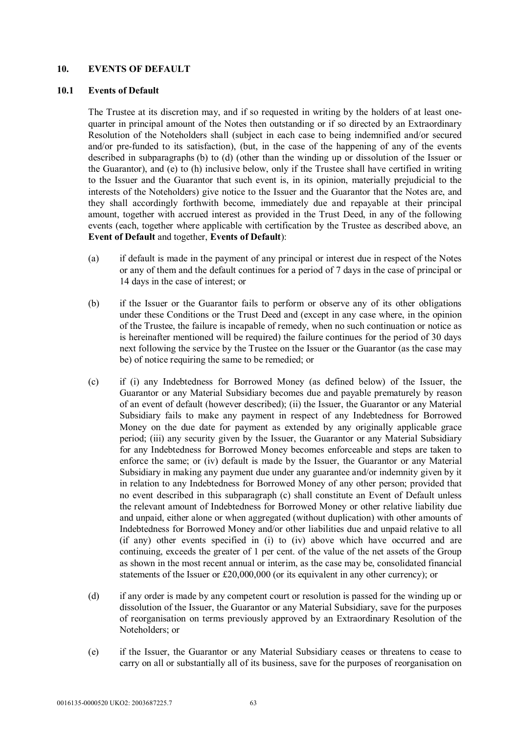## 10. EVENTS OF DEFAULT

### 10.1 Events of Default

The Trustee at its discretion may, and if so requested in writing by the holders of at least one-quarter in principal amount of the Notes then outstanding or if so directed by an Extraordinary Resolution of the Noteholders shall (subject in each case to being indemnified and/or secured and/or pre-funded to its satisfaction), (but, in the case of the happening of any of the events described in subparagraphs (b) to (d) (other than the winding up or dissolution of the Issuer or the Guarantor), and (e) to (h) inclusive below, only if the Trustee shall have certified in writing to the Issuer and the Guarantor that such event is, in its opinion, materially prejudicial to the interests of the Noteholders) give notice to the Issuer and the Guarantor that the Notes are, and they shall accordingly forthwith become, immediately due and repayable at their principal amount, together with accrued interest as provided in the Trust Deed, in any of the following events (each, together where applicable with certification by the Trustee as described above, an **Event of Default** and together, **Events of Default**):

(a) if default is made in the payment of any principal or interest due in respect of the Notes or any of them and the default continues for a period of 7 days in the case of principal or 14 days in the case of interest; or

(b) if the Issuer or the Guarantor fails to perform or observe any of its other obligations under these Conditions or the Trust Deed and (except in any case where, in the opinion of the Trustee, the failure is incapable of remedy, when no such continuation or notice as is hereinafter mentioned will be required) the failure continues for the period of 30 days next following the service by the Trustee on the Issuer or the Guarantor (as the case may be) of notice requiring the same to be remedied; or

(c) if (i) any Indebtedness for Borrowed Money (as defined below) of the Issuer, the Guarantor or any Material Subsidiary becomes due and payable prematurely by reason of an event of default (however described); (ii) the Issuer, the Guarantor or any Material Subsidiary fails to make any payment in respect of any Indebtedness for Borrowed Money on the due date for payment as extended by any originally applicable grace period; (iii) any security given by the Issuer, the Guarantor or any Material Subsidiary for any Indebtedness for Borrowed Money becomes enforceable and steps are taken to enforce the same; or (iv) default is made by the Issuer, the Guarantor or any Material Subsidiary in making any payment due under any guarantee and/or indemnity given by it in relation to any Indebtedness for Borrowed Money of any other person; provided that no event described in this subparagraph (c) shall constitute an Event of Default unless the relevant amount of Indebtedness for Borrowed Money or other relative liability due and unpaid, either alone or when aggregated (without duplication) with other amounts of Indebtedness for Borrowed Money and/or other liabilities due and unpaid relative to all (if any) other events specified in (i) to (iv) above which have occurred and are continuing, exceeds the greater of 1 per cent. of the value of the net assets of the Group as shown in the most recent annual or interim, as the case may be, consolidated financial statements of the Issuer or £20,000,000 (or its equivalent in any other currency); or

(d) if any order is made by any competent court or resolution is passed for the winding up or dissolution of the Issuer, the Guarantor or any Material Subsidiary, save for the purposes of reorganisation on terms previously approved by an Extraordinary Resolution of the Noteholders; or

(e) if the Issuer, the Guarantor or any Material Subsidiary ceases or threatens to cease to carry on all or substantially all of its business, save for the purposes of reorganisation on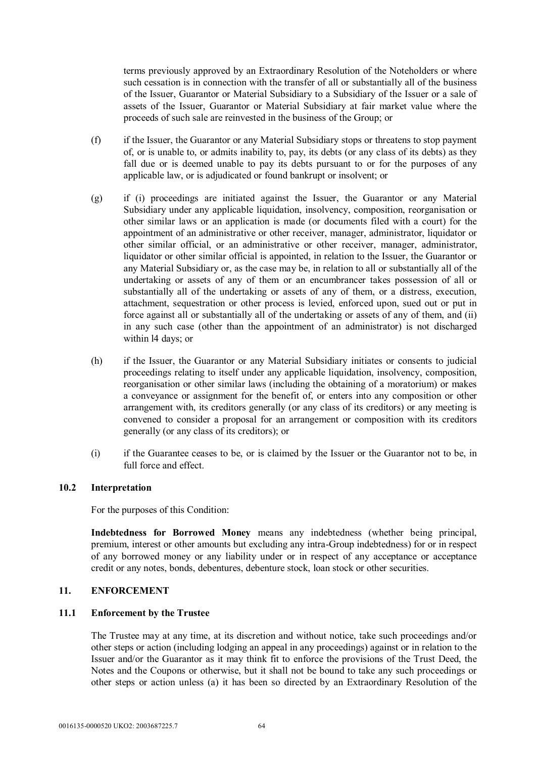terms previously approved by an Extraordinary Resolution of the Noteholders or where such cessation is in connection with the transfer of all or substantially all of the business of the Issuer, Guarantor or Material Subsidiary to a Subsidiary of the Issuer or a sale of assets of the Issuer, Guarantor or Material Subsidiary at fair market value where the proceeds of such sale are reinvested in the business of the Group; or

(f) if the Issuer, the Guarantor or any Material Subsidiary stops or threatens to stop payment of, or is unable to, or admits inability to, pay, its debts (or any class of its debts) as they fall due or is deemed unable to pay its debts pursuant to or for the purposes of any applicable law, or is adjudicated or found bankrupt or insolvent; or

(g) if (i) proceedings are initiated against the Issuer, the Guarantor or any Material Subsidiary under any applicable liquidation, insolvency, composition, reorganisation or other similar laws or an application is made (or documents filed with a court) for the appointment of an administrative or other receiver, manager, administrator, liquidator or other similar official, or an administrative or other receiver, manager, administrator, liquidator or other similar official is appointed, in relation to the Issuer, the Guarantor or any Material Subsidiary or, as the case may be, in relation to all or substantially all of the undertaking or assets of any of them or an encumbrancer takes possession of all or substantially all of the undertaking or assets of any of them, or a distress, execution, attachment, sequestration or other process is levied, enforced upon, sued out or put in force against all or substantially all of the undertaking or assets of any of them, and (ii) in any such case (other than the appointment of an administrator) is not discharged within l4 days; or

(h) if the Issuer, the Guarantor or any Material Subsidiary initiates or consents to judicial proceedings relating to itself under any applicable liquidation, insolvency, composition, reorganisation or other similar laws (including the obtaining of a moratorium) or makes a conveyance or assignment for the benefit of, or enters into any composition or other arrangement with, its creditors generally (or any class of its creditors) or any meeting is convened to consider a proposal for an arrangement or composition with its creditors generally (or any class of its creditors); or

(i) if the Guarantee ceases to be, or is claimed by the Issuer or the Guarantor not to be, in full force and effect.

### 10.2 Interpretation

For the purposes of this Condition:

**Indebtedness for Borrowed Money** means any indebtedness (whether being principal, premium, interest or other amounts but excluding any intra-Group indebtedness) for or in respect of any borrowed money or any liability under or in respect of any acceptance or acceptance credit or any notes, bonds, debentures, debenture stock, loan stock or other securities.

## 11. ENFORCEMENT

### 11.1 Enforcement by the Trustee

The Trustee may at any time, at its discretion and without notice, take such proceedings and/or other steps or action (including lodging an appeal in any proceedings) against or in relation to the Issuer and/or the Guarantor as it may think fit to enforce the provisions of the Trust Deed, the Notes and the Coupons or otherwise, but it shall not be bound to take any such proceedings or other steps or action unless (a) it has been so directed by an Extraordinary Resolution of the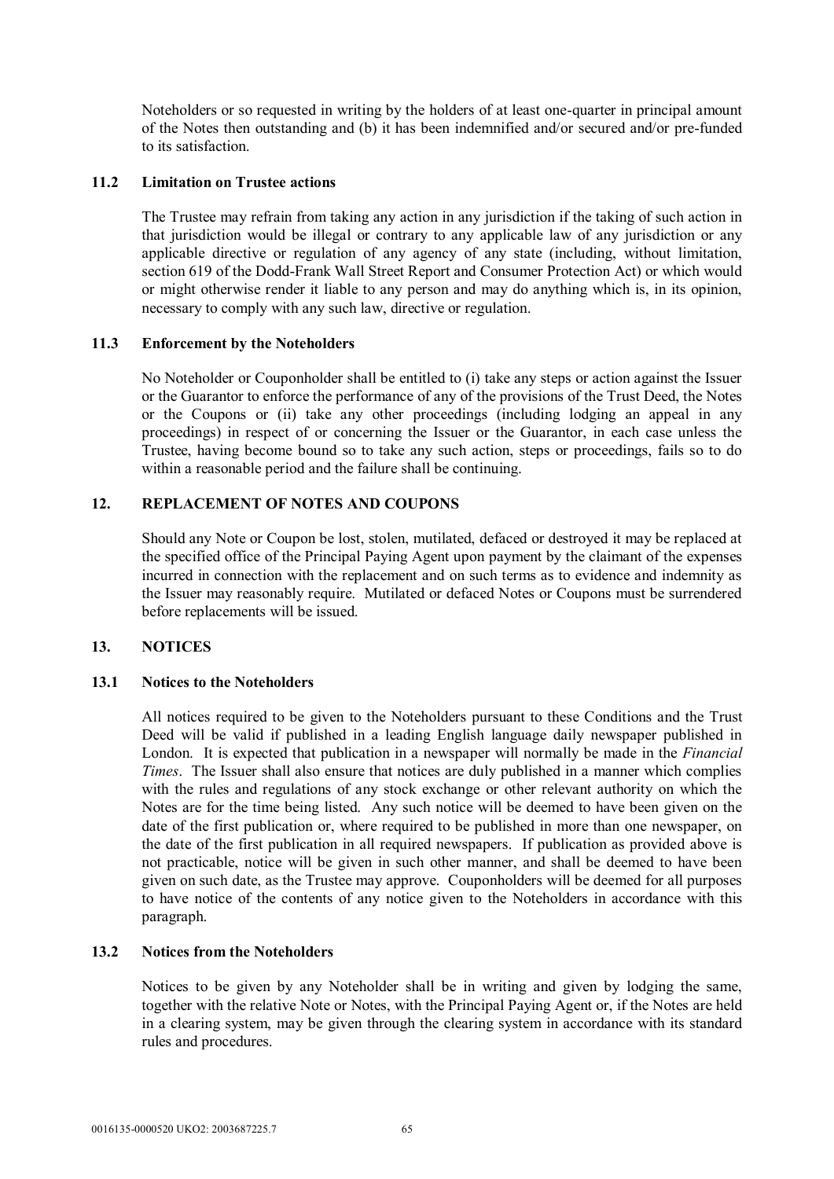Noteholders or so requested in writing by the holders of at least one-quarter in principal amount of the Notes then outstanding and (b) it has been indemnified and/or secured and/or pre-funded to its satisfaction.

### 11.2 Limitation on Trustee actions

The Trustee may refrain from taking any action in any jurisdiction if the taking of such action in that jurisdiction would be illegal or contrary to any applicable law of any jurisdiction or any applicable directive or regulation of any agency of any state (including, without limitation, section 619 of the Dodd-Frank Wall Street Report and Consumer Protection Act) or which would or might otherwise render it liable to any person and may do anything which is, in its opinion, necessary to comply with any such law, directive or regulation.

### 11.3 Enforcement by the Noteholders

No Noteholder or Couponholder shall be entitled to (i) take any steps or action against the Issuer or the Guarantor to enforce the performance of any of the provisions of the Trust Deed, the Notes or the Coupons or (ii) take any other proceedings (including lodging an appeal in any proceedings) in respect of or concerning the Issuer or the Guarantor, in each case unless the Trustee, having become bound so to take any such action, steps or proceedings, fails so to do within a reasonable period and the failure shall be continuing.

## 12. REPLACEMENT OF NOTES AND COUPONS

Should any Note or Coupon be lost, stolen, mutilated, defaced or destroyed it may be replaced at the specified office of the Principal Paying Agent upon payment by the claimant of the expenses incurred in connection with the replacement and on such terms as to evidence and indemnity as the Issuer may reasonably require. Mutilated or defaced Notes or Coupons must be surrendered before replacements will be issued.

## 13. NOTICES

### 13.1 Notices to the Noteholders

All notices required to be given to the Noteholders pursuant to these Conditions and the Trust Deed will be valid if published in a leading English language daily newspaper published in London. It is expected that publication in a newspaper will normally be made in the *Financial Times*. The Issuer shall also ensure that notices are duly published in a manner which complies with the rules and regulations of any stock exchange or other relevant authority on which the Notes are for the time being listed. Any such notice will be deemed to have been given on the date of the first publication or, where required to be published in more than one newspaper, on the date of the first publication in all required newspapers. If publication as provided above is not practicable, notice will be given in such other manner, and shall be deemed to have been given on such date, as the Trustee may approve. Couponholders will be deemed for all purposes to have notice of the contents of any notice given to the Noteholders in accordance with this paragraph.

### 13.2 Notices from the Noteholders

Notices to be given by any Noteholder shall be in writing and given by lodging the same, together with the relative Note or Notes, with the Principal Paying Agent or, if the Notes are held in a clearing system, may be given through the clearing system in accordance with its standard rules and procedures.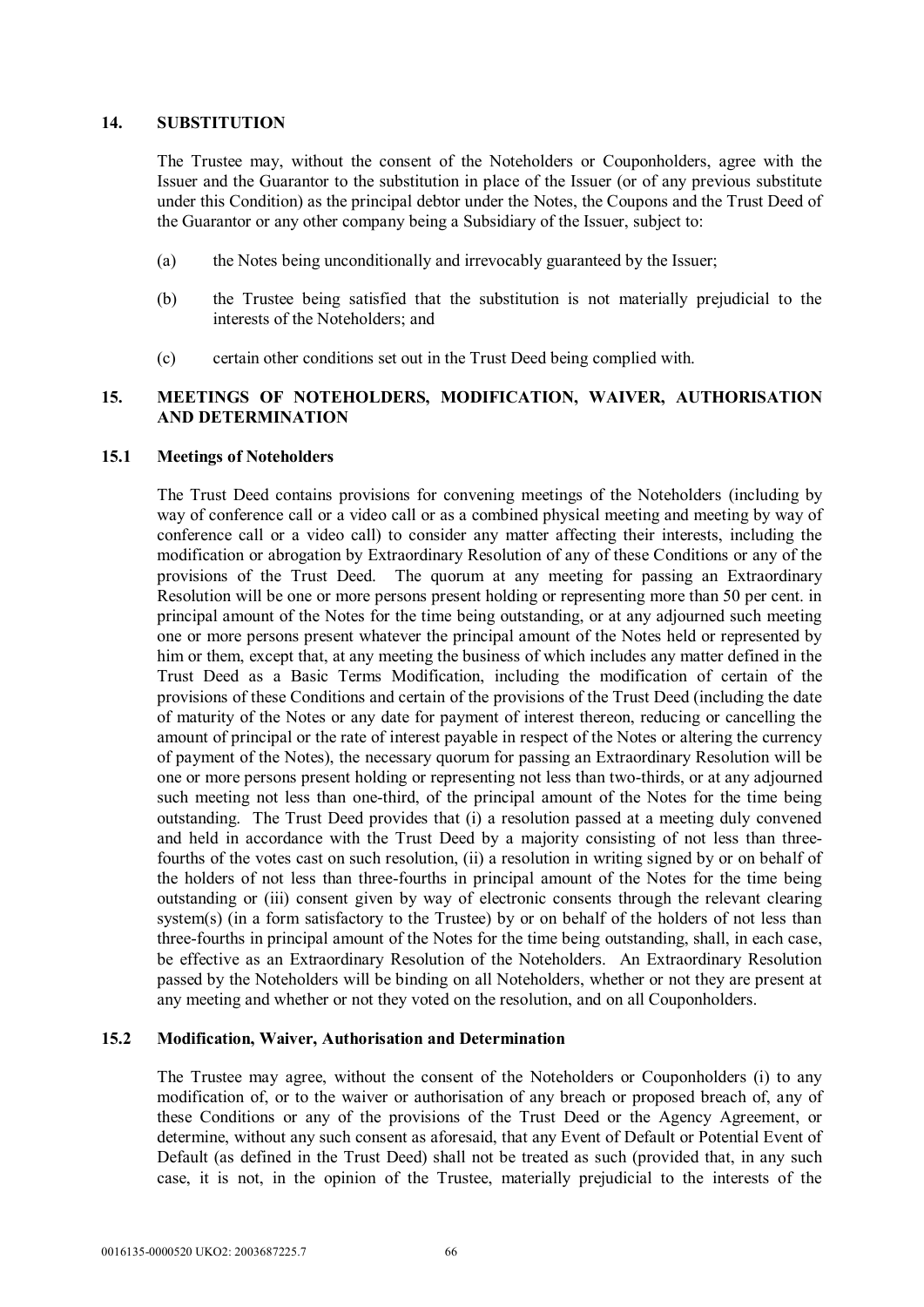## 14. SUBSTITUTION

The Trustee may, without the consent of the Noteholders or Couponholders, agree with the Issuer and the Guarantor to the substitution in place of the Issuer (or of any previous substitute under this Condition) as the principal debtor under the Notes, the Coupons and the Trust Deed of the Guarantor or any other company being a Subsidiary of the Issuer, subject to:

(a) the Notes being unconditionally and irrevocably guaranteed by the Issuer;

(b) the Trustee being satisfied that the substitution is not materially prejudicial to the interests of the Noteholders; and

(c) certain other conditions set out in the Trust Deed being complied with.

## 15. MEETINGS OF NOTEHOLDERS, MODIFICATION, WAIVER, AUTHORISATION AND DETERMINATION

### 15.1 Meetings of Noteholders

The Trust Deed contains provisions for convening meetings of the Noteholders (including by way of conference call or a video call or as a combined physical meeting and meeting by way of conference call or a video call) to consider any matter affecting their interests, including the modification or abrogation by Extraordinary Resolution of any of these Conditions or any of the provisions of the Trust Deed. The quorum at any meeting for passing an Extraordinary Resolution will be one or more persons present holding or representing more than 50 per cent. in principal amount of the Notes for the time being outstanding, or at any adjourned such meeting one or more persons present whatever the principal amount of the Notes held or represented by him or them, except that, at any meeting the business of which includes any matter defined in the Trust Deed as a Basic Terms Modification, including the modification of certain of the provisions of these Conditions and certain of the provisions of the Trust Deed (including the date of maturity of the Notes or any date for payment of interest thereon, reducing or cancelling the amount of principal or the rate of interest payable in respect of the Notes or altering the currency of payment of the Notes), the necessary quorum for passing an Extraordinary Resolution will be one or more persons present holding or representing not less than two-thirds, or at any adjourned such meeting not less than one-third, of the principal amount of the Notes for the time being outstanding. The Trust Deed provides that (i) a resolution passed at a meeting duly convened and held in accordance with the Trust Deed by a majority consisting of not less than three-fourths of the votes cast on such resolution, (ii) a resolution in writing signed by or on behalf of the holders of not less than three-fourths in principal amount of the Notes for the time being outstanding or (iii) consent given by way of electronic consents through the relevant clearing system(s) (in a form satisfactory to the Trustee) by or on behalf of the holders of not less than three-fourths in principal amount of the Notes for the time being outstanding, shall, in each case, be effective as an Extraordinary Resolution of the Noteholders. An Extraordinary Resolution passed by the Noteholders will be binding on all Noteholders, whether or not they are present at any meeting and whether or not they voted on the resolution, and on all Couponholders.

### 15.2 Modification, Waiver, Authorisation and Determination

The Trustee may agree, without the consent of the Noteholders or Couponholders (i) to any modification of, or to the waiver or authorisation of any breach or proposed breach of, any of these Conditions or any of the provisions of the Trust Deed or the Agency Agreement, or determine, without any such consent as aforesaid, that any Event of Default or Potential Event of Default (as defined in the Trust Deed) shall not be treated as such (provided that, in any such case, it is not, in the opinion of the Trustee, materially prejudicial to the interests of the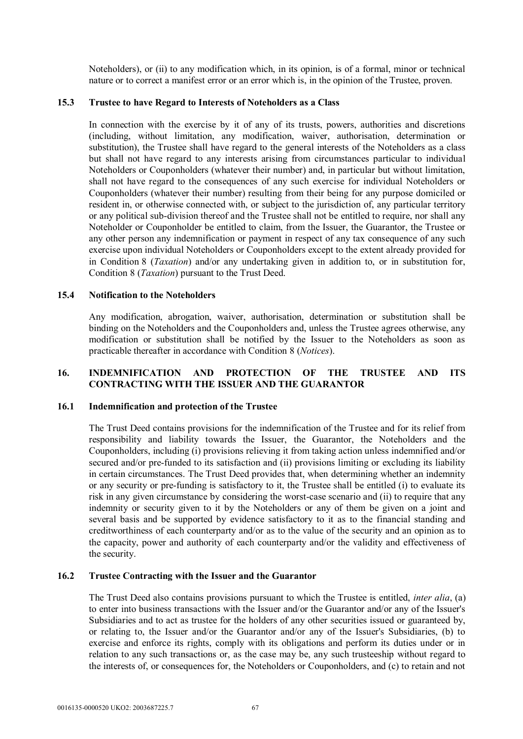Noteholders), or (ii) to any modification which, in its opinion, is of a formal, minor or technical nature or to correct a manifest error or an error which is, in the opinion of the Trustee, proven.

### 15.3 Trustee to have Regard to Interests of Noteholders as a Class

In connection with the exercise by it of any of its trusts, powers, authorities and discretions (including, without limitation, any modification, waiver, authorisation, determination or substitution), the Trustee shall have regard to the general interests of the Noteholders as a class but shall not have regard to any interests arising from circumstances particular to individual Noteholders or Couponholders (whatever their number) and, in particular but without limitation, shall not have regard to the consequences of any such exercise for individual Noteholders or Couponholders (whatever their number) resulting from their being for any purpose domiciled or resident in, or otherwise connected with, or subject to the jurisdiction of, any particular territory or any political sub-division thereof and the Trustee shall not be entitled to require, nor shall any Noteholder or Couponholder be entitled to claim, from the Issuer, the Guarantor, the Trustee or any other person any indemnification or payment in respect of any tax consequence of any such exercise upon individual Noteholders or Couponholders except to the extent already provided for in Condition 8 (*Taxation*) and/or any undertaking given in addition to, or in substitution for, Condition 8 (*Taxation*) pursuant to the Trust Deed.

### 15.4 Notification to the Noteholders

Any modification, abrogation, waiver, authorisation, determination or substitution shall be binding on the Noteholders and the Couponholders and, unless the Trustee agrees otherwise, any modification or substitution shall be notified by the Issuer to the Noteholders as soon as practicable thereafter in accordance with Condition 8 (*Notices*).

## 16. INDEMNIFICATION AND PROTECTION OF THE TRUSTEE AND ITS CONTRACTING WITH THE ISSUER AND THE GUARANTOR

### 16.1 Indemnification and protection of the Trustee

The Trust Deed contains provisions for the indemnification of the Trustee and for its relief from responsibility and liability towards the Issuer, the Guarantor, the Noteholders and the Couponholders, including (i) provisions relieving it from taking action unless indemnified and/or secured and/or pre-funded to its satisfaction and (ii) provisions limiting or excluding its liability in certain circumstances. The Trust Deed provides that, when determining whether an indemnity or any security or pre-funding is satisfactory to it, the Trustee shall be entitled (i) to evaluate its risk in any given circumstance by considering the worst-case scenario and (ii) to require that any indemnity or security given to it by the Noteholders or any of them be given on a joint and several basis and be supported by evidence satisfactory to it as to the financial standing and creditworthiness of each counterparty and/or as to the value of the security and an opinion as to the capacity, power and authority of each counterparty and/or the validity and effectiveness of the security.

### 16.2 Trustee Contracting with the Issuer and the Guarantor

The Trust Deed also contains provisions pursuant to which the Trustee is entitled, *inter alia*, (a) to enter into business transactions with the Issuer and/or the Guarantor and/or any of the Issuer's Subsidiaries and to act as trustee for the holders of any other securities issued or guaranteed by, or relating to, the Issuer and/or the Guarantor and/or any of the Issuer's Subsidiaries, (b) to exercise and enforce its rights, comply with its obligations and perform its duties under or in relation to any such transactions or, as the case may be, any such trusteeship without regard to the interests of, or consequences for, the Noteholders or Couponholders, and (c) to retain and not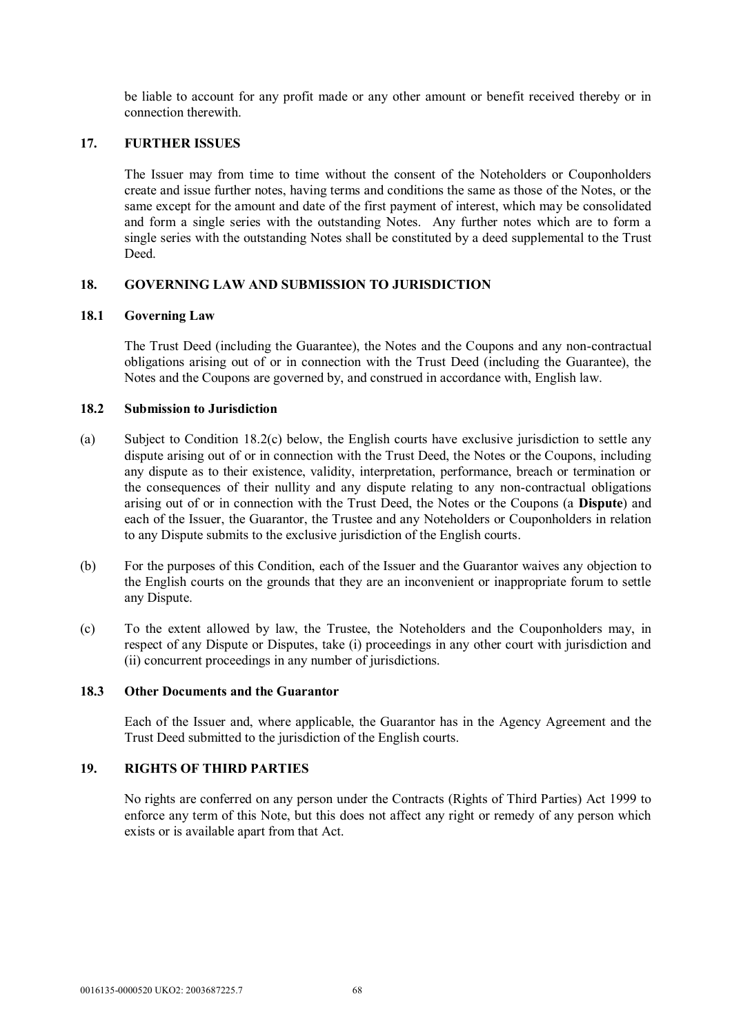be liable to account for any profit made or any other amount or benefit received thereby or in connection therewith.

## 17. FURTHER ISSUES

The Issuer may from time to time without the consent of the Noteholders or Couponholders create and issue further notes, having terms and conditions the same as those of the Notes, or the same except for the amount and date of the first payment of interest, which may be consolidated and form a single series with the outstanding Notes. Any further notes which are to form a single series with the outstanding Notes shall be constituted by a deed supplemental to the Trust Deed.

## 18. GOVERNING LAW AND SUBMISSION TO JURISDICTION

### 18.1 Governing Law

The Trust Deed (including the Guarantee), the Notes and the Coupons and any non-contractual obligations arising out of or in connection with the Trust Deed (including the Guarantee), the Notes and the Coupons are governed by, and construed in accordance with, English law.

### 18.2 Submission to Jurisdiction

(a) Subject to Condition 18.2(c) below, the English courts have exclusive jurisdiction to settle any dispute arising out of or in connection with the Trust Deed, the Notes or the Coupons, including any dispute as to their existence, validity, interpretation, performance, breach or termination or the consequences of their nullity and any dispute relating to any non-contractual obligations arising out of or in connection with the Trust Deed, the Notes or the Coupons (a **Dispute**) and each of the Issuer, the Guarantor, the Trustee and any Noteholders or Couponholders in relation to any Dispute submits to the exclusive jurisdiction of the English courts.

(b) For the purposes of this Condition, each of the Issuer and the Guarantor waives any objection to the English courts on the grounds that they are an inconvenient or inappropriate forum to settle any Dispute.

(c) To the extent allowed by law, the Trustee, the Noteholders and the Couponholders may, in respect of any Dispute or Disputes, take (i) proceedings in any other court with jurisdiction and (ii) concurrent proceedings in any number of jurisdictions.

### 18.3 Other Documents and the Guarantor

Each of the Issuer and, where applicable, the Guarantor has in the Agency Agreement and the Trust Deed submitted to the jurisdiction of the English courts.

## 19. RIGHTS OF THIRD PARTIES

No rights are conferred on any person under the Contracts (Rights of Third Parties) Act 1999 to enforce any term of this Note, but this does not affect any right or remedy of any person which exists or is available apart from that Act.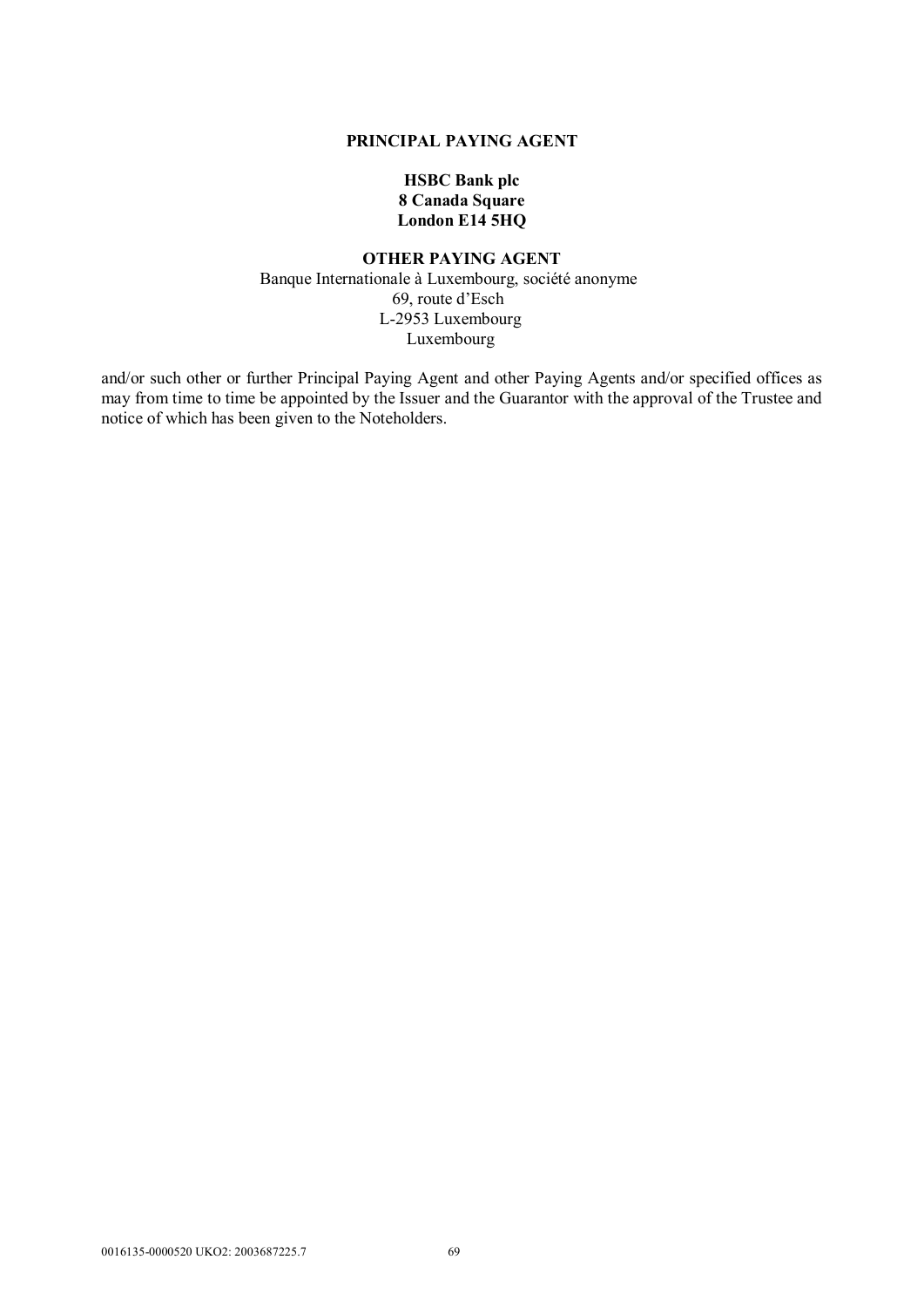**PRINCIPAL PAYING AGENT**

**HSBC Bank plc**
**8 Canada Square**
**London E14 5HQ**

**OTHER PAYING AGENT**

Banque Internationale à Luxembourg, société anonyme
69, route d'Esch
L-2953 Luxembourg
Luxembourg

and/or such other or further Principal Paying Agent and other Paying Agents and/or specified offices as may from time to time be appointed by the Issuer and the Guarantor with the approval of the Trustee and notice of which has been given to the Noteholders.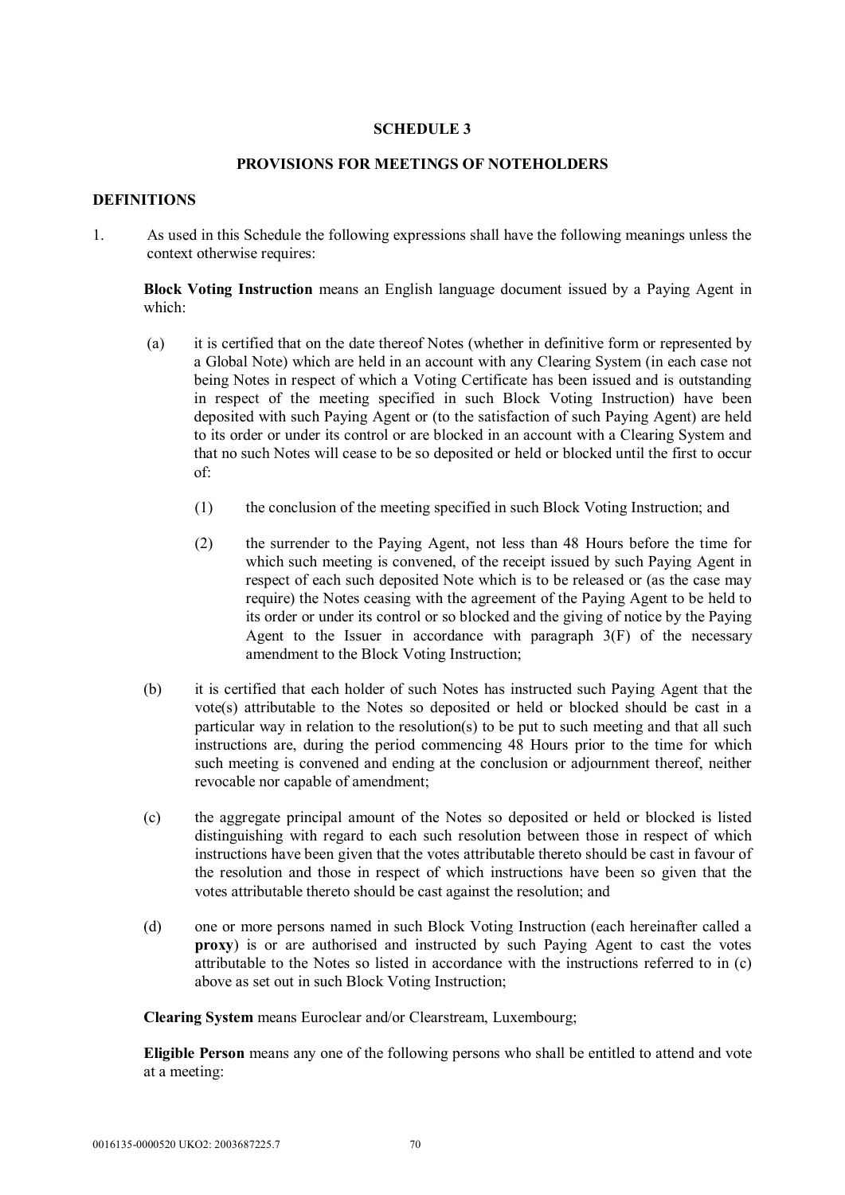## SCHEDULE 3

## PROVISIONS FOR MEETINGS OF NOTEHOLDERS

### DEFINITIONS

1. As used in this Schedule the following expressions shall have the following meanings unless the context otherwise requires:

   **Block Voting Instruction** means an English language document issued by a Paying Agent in which:

   (a) it is certified that on the date thereof Notes (whether in definitive form or represented by a Global Note) which are held in an account with any Clearing System (in each case not being Notes in respect of which a Voting Certificate has been issued and is outstanding in respect of the meeting specified in such Block Voting Instruction) have been deposited with such Paying Agent or (to the satisfaction of such Paying Agent) are held to its order or under its control or are blocked in an account with a Clearing System and that no such Notes will cease to be so deposited or held or blocked until the first to occur of:

      (1) the conclusion of the meeting specified in such Block Voting Instruction; and

      (2) the surrender to the Paying Agent, not less than 48 Hours before the time for which such meeting is convened, of the receipt issued by such Paying Agent in respect of each such deposited Note which is to be released or (as the case may require) the Notes ceasing with the agreement of the Paying Agent to be held to its order or under its control or so blocked and the giving of notice by the Paying Agent to the Issuer in accordance with paragraph 3(F) of the necessary amendment to the Block Voting Instruction;

   (b) it is certified that each holder of such Notes has instructed such Paying Agent that the vote(s) attributable to the Notes so deposited or held or blocked should be cast in a particular way in relation to the resolution(s) to be put to such meeting and that all such instructions are, during the period commencing 48 Hours prior to the time for which such meeting is convened and ending at the conclusion or adjournment thereof, neither revocable nor capable of amendment;

   (c) the aggregate principal amount of the Notes so deposited or held or blocked is listed distinguishing with regard to each such resolution between those in respect of which instructions have been given that the votes attributable thereto should be cast in favour of the resolution and those in respect of which instructions have been so given that the votes attributable thereto should be cast against the resolution; and

   (d) one or more persons named in such Block Voting Instruction (each hereinafter called a **proxy**) is or are authorised and instructed by such Paying Agent to cast the votes attributable to the Notes so listed in accordance with the instructions referred to in (c) above as set out in such Block Voting Instruction;

   **Clearing System** means Euroclear and/or Clearstream, Luxembourg;

   **Eligible Person** means any one of the following persons who shall be entitled to attend and vote at a meeting: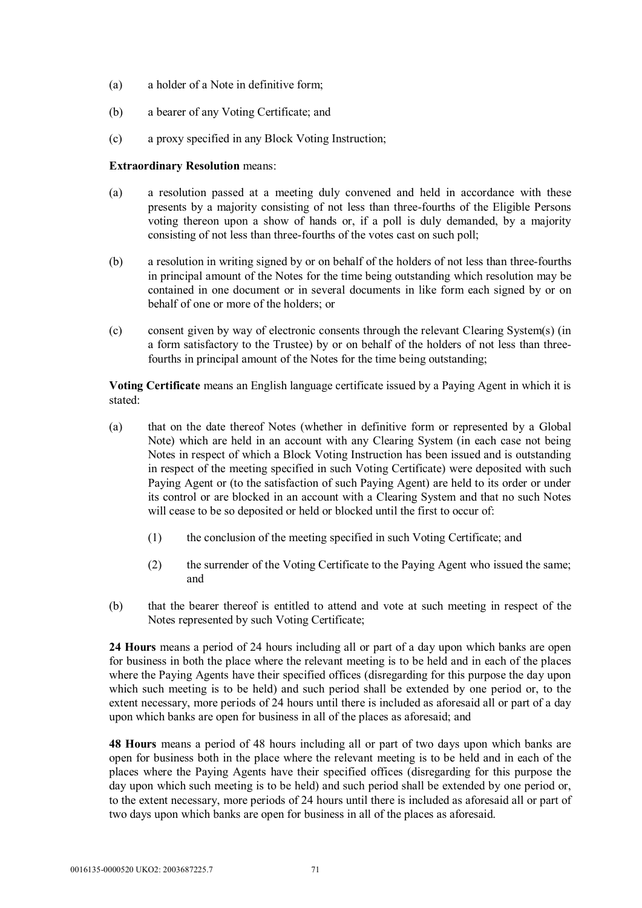(a) a holder of a Note in definitive form;

(b) a bearer of any Voting Certificate; and

(c) a proxy specified in any Block Voting Instruction;

**Extraordinary Resolution** means:

(a) a resolution passed at a meeting duly convened and held in accordance with these presents by a majority consisting of not less than three-fourths of the Eligible Persons voting thereon upon a show of hands or, if a poll is duly demanded, by a majority consisting of not less than three-fourths of the votes cast on such poll;

(b) a resolution in writing signed by or on behalf of the holders of not less than three-fourths in principal amount of the Notes for the time being outstanding which resolution may be contained in one document or in several documents in like form each signed by or on behalf of one or more of the holders; or

(c) consent given by way of electronic consents through the relevant Clearing System(s) (in a form satisfactory to the Trustee) by or on behalf of the holders of not less than three-fourths in principal amount of the Notes for the time being outstanding;

**Voting Certificate** means an English language certificate issued by a Paying Agent in which it is stated:

(a) that on the date thereof Notes (whether in definitive form or represented by a Global Note) which are held in an account with any Clearing System (in each case not being Notes in respect of which a Block Voting Instruction has been issued and is outstanding in respect of the meeting specified in such Voting Certificate) were deposited with such Paying Agent or (to the satisfaction of such Paying Agent) are held to its order or under its control or are blocked in an account with a Clearing System and that no such Notes will cease to be so deposited or held or blocked until the first to occur of:

   (1) the conclusion of the meeting specified in such Voting Certificate; and

   (2) the surrender of the Voting Certificate to the Paying Agent who issued the same; and

(b) that the bearer thereof is entitled to attend and vote at such meeting in respect of the Notes represented by such Voting Certificate;

**24 Hours** means a period of 24 hours including all or part of a day upon which banks are open for business in both the place where the relevant meeting is to be held and in each of the places where the Paying Agents have their specified offices (disregarding for this purpose the day upon which such meeting is to be held) and such period shall be extended by one period or, to the extent necessary, more periods of 24 hours until there is included as aforesaid all or part of a day upon which banks are open for business in all of the places as aforesaid; and

**48 Hours** means a period of 48 hours including all or part of two days upon which banks are open for business both in the place where the relevant meeting is to be held and in each of the places where the Paying Agents have their specified offices (disregarding for this purpose the day upon which such meeting is to be held) and such period shall be extended by one period or, to the extent necessary, more periods of 24 hours until there is included as aforesaid all or part of two days upon which banks are open for business in all of the places as aforesaid.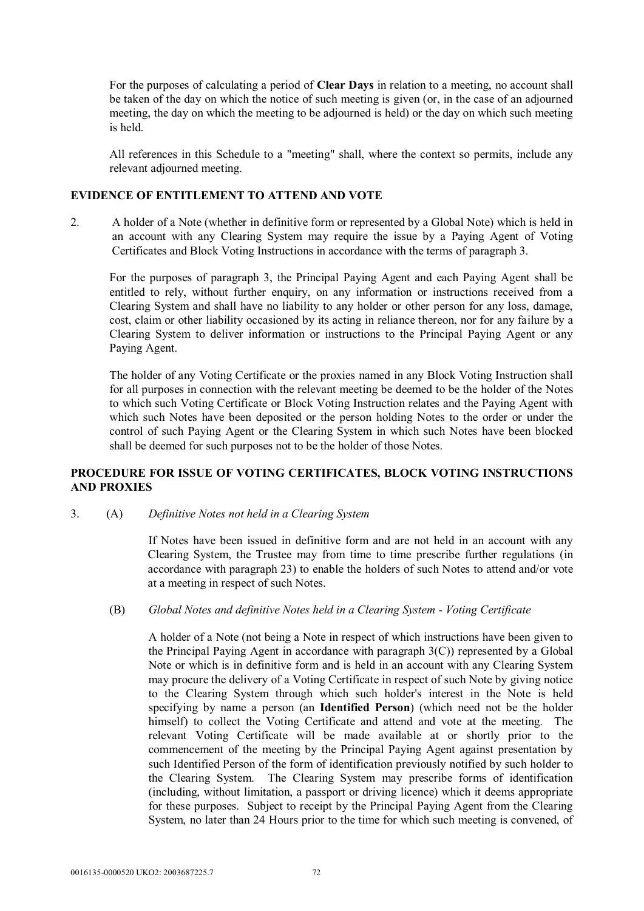For the purposes of calculating a period of **Clear Days** in relation to a meeting, no account shall be taken of the day on which the notice of such meeting is given (or, in the case of an adjourned meeting, the day on which the meeting to be adjourned is held) or the day on which such meeting is held.

All references in this Schedule to a "meeting" shall, where the context so permits, include any relevant adjourned meeting.

## EVIDENCE OF ENTITLEMENT TO ATTEND AND VOTE

2. A holder of a Note (whether in definitive form or represented by a Global Note) which is held in an account with any Clearing System may require the issue by a Paying Agent of Voting Certificates and Block Voting Instructions in accordance with the terms of paragraph 3.

   For the purposes of paragraph 3, the Principal Paying Agent and each Paying Agent shall be entitled to rely, without further enquiry, on any information or instructions received from a Clearing System and shall have no liability to any holder or other person for any loss, damage, cost, claim or other liability occasioned by its acting in reliance thereon, nor for any failure by a Clearing System to deliver information or instructions to the Principal Paying Agent or any Paying Agent.

   The holder of any Voting Certificate or the proxies named in any Block Voting Instruction shall for all purposes in connection with the relevant meeting be deemed to be the holder of the Notes to which such Voting Certificate or Block Voting Instruction relates and the Paying Agent with which such Notes have been deposited or the person holding Notes to the order or under the control of such Paying Agent or the Clearing System in which such Notes have been blocked shall be deemed for such purposes not to be the holder of those Notes.

## PROCEDURE FOR ISSUE OF VOTING CERTIFICATES, BLOCK VOTING INSTRUCTIONS AND PROXIES

3. (A) *Definitive Notes not held in a Clearing System*

   If Notes have been issued in definitive form and are not held in an account with any Clearing System, the Trustee may from time to time prescribe further regulations (in accordance with paragraph 23) to enable the holders of such Notes to attend and/or vote at a meeting in respect of such Notes.

   (B) *Global Notes and definitive Notes held in a Clearing System - Voting Certificate*

   A holder of a Note (not being a Note in respect of which instructions have been given to the Principal Paying Agent in accordance with paragraph 3(C)) represented by a Global Note or which is in definitive form and is held in an account with any Clearing System may procure the delivery of a Voting Certificate in respect of such Note by giving notice to the Clearing System through which such holder's interest in the Note is held specifying by name a person (an **Identified Person**) (which need not be the holder himself) to collect the Voting Certificate and attend and vote at the meeting. The relevant Voting Certificate will be made available at or shortly prior to the commencement of the meeting by the Principal Paying Agent against presentation by such Identified Person of the form of identification previously notified by such holder to the Clearing System. The Clearing System may prescribe forms of identification (including, without limitation, a passport or driving licence) which it deems appropriate for these purposes. Subject to receipt by the Principal Paying Agent from the Clearing System, no later than 24 Hours prior to the time for which such meeting is convened, of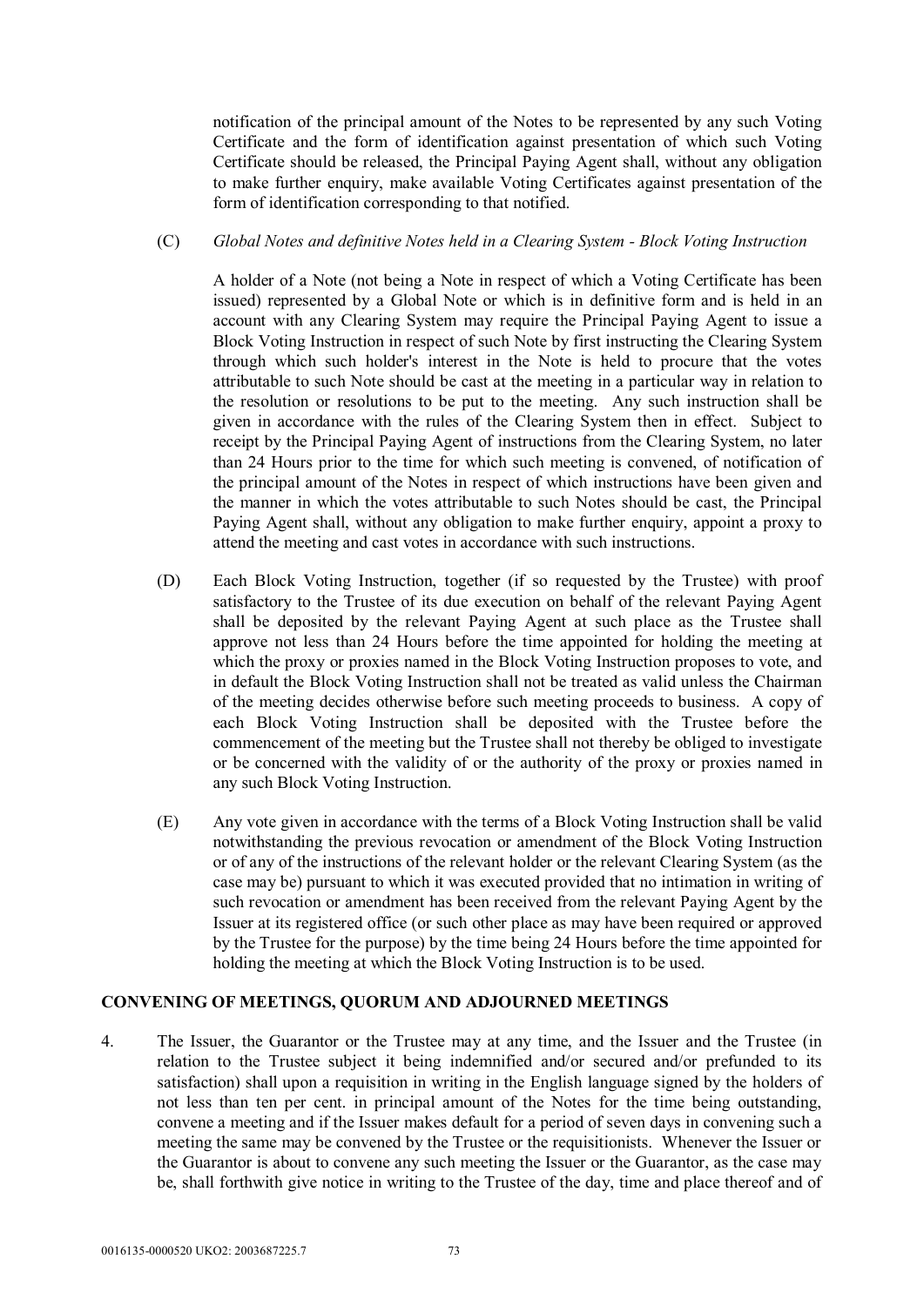notification of the principal amount of the Notes to be represented by any such Voting Certificate and the form of identification against presentation of which such Voting Certificate should be released, the Principal Paying Agent shall, without any obligation to make further enquiry, make available Voting Certificates against presentation of the form of identification corresponding to that notified.

(C) *Global Notes and definitive Notes held in a Clearing System - Block Voting Instruction*

A holder of a Note (not being a Note in respect of which a Voting Certificate has been issued) represented by a Global Note or which is in definitive form and is held in an account with any Clearing System may require the Principal Paying Agent to issue a Block Voting Instruction in respect of such Note by first instructing the Clearing System through which such holder's interest in the Note is held to procure that the votes attributable to such Note should be cast at the meeting in a particular way in relation to the resolution or resolutions to be put to the meeting. Any such instruction shall be given in accordance with the rules of the Clearing System then in effect. Subject to receipt by the Principal Paying Agent of instructions from the Clearing System, no later than 24 Hours prior to the time for which such meeting is convened, of notification of the principal amount of the Notes in respect of which instructions have been given and the manner in which the votes attributable to such Notes should be cast, the Principal Paying Agent shall, without any obligation to make further enquiry, appoint a proxy to attend the meeting and cast votes in accordance with such instructions.

(D) Each Block Voting Instruction, together (if so requested by the Trustee) with proof satisfactory to the Trustee of its due execution on behalf of the relevant Paying Agent shall be deposited by the relevant Paying Agent at such place as the Trustee shall approve not less than 24 Hours before the time appointed for holding the meeting at which the proxy or proxies named in the Block Voting Instruction proposes to vote, and in default the Block Voting Instruction shall not be treated as valid unless the Chairman of the meeting decides otherwise before such meeting proceeds to business. A copy of each Block Voting Instruction shall be deposited with the Trustee before the commencement of the meeting but the Trustee shall not thereby be obliged to investigate or be concerned with the validity of or the authority of the proxy or proxies named in any such Block Voting Instruction.

(E) Any vote given in accordance with the terms of a Block Voting Instruction shall be valid notwithstanding the previous revocation or amendment of the Block Voting Instruction or of any of the instructions of the relevant holder or the relevant Clearing System (as the case may be) pursuant to which it was executed provided that no intimation in writing of such revocation or amendment has been received from the relevant Paying Agent by the Issuer at its registered office (or such other place as may have been required or approved by the Trustee for the purpose) by the time being 24 Hours before the time appointed for holding the meeting at which the Block Voting Instruction is to be used.

## CONVENING OF MEETINGS, QUORUM AND ADJOURNED MEETINGS

4. The Issuer, the Guarantor or the Trustee may at any time, and the Issuer and the Trustee (in relation to the Trustee subject it being indemnified and/or secured and/or prefunded to its satisfaction) shall upon a requisition in writing in the English language signed by the holders of not less than ten per cent. in principal amount of the Notes for the time being outstanding, convene a meeting and if the Issuer makes default for a period of seven days in convening such a meeting the same may be convened by the Trustee or the requisitionists. Whenever the Issuer or the Guarantor is about to convene any such meeting the Issuer or the Guarantor, as the case may be, shall forthwith give notice in writing to the Trustee of the day, time and place thereof and of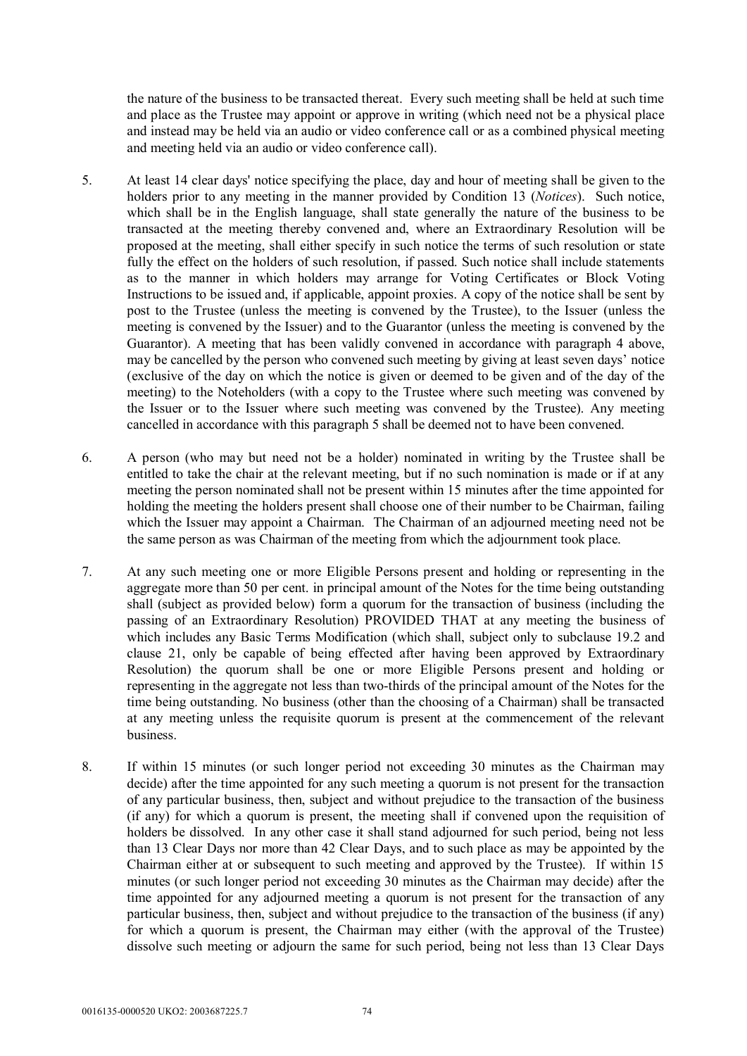the nature of the business to be transacted thereat. Every such meeting shall be held at such time and place as the Trustee may appoint or approve in writing (which need not be a physical place and instead may be held via an audio or video conference call or as a combined physical meeting and meeting held via an audio or video conference call).

5. At least 14 clear days' notice specifying the place, day and hour of meeting shall be given to the holders prior to any meeting in the manner provided by Condition 13 (*Notices*). Such notice, which shall be in the English language, shall state generally the nature of the business to be transacted at the meeting thereby convened and, where an Extraordinary Resolution will be proposed at the meeting, shall either specify in such notice the terms of such resolution or state fully the effect on the holders of such resolution, if passed. Such notice shall include statements as to the manner in which holders may arrange for Voting Certificates or Block Voting Instructions to be issued and, if applicable, appoint proxies. A copy of the notice shall be sent by post to the Trustee (unless the meeting is convened by the Trustee), to the Issuer (unless the meeting is convened by the Issuer) and to the Guarantor (unless the meeting is convened by the Guarantor). A meeting that has been validly convened in accordance with paragraph 4 above, may be cancelled by the person who convened such meeting by giving at least seven days' notice (exclusive of the day on which the notice is given or deemed to be given and of the day of the meeting) to the Noteholders (with a copy to the Trustee where such meeting was convened by the Issuer or to the Issuer where such meeting was convened by the Trustee). Any meeting cancelled in accordance with this paragraph 5 shall be deemed not to have been convened.

6. A person (who may but need not be a holder) nominated in writing by the Trustee shall be entitled to take the chair at the relevant meeting, but if no such nomination is made or if at any meeting the person nominated shall not be present within 15 minutes after the time appointed for holding the meeting the holders present shall choose one of their number to be Chairman, failing which the Issuer may appoint a Chairman. The Chairman of an adjourned meeting need not be the same person as was Chairman of the meeting from which the adjournment took place.

7. At any such meeting one or more Eligible Persons present and holding or representing in the aggregate more than 50 per cent. in principal amount of the Notes for the time being outstanding shall (subject as provided below) form a quorum for the transaction of business (including the passing of an Extraordinary Resolution) PROVIDED THAT at any meeting the business of which includes any Basic Terms Modification (which shall, subject only to subclause 19.2 and clause 21, only be capable of being effected after having been approved by Extraordinary Resolution) the quorum shall be one or more Eligible Persons present and holding or representing in the aggregate not less than two-thirds of the principal amount of the Notes for the time being outstanding. No business (other than the choosing of a Chairman) shall be transacted at any meeting unless the requisite quorum is present at the commencement of the relevant business.

8. If within 15 minutes (or such longer period not exceeding 30 minutes as the Chairman may decide) after the time appointed for any such meeting a quorum is not present for the transaction of any particular business, then, subject and without prejudice to the transaction of the business (if any) for which a quorum is present, the meeting shall if convened upon the requisition of holders be dissolved. In any other case it shall stand adjourned for such period, being not less than 13 Clear Days nor more than 42 Clear Days, and to such place as may be appointed by the Chairman either at or subsequent to such meeting and approved by the Trustee). If within 15 minutes (or such longer period not exceeding 30 minutes as the Chairman may decide) after the time appointed for any adjourned meeting a quorum is not present for the transaction of any particular business, then, subject and without prejudice to the transaction of the business (if any) for which a quorum is present, the Chairman may either (with the approval of the Trustee) dissolve such meeting or adjourn the same for such period, being not less than 13 Clear Days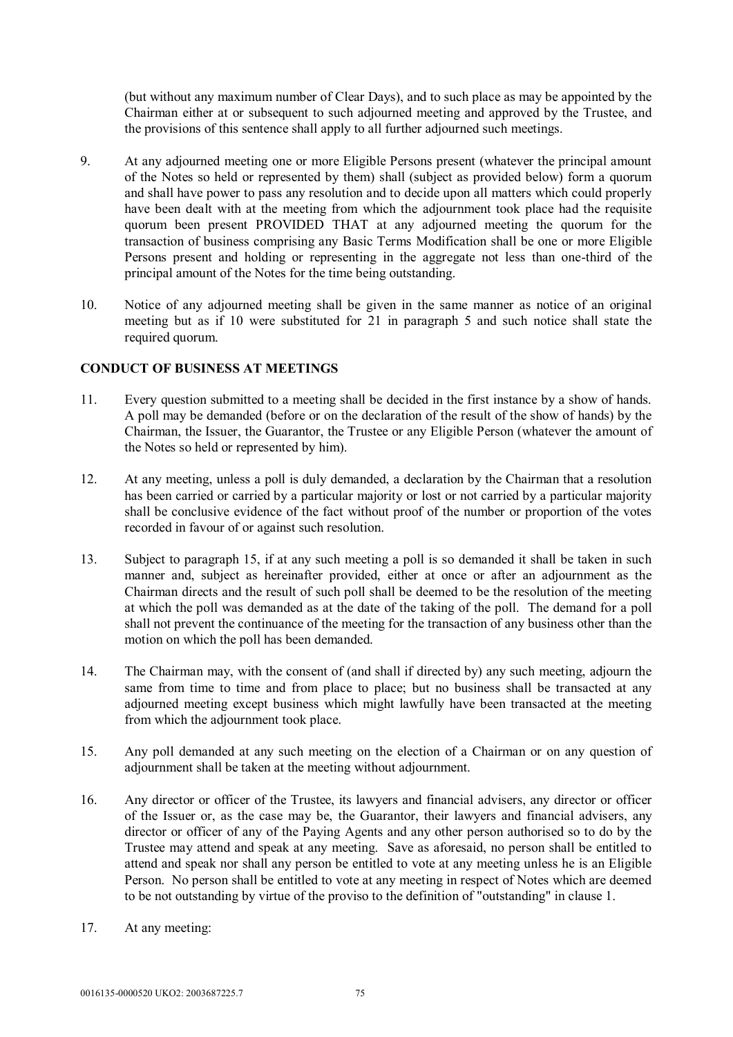(but without any maximum number of Clear Days), and to such place as may be appointed by the Chairman either at or subsequent to such adjourned meeting and approved by the Trustee, and the provisions of this sentence shall apply to all further adjourned such meetings.

9. At any adjourned meeting one or more Eligible Persons present (whatever the principal amount of the Notes so held or represented by them) shall (subject as provided below) form a quorum and shall have power to pass any resolution and to decide upon all matters which could properly have been dealt with at the meeting from which the adjournment took place had the requisite quorum been present PROVIDED THAT at any adjourned meeting the quorum for the transaction of business comprising any Basic Terms Modification shall be one or more Eligible Persons present and holding or representing in the aggregate not less than one-third of the principal amount of the Notes for the time being outstanding.

10. Notice of any adjourned meeting shall be given in the same manner as notice of an original meeting but as if 10 were substituted for 21 in paragraph 5 and such notice shall state the required quorum.

**CONDUCT OF BUSINESS AT MEETINGS**

11. Every question submitted to a meeting shall be decided in the first instance by a show of hands. A poll may be demanded (before or on the declaration of the result of the show of hands) by the Chairman, the Issuer, the Guarantor, the Trustee or any Eligible Person (whatever the amount of the Notes so held or represented by him).

12. At any meeting, unless a poll is duly demanded, a declaration by the Chairman that a resolution has been carried or carried by a particular majority or lost or not carried by a particular majority shall be conclusive evidence of the fact without proof of the number or proportion of the votes recorded in favour of or against such resolution.

13. Subject to paragraph 15, if at any such meeting a poll is so demanded it shall be taken in such manner and, subject as hereinafter provided, either at once or after an adjournment as the Chairman directs and the result of such poll shall be deemed to be the resolution of the meeting at which the poll was demanded as at the date of the taking of the poll. The demand for a poll shall not prevent the continuance of the meeting for the transaction of any business other than the motion on which the poll has been demanded.

14. The Chairman may, with the consent of (and shall if directed by) any such meeting, adjourn the same from time to time and from place to place; but no business shall be transacted at any adjourned meeting except business which might lawfully have been transacted at the meeting from which the adjournment took place.

15. Any poll demanded at any such meeting on the election of a Chairman or on any question of adjournment shall be taken at the meeting without adjournment.

16. Any director or officer of the Trustee, its lawyers and financial advisers, any director or officer of the Issuer or, as the case may be, the Guarantor, their lawyers and financial advisers, any director or officer of any of the Paying Agents and any other person authorised so to do by the Trustee may attend and speak at any meeting. Save as aforesaid, no person shall be entitled to attend and speak nor shall any person be entitled to vote at any meeting unless he is an Eligible Person. No person shall be entitled to vote at any meeting in respect of Notes which are deemed to be not outstanding by virtue of the proviso to the definition of "outstanding" in clause 1.

17. At any meeting: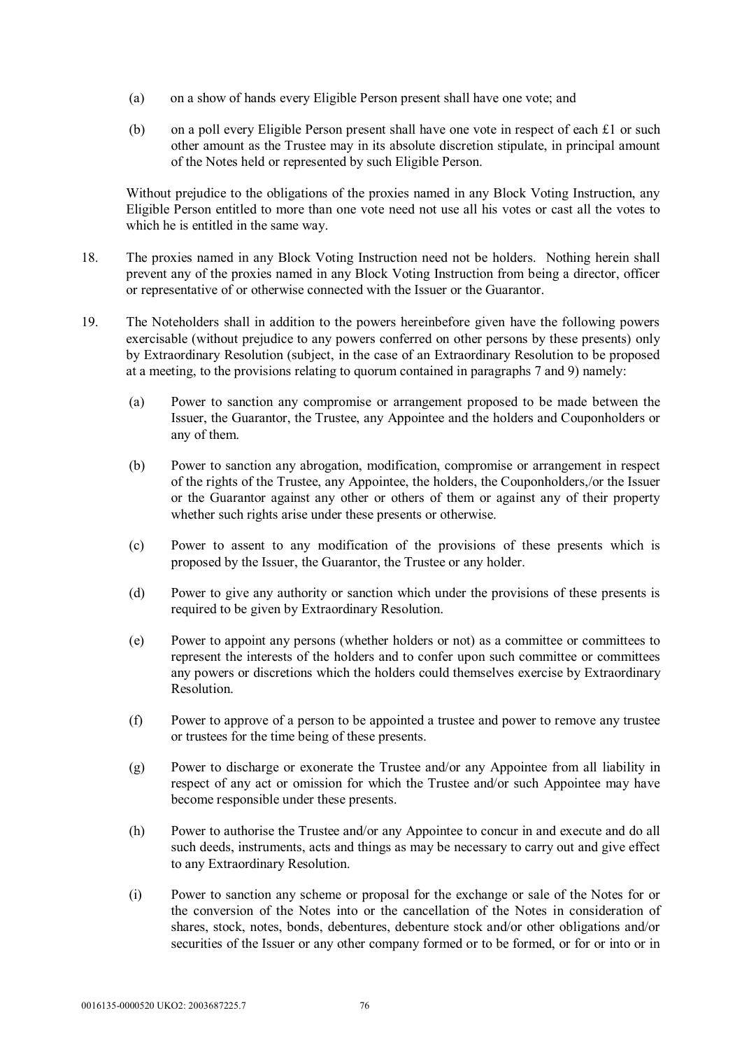(a) on a show of hands every Eligible Person present shall have one vote; and

(b) on a poll every Eligible Person present shall have one vote in respect of each £1 or such other amount as the Trustee may in its absolute discretion stipulate, in principal amount of the Notes held or represented by such Eligible Person.

Without prejudice to the obligations of the proxies named in any Block Voting Instruction, any Eligible Person entitled to more than one vote need not use all his votes or cast all the votes to which he is entitled in the same way.

18. The proxies named in any Block Voting Instruction need not be holders. Nothing herein shall prevent any of the proxies named in any Block Voting Instruction from being a director, officer or representative of or otherwise connected with the Issuer or the Guarantor.

19. The Noteholders shall in addition to the powers hereinbefore given have the following powers exercisable (without prejudice to any powers conferred on other persons by these presents) only by Extraordinary Resolution (subject, in the case of an Extraordinary Resolution to be proposed at a meeting, to the provisions relating to quorum contained in paragraphs 7 and 9) namely:

(a) Power to sanction any compromise or arrangement proposed to be made between the Issuer, the Guarantor, the Trustee, any Appointee and the holders and Couponholders or any of them.

(b) Power to sanction any abrogation, modification, compromise or arrangement in respect of the rights of the Trustee, any Appointee, the holders, the Couponholders,/or the Issuer or the Guarantor against any other or others of them or against any of their property whether such rights arise under these presents or otherwise.

(c) Power to assent to any modification of the provisions of these presents which is proposed by the Issuer, the Guarantor, the Trustee or any holder.

(d) Power to give any authority or sanction which under the provisions of these presents is required to be given by Extraordinary Resolution.

(e) Power to appoint any persons (whether holders or not) as a committee or committees to represent the interests of the holders and to confer upon such committee or committees any powers or discretions which the holders could themselves exercise by Extraordinary Resolution.

(f) Power to approve of a person to be appointed a trustee and power to remove any trustee or trustees for the time being of these presents.

(g) Power to discharge or exonerate the Trustee and/or any Appointee from all liability in respect of any act or omission for which the Trustee and/or such Appointee may have become responsible under these presents.

(h) Power to authorise the Trustee and/or any Appointee to concur in and execute and do all such deeds, instruments, acts and things as may be necessary to carry out and give effect to any Extraordinary Resolution.

(i) Power to sanction any scheme or proposal for the exchange or sale of the Notes for or the conversion of the Notes into or the cancellation of the Notes in consideration of shares, stock, notes, bonds, debentures, debenture stock and/or other obligations and/or securities of the Issuer or any other company formed or to be formed, or for or into or in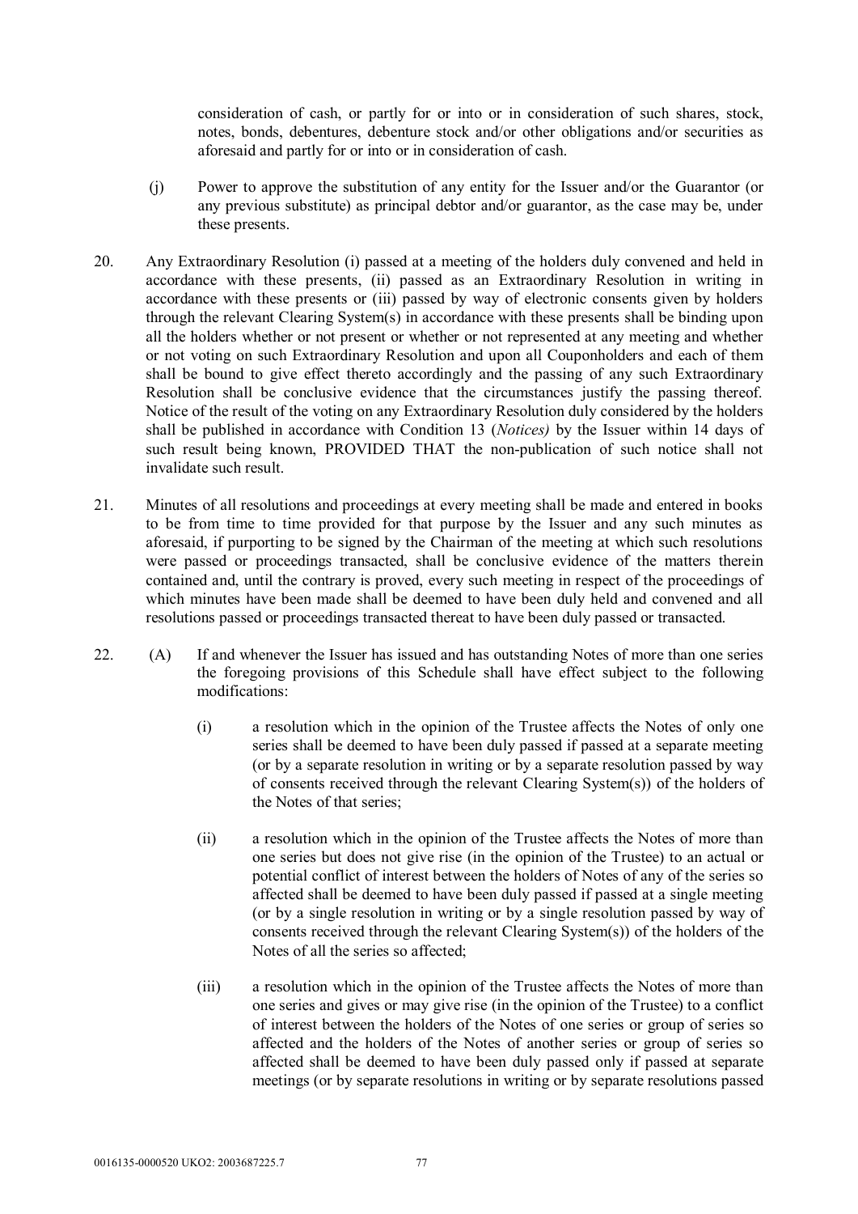consideration of cash, or partly for or into or in consideration of such shares, stock, notes, bonds, debentures, debenture stock and/or other obligations and/or securities as aforesaid and partly for or into or in consideration of cash.

(j) Power to approve the substitution of any entity for the Issuer and/or the Guarantor (or any previous substitute) as principal debtor and/or guarantor, as the case may be, under these presents.

20. Any Extraordinary Resolution (i) passed at a meeting of the holders duly convened and held in accordance with these presents, (ii) passed as an Extraordinary Resolution in writing in accordance with these presents or (iii) passed by way of electronic consents given by holders through the relevant Clearing System(s) in accordance with these presents shall be binding upon all the holders whether or not present or whether or not represented at any meeting and whether or not voting on such Extraordinary Resolution and upon all Couponholders and each of them shall be bound to give effect thereto accordingly and the passing of any such Extraordinary Resolution shall be conclusive evidence that the circumstances justify the passing thereof. Notice of the result of the voting on any Extraordinary Resolution duly considered by the holders shall be published in accordance with Condition 13 (*Notices)* by the Issuer within 14 days of such result being known, PROVIDED THAT the non-publication of such notice shall not invalidate such result.

21. Minutes of all resolutions and proceedings at every meeting shall be made and entered in books to be from time to time provided for that purpose by the Issuer and any such minutes as aforesaid, if purporting to be signed by the Chairman of the meeting at which such resolutions were passed or proceedings transacted, shall be conclusive evidence of the matters therein contained and, until the contrary is proved, every such meeting in respect of the proceedings of which minutes have been made shall be deemed to have been duly held and convened and all resolutions passed or proceedings transacted thereat to have been duly passed or transacted.

22. (A) If and whenever the Issuer has issued and has outstanding Notes of more than one series the foregoing provisions of this Schedule shall have effect subject to the following modifications:

(i) a resolution which in the opinion of the Trustee affects the Notes of only one series shall be deemed to have been duly passed if passed at a separate meeting (or by a separate resolution in writing or by a separate resolution passed by way of consents received through the relevant Clearing System(s)) of the holders of the Notes of that series;

(ii) a resolution which in the opinion of the Trustee affects the Notes of more than one series but does not give rise (in the opinion of the Trustee) to an actual or potential conflict of interest between the holders of Notes of any of the series so affected shall be deemed to have been duly passed if passed at a single meeting (or by a single resolution in writing or by a single resolution passed by way of consents received through the relevant Clearing System(s)) of the holders of the Notes of all the series so affected;

(iii) a resolution which in the opinion of the Trustee affects the Notes of more than one series and gives or may give rise (in the opinion of the Trustee) to a conflict of interest between the holders of the Notes of one series or group of series so affected and the holders of the Notes of another series or group of series so affected shall be deemed to have been duly passed only if passed at separate meetings (or by separate resolutions in writing or by separate resolutions passed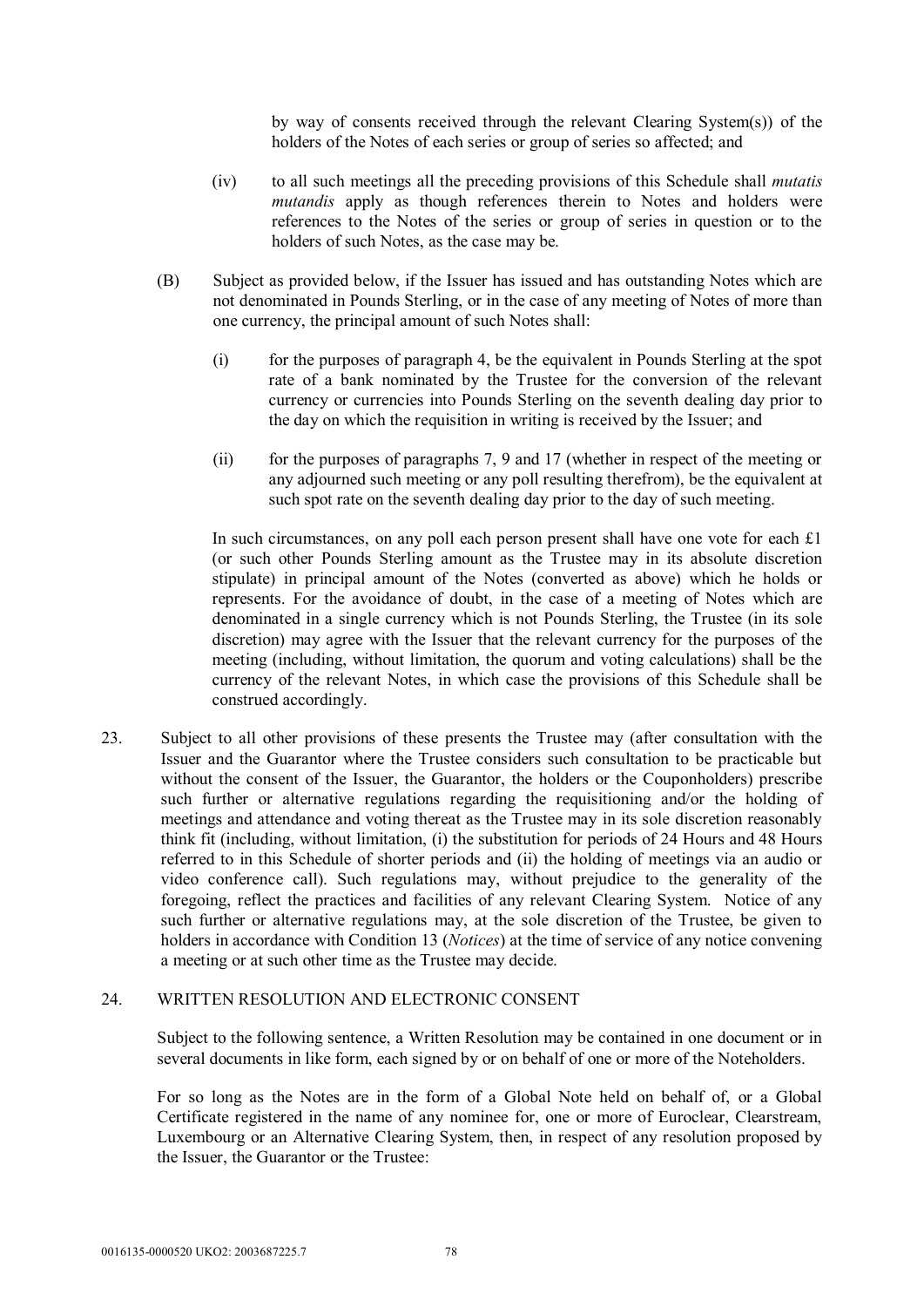by way of consents received through the relevant Clearing System(s)) of the holders of the Notes of each series or group of series so affected; and

(iv) to all such meetings all the preceding provisions of this Schedule shall *mutatis mutandis* apply as though references therein to Notes and holders were references to the Notes of the series or group of series in question or to the holders of such Notes, as the case may be.

(B) Subject as provided below, if the Issuer has issued and has outstanding Notes which are not denominated in Pounds Sterling, or in the case of any meeting of Notes of more than one currency, the principal amount of such Notes shall:

(i) for the purposes of paragraph 4, be the equivalent in Pounds Sterling at the spot rate of a bank nominated by the Trustee for the conversion of the relevant currency or currencies into Pounds Sterling on the seventh dealing day prior to the day on which the requisition in writing is received by the Issuer; and

(ii) for the purposes of paragraphs 7, 9 and 17 (whether in respect of the meeting or any adjourned such meeting or any poll resulting therefrom), be the equivalent at such spot rate on the seventh dealing day prior to the day of such meeting.

In such circumstances, on any poll each person present shall have one vote for each £1 (or such other Pounds Sterling amount as the Trustee may in its absolute discretion stipulate) in principal amount of the Notes (converted as above) which he holds or represents. For the avoidance of doubt, in the case of a meeting of Notes which are denominated in a single currency which is not Pounds Sterling, the Trustee (in its sole discretion) may agree with the Issuer that the relevant currency for the purposes of the meeting (including, without limitation, the quorum and voting calculations) shall be the currency of the relevant Notes, in which case the provisions of this Schedule shall be construed accordingly.

23. Subject to all other provisions of these presents the Trustee may (after consultation with the Issuer and the Guarantor where the Trustee considers such consultation to be practicable but without the consent of the Issuer, the Guarantor, the holders or the Couponholders) prescribe such further or alternative regulations regarding the requisitioning and/or the holding of meetings and attendance and voting thereat as the Trustee may in its sole discretion reasonably think fit (including, without limitation, (i) the substitution for periods of 24 Hours and 48 Hours referred to in this Schedule of shorter periods and (ii) the holding of meetings via an audio or video conference call). Such regulations may, without prejudice to the generality of the foregoing, reflect the practices and facilities of any relevant Clearing System. Notice of any such further or alternative regulations may, at the sole discretion of the Trustee, be given to holders in accordance with Condition 13 (*Notices*) at the time of service of any notice convening a meeting or at such other time as the Trustee may decide.

24. WRITTEN RESOLUTION AND ELECTRONIC CONSENT

Subject to the following sentence, a Written Resolution may be contained in one document or in several documents in like form, each signed by or on behalf of one or more of the Noteholders.

For so long as the Notes are in the form of a Global Note held on behalf of, or a Global Certificate registered in the name of any nominee for, one or more of Euroclear, Clearstream, Luxembourg or an Alternative Clearing System, then, in respect of any resolution proposed by the Issuer, the Guarantor or the Trustee: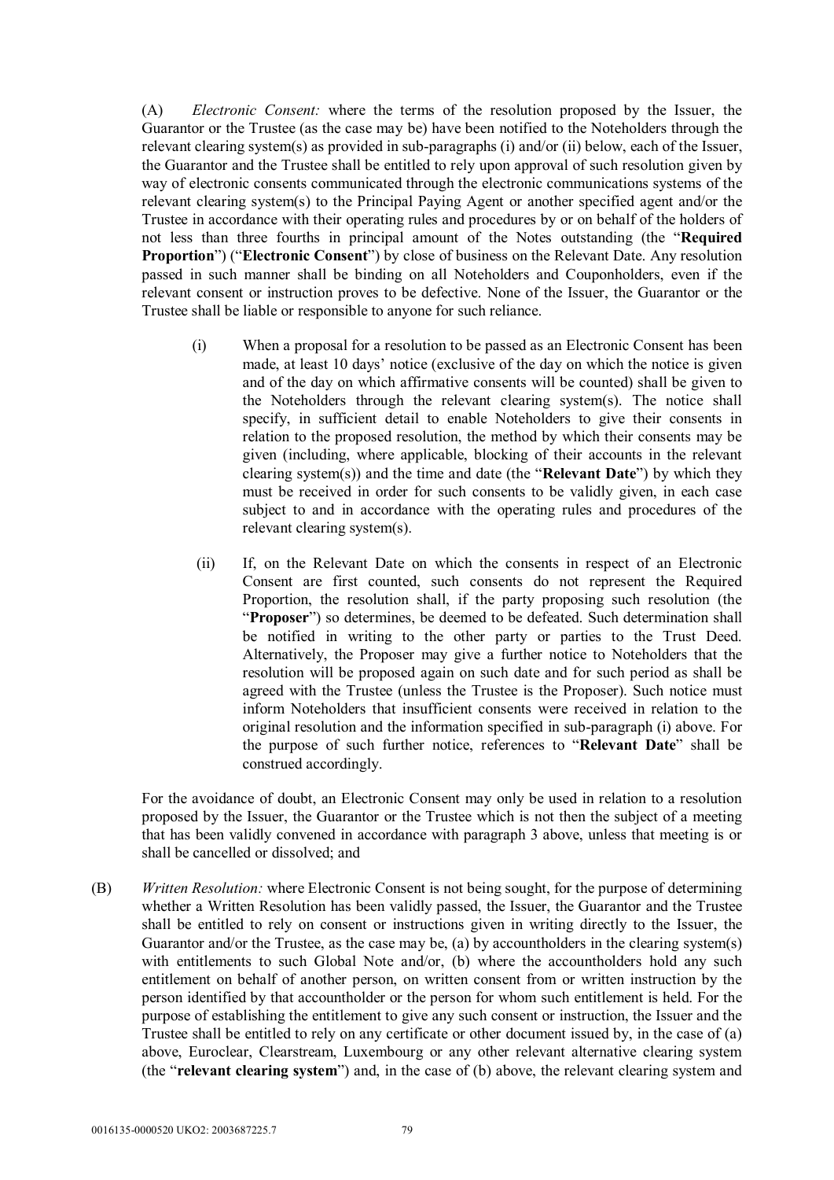(A) *Electronic Consent:* where the terms of the resolution proposed by the Issuer, the Guarantor or the Trustee (as the case may be) have been notified to the Noteholders through the relevant clearing system(s) as provided in sub-paragraphs (i) and/or (ii) below, each of the Issuer, the Guarantor and the Trustee shall be entitled to rely upon approval of such resolution given by way of electronic consents communicated through the electronic communications systems of the relevant clearing system(s) to the Principal Paying Agent or another specified agent and/or the Trustee in accordance with their operating rules and procedures by or on behalf of the holders of not less than three fourths in principal amount of the Notes outstanding (the "**Required Proportion**") ("**Electronic Consent**") by close of business on the Relevant Date. Any resolution passed in such manner shall be binding on all Noteholders and Couponholders, even if the relevant consent or instruction proves to be defective. None of the Issuer, the Guarantor or the Trustee shall be liable or responsible to anyone for such reliance.

(i) When a proposal for a resolution to be passed as an Electronic Consent has been made, at least 10 days' notice (exclusive of the day on which the notice is given and of the day on which affirmative consents will be counted) shall be given to the Noteholders through the relevant clearing system(s). The notice shall specify, in sufficient detail to enable Noteholders to give their consents in relation to the proposed resolution, the method by which their consents may be given (including, where applicable, blocking of their accounts in the relevant clearing system(s)) and the time and date (the "**Relevant Date**") by which they must be received in order for such consents to be validly given, in each case subject to and in accordance with the operating rules and procedures of the relevant clearing system(s).

(ii) If, on the Relevant Date on which the consents in respect of an Electronic Consent are first counted, such consents do not represent the Required Proportion, the resolution shall, if the party proposing such resolution (the "**Proposer**") so determines, be deemed to be defeated. Such determination shall be notified in writing to the other party or parties to the Trust Deed. Alternatively, the Proposer may give a further notice to Noteholders that the resolution will be proposed again on such date and for such period as shall be agreed with the Trustee (unless the Trustee is the Proposer). Such notice must inform Noteholders that insufficient consents were received in relation to the original resolution and the information specified in sub-paragraph (i) above. For the purpose of such further notice, references to "**Relevant Date**" shall be construed accordingly.

For the avoidance of doubt, an Electronic Consent may only be used in relation to a resolution proposed by the Issuer, the Guarantor or the Trustee which is not then the subject of a meeting that has been validly convened in accordance with paragraph 3 above, unless that meeting is or shall be cancelled or dissolved; and

(B) *Written Resolution:* where Electronic Consent is not being sought, for the purpose of determining whether a Written Resolution has been validly passed, the Issuer, the Guarantor and the Trustee shall be entitled to rely on consent or instructions given in writing directly to the Issuer, the Guarantor and/or the Trustee, as the case may be, (a) by accountholders in the clearing system(s) with entitlements to such Global Note and/or, (b) where the accountholders hold any such entitlement on behalf of another person, on written consent from or written instruction by the person identified by that accountholder or the person for whom such entitlement is held. For the purpose of establishing the entitlement to give any such consent or instruction, the Issuer and the Trustee shall be entitled to rely on any certificate or other document issued by, in the case of (a) above, Euroclear, Clearstream, Luxembourg or any other relevant alternative clearing system (the "**relevant clearing system**") and, in the case of (b) above, the relevant clearing system and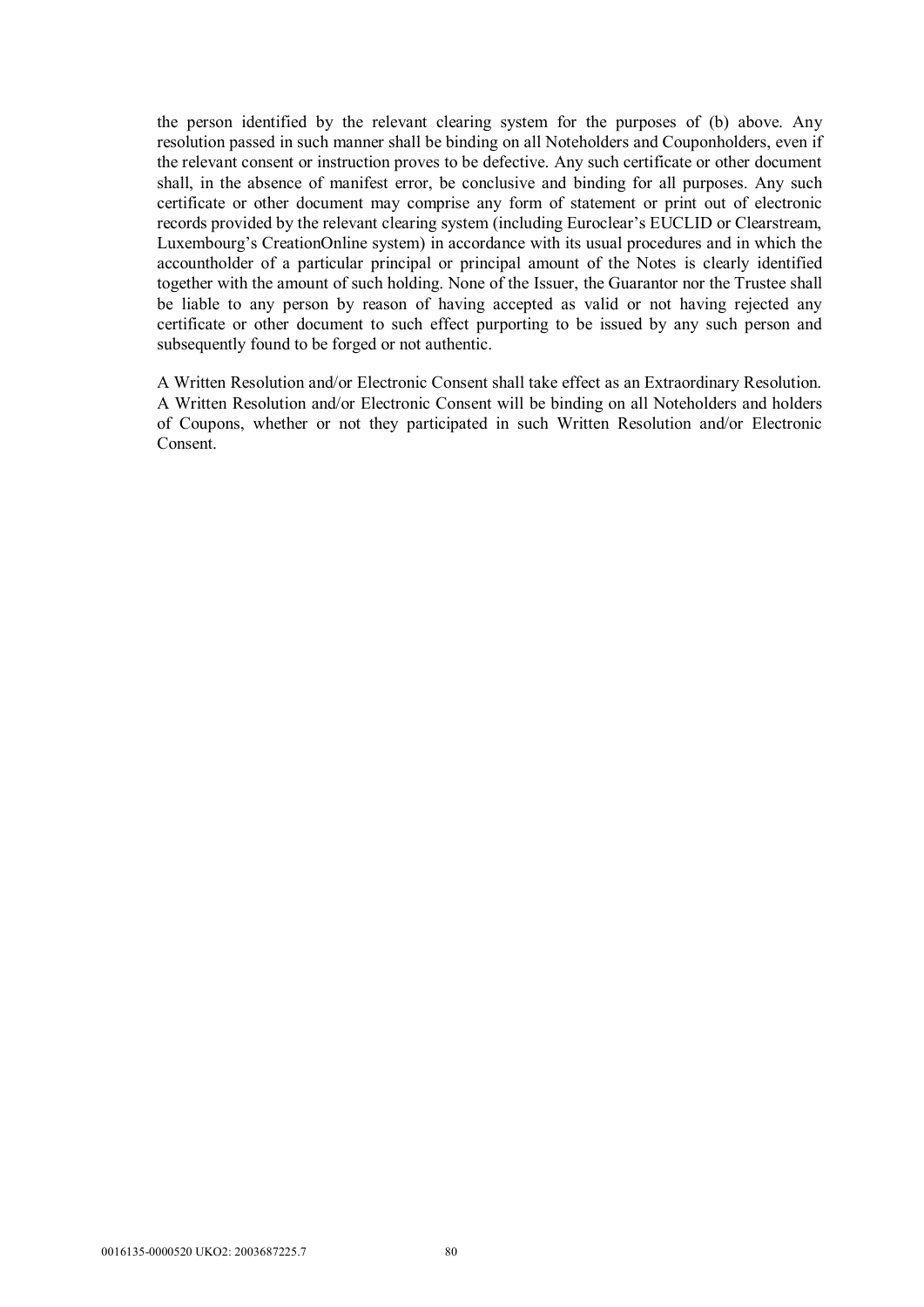the person identified by the relevant clearing system for the purposes of (b) above. Any resolution passed in such manner shall be binding on all Noteholders and Couponholders, even if the relevant consent or instruction proves to be defective. Any such certificate or other document shall, in the absence of manifest error, be conclusive and binding for all purposes. Any such certificate or other document may comprise any form of statement or print out of electronic records provided by the relevant clearing system (including Euroclear's EUCLID or Clearstream, Luxembourg's CreationOnline system) in accordance with its usual procedures and in which the accountholder of a particular principal or principal amount of the Notes is clearly identified together with the amount of such holding. None of the Issuer, the Guarantor nor the Trustee shall be liable to any person by reason of having accepted as valid or not having rejected any certificate or other document to such effect purporting to be issued by any such person and subsequently found to be forged or not authentic.

A Written Resolution and/or Electronic Consent shall take effect as an Extraordinary Resolution. A Written Resolution and/or Electronic Consent will be binding on all Noteholders and holders of Coupons, whether or not they participated in such Written Resolution and/or Electronic Consent.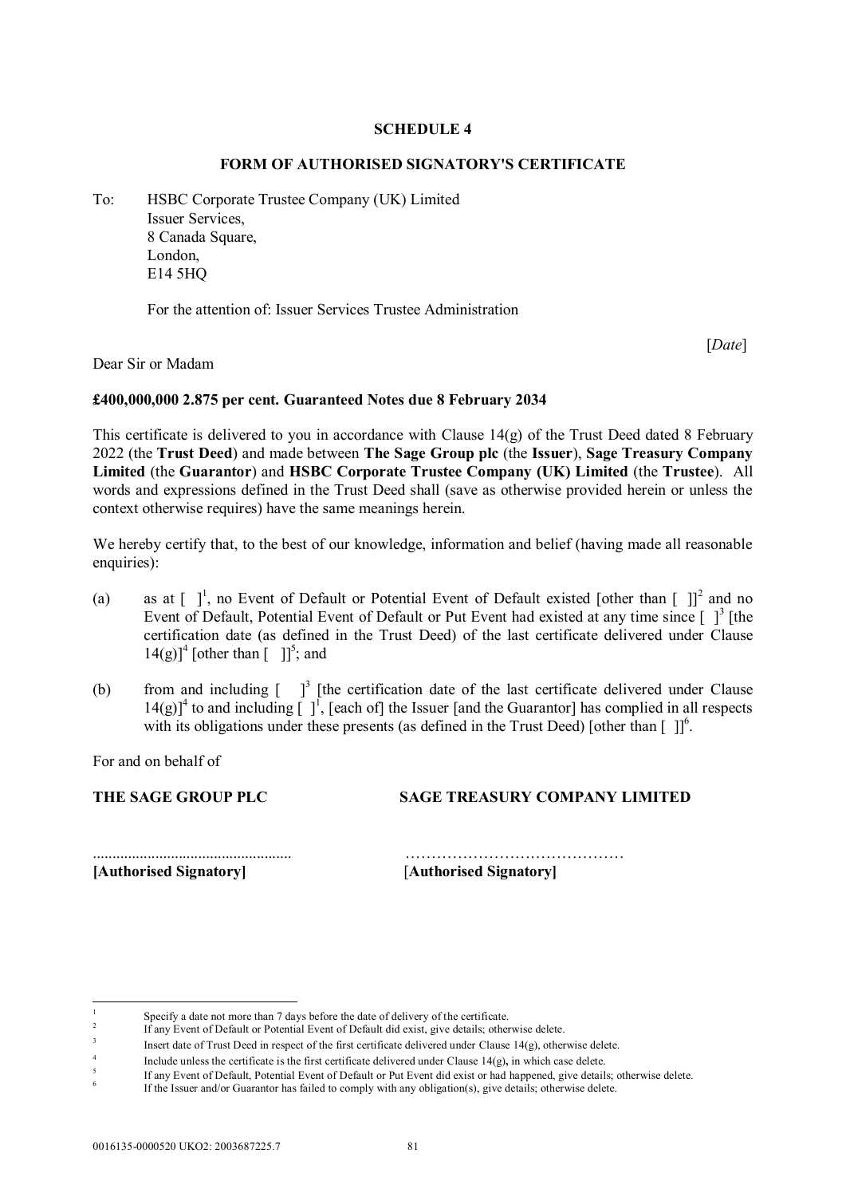**SCHEDULE 4**

**FORM OF AUTHORISED SIGNATORY'S CERTIFICATE**

To: HSBC Corporate Trustee Company (UK) Limited
Issuer Services,
8 Canada Square,
London,
E14 5HQ

For the attention of: Issuer Services Trustee Administration

[*Date*]

Dear Sir or Madam

**£400,000,000 2.875 per cent. Guaranteed Notes due 8 February 2034**

This certificate is delivered to you in accordance with Clause 14(g) of the Trust Deed dated 8 February 2022 (the **Trust Deed**) and made between **The Sage Group plc** (the **Issuer**), **Sage Treasury Company Limited** (the **Guarantor**) and **HSBC Corporate Trustee Company (UK) Limited** (the **Trustee**). All words and expressions defined in the Trust Deed shall (save as otherwise provided herein or unless the context otherwise requires) have the same meanings herein.

We hereby certify that, to the best of our knowledge, information and belief (having made all reasonable enquiries):

(a) as at [ ][1], no Event of Default or Potential Event of Default existed [other than [ ]][2] and no Event of Default, Potential Event of Default or Put Event had existed at any time since [ ][3] [the certification date (as defined in the Trust Deed) of the last certificate delivered under Clause 14(g)][4] [other than [ ]][5]; and

(b) from and including [ ][3] [the certification date of the last certificate delivered under Clause 14(g)][4] to and including [ ][1], [each of] the Issuer [and the Guarantor] has complied in all respects with its obligations under these presents (as defined in the Trust Deed) [other than [ ]][6].

For and on behalf of

| **THE SAGE GROUP PLC** | **SAGE TREASURY COMPANY LIMITED** |
|---|---|
| .................................................. | …………………………………… |
| **[Authorised Signatory]** | **[Authorised Signatory]** |

---

1. Specify a date not more than 7 days before the date of delivery of the certificate.
2. If any Event of Default or Potential Event of Default did exist, give details; otherwise delete.
3. Insert date of Trust Deed in respect of the first certificate delivered under Clause 14(g), otherwise delete.
4. Include unless the certificate is the first certificate delivered under Clause 14(g)**,** in which case delete.
5. If any Event of Default, Potential Event of Default or Put Event did exist or had happened, give details; otherwise delete.
6. If the Issuer and/or Guarantor has failed to comply with any obligation(s), give details; otherwise delete.

0016135-0000520 UKO2: 2003687225.7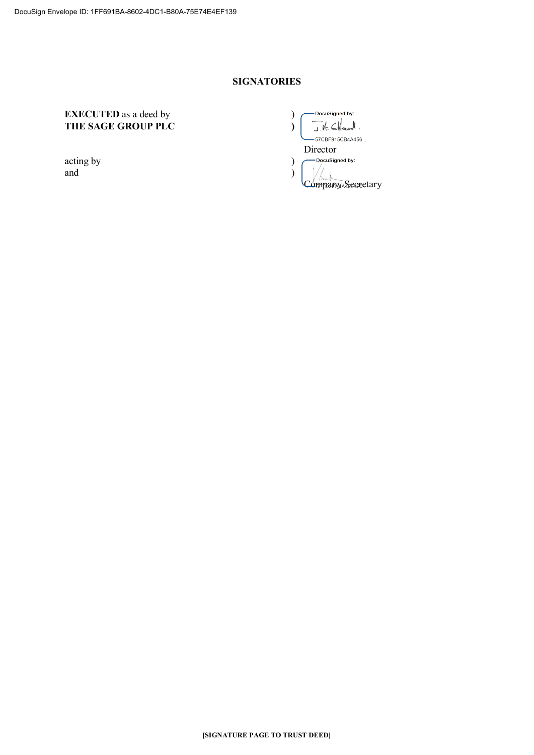## SIGNATORIES

| | | |
|---|---|---|
| **EXECUTED** as a deed by **THE SAGE GROUP PLC** | ) ) | DocuSigned by: 57CBF915CB4A456... Director |
| acting by and | ) ) | DocuSigned by: Company Secretary |

**[SIGNATURE PAGE TO TRUST DEED]**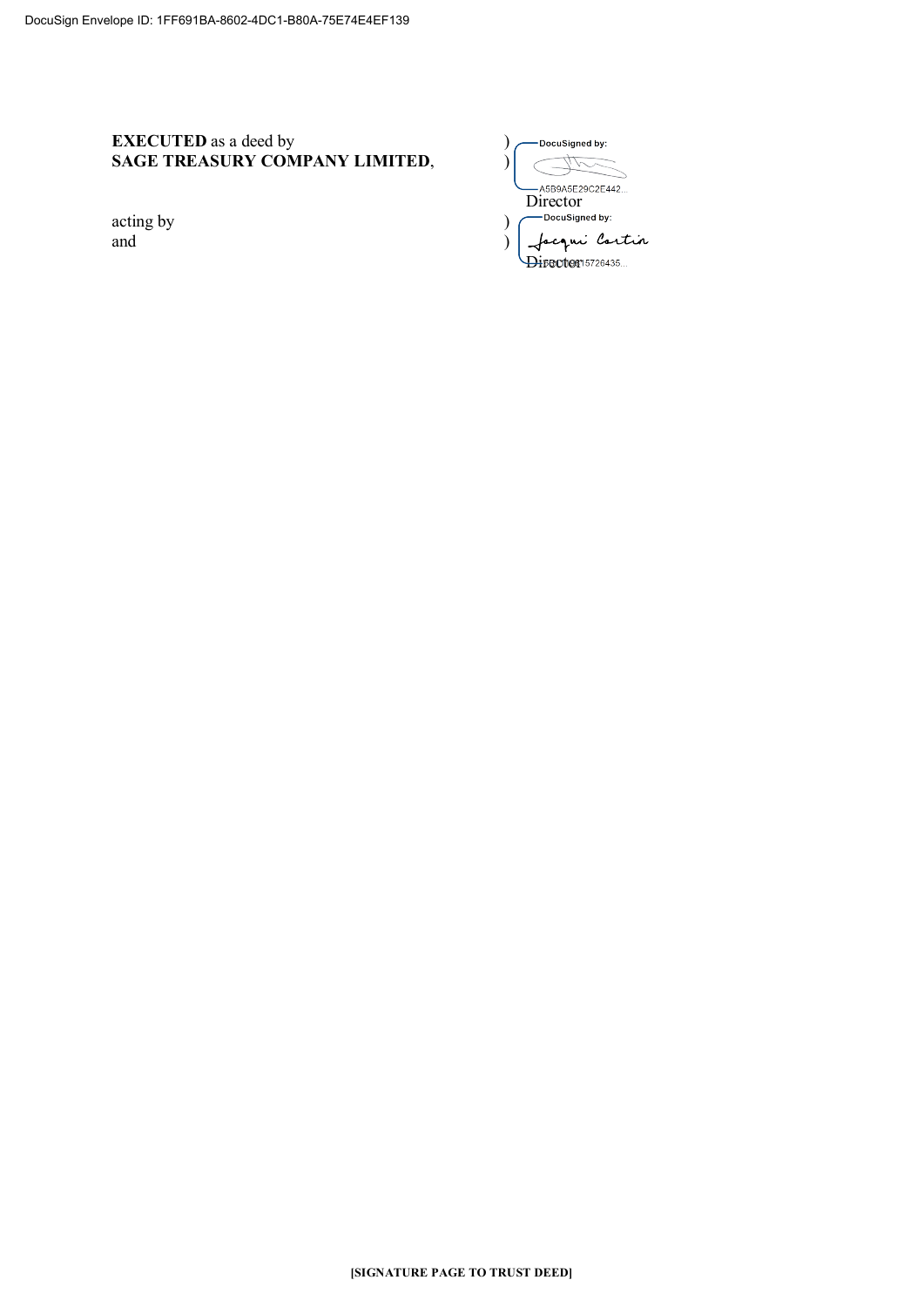**EXECUTED** as a deed by **SAGE TREASURY COMPANY LIMITED**, acting by and

)
)
)
)

DocuSigned by:
A5B9A5E29C2E442...
Director

DocuSigned by:
Jacqui Cartin
...15726435...
Director

**[SIGNATURE PAGE TO TRUST DEED]**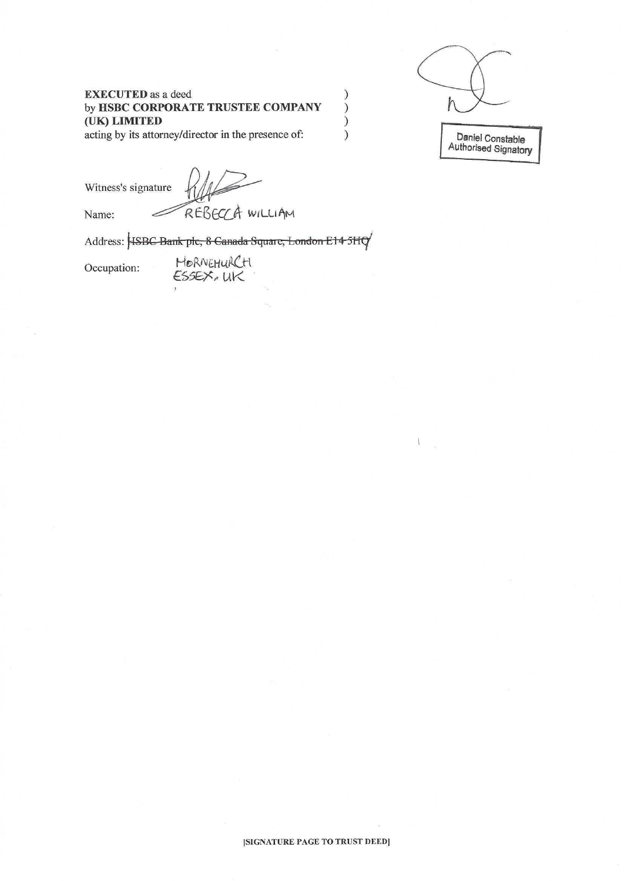**EXECUTED** as a deed
by **HSBC CORPORATE TRUSTEE COMPANY (UK) LIMITED**
acting by its attorney/director in the presence of:

Daniel Constable
Authorised Signatory

Witness's signature

Name: REBECCA WILLIAM

Address: ~~HSBC Bank plc, 8 Canada Square, London E14 5HQ~~

Occupation: HORNCHURCH ESSEX, UK

[SIGNATURE PAGE TO TRUST DEED]